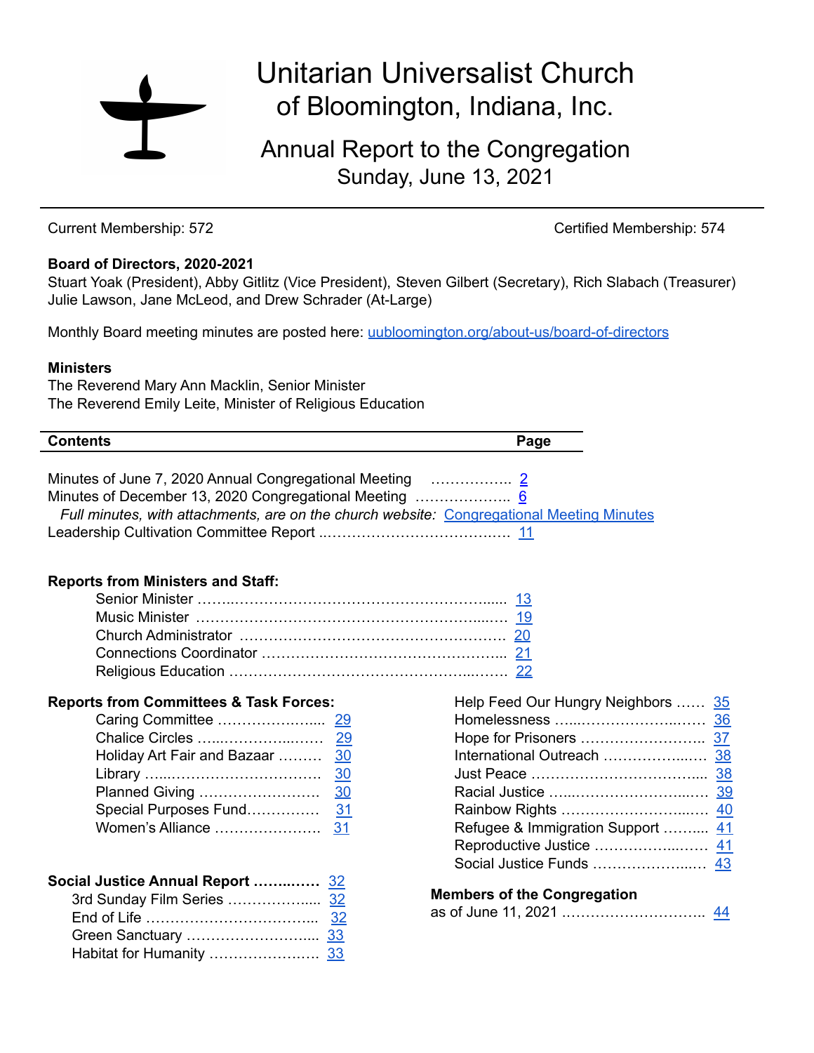# Unitarian Universalist Church of Bloomington, Indiana, Inc.

## Annual Report to the Congregation
Sunday, June 13, 2021

Current Membership: 572 | Certified Membership: 574

**Board of Directors, 2020-2021**
Stuart Yoak (President), Abby Gitlitz (Vice President), Steven Gilbert (Secretary), Rich Slabach (Treasurer)
Julie Lawson, Jane McLeod, and Drew Schrader (At-Large)

Monthly Board meeting minutes are posted here: [uubloomington.org/about-us/board-of-directors](uubloomington.org/about-us/board-of-directors)

**Ministers**
The Reverend Mary Ann Macklin, Senior Minister
The Reverend Emily Leite, Minister of Religious Education

| Contents | Page |
|---|---|
| Minutes of June 7, 2020 Annual Congregational Meeting | 2 |
| Minutes of December 13, 2020 Congregational Meeting | 6 |
| *Full minutes, with attachments, are on the church website:* Congregational Meeting Minutes | |
| Leadership Cultivation Committee Report | 11 |

**Reports from Ministers and Staff:**
- Senior Minister ........ 13
- Music Minister ........ 19
- Church Administrator ........ 20
- Connections Coordinator ........ 21
- Religious Education ........ 22

**Reports from Committees & Task Forces:**
- Caring Committee ........ 29
- Chalice Circles ........ 29
- Holiday Art Fair and Bazaar ........ 30
- Library ........ 30
- Planned Giving ........ 30
- Special Purposes Fund ........ 31
- Women's Alliance ........ 31

**Social Justice Annual Report** ........ 32
- 3rd Sunday Film Series ........ 32
- End of Life ........ 32
- Green Sanctuary ........ 33
- Habitat for Humanity ........ 33
- Help Feed Our Hungry Neighbors ........ 35
- Homelessness ........ 36
- Hope for Prisoners ........ 37
- International Outreach ........ 38
- Just Peace ........ 38
- Racial Justice ........ 39
- Rainbow Rights ........ 40
- Refugee & Immigration Support ........ 41
- Reproductive Justice ........ 41
- Social Justice Funds ........ 43

**Members of the Congregation**
as of June 11, 2021 ........ 44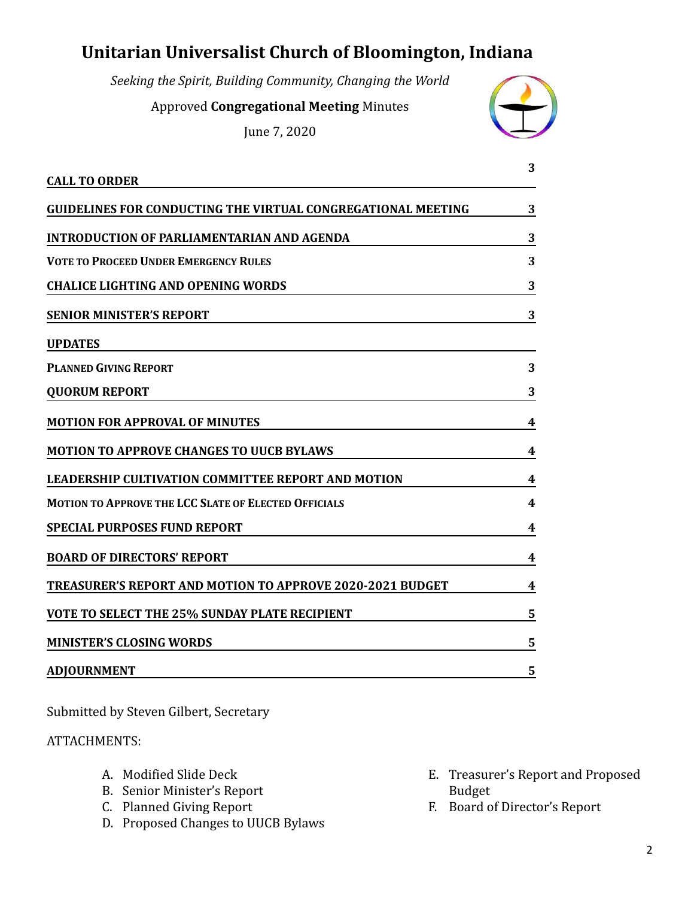# Unitarian Universalist Church of Bloomington, Indiana

*Seeking the Spirit, Building Community, Changing the World*

Approved **Congregational Meeting** Minutes

June 7, 2020

| | |
|---|---|
| **CALL TO ORDER** | **3** |
| **GUIDELINES FOR CONDUCTING THE VIRTUAL CONGREGATIONAL MEETING** | **3** |
| **INTRODUCTION OF PARLIAMENTARIAN AND AGENDA** | **3** |
| **VOTE TO PROCEED UNDER EMERGENCY RULES** | **3** |
| **CHALICE LIGHTING AND OPENING WORDS** | **3** |
| **SENIOR MINISTER'S REPORT** | **3** |
| **UPDATES** | |
| **PLANNED GIVING REPORT** | **3** |
| **QUORUM REPORT** | **3** |
| **MOTION FOR APPROVAL OF MINUTES** | **4** |
| **MOTION TO APPROVE CHANGES TO UUCB BYLAWS** | **4** |
| **LEADERSHIP CULTIVATION COMMITTEE REPORT AND MOTION** | **4** |
| **MOTION TO APPROVE THE LCC SLATE OF ELECTED OFFICIALS** | **4** |
| **SPECIAL PURPOSES FUND REPORT** | **4** |
| **BOARD OF DIRECTORS' REPORT** | **4** |
| **TREASURER'S REPORT AND MOTION TO APPROVE 2020-2021 BUDGET** | **4** |
| **VOTE TO SELECT THE 25% SUNDAY PLATE RECIPIENT** | **5** |
| **MINISTER'S CLOSING WORDS** | **5** |
| **ADJOURNMENT** | **5** |

Submitted by Steven Gilbert, Secretary

ATTACHMENTS:

A. Modified Slide Deck
B. Senior Minister's Report
C. Planned Giving Report
D. Proposed Changes to UUCB Bylaws
E. Treasurer's Report and Proposed Budget
F. Board of Director's Report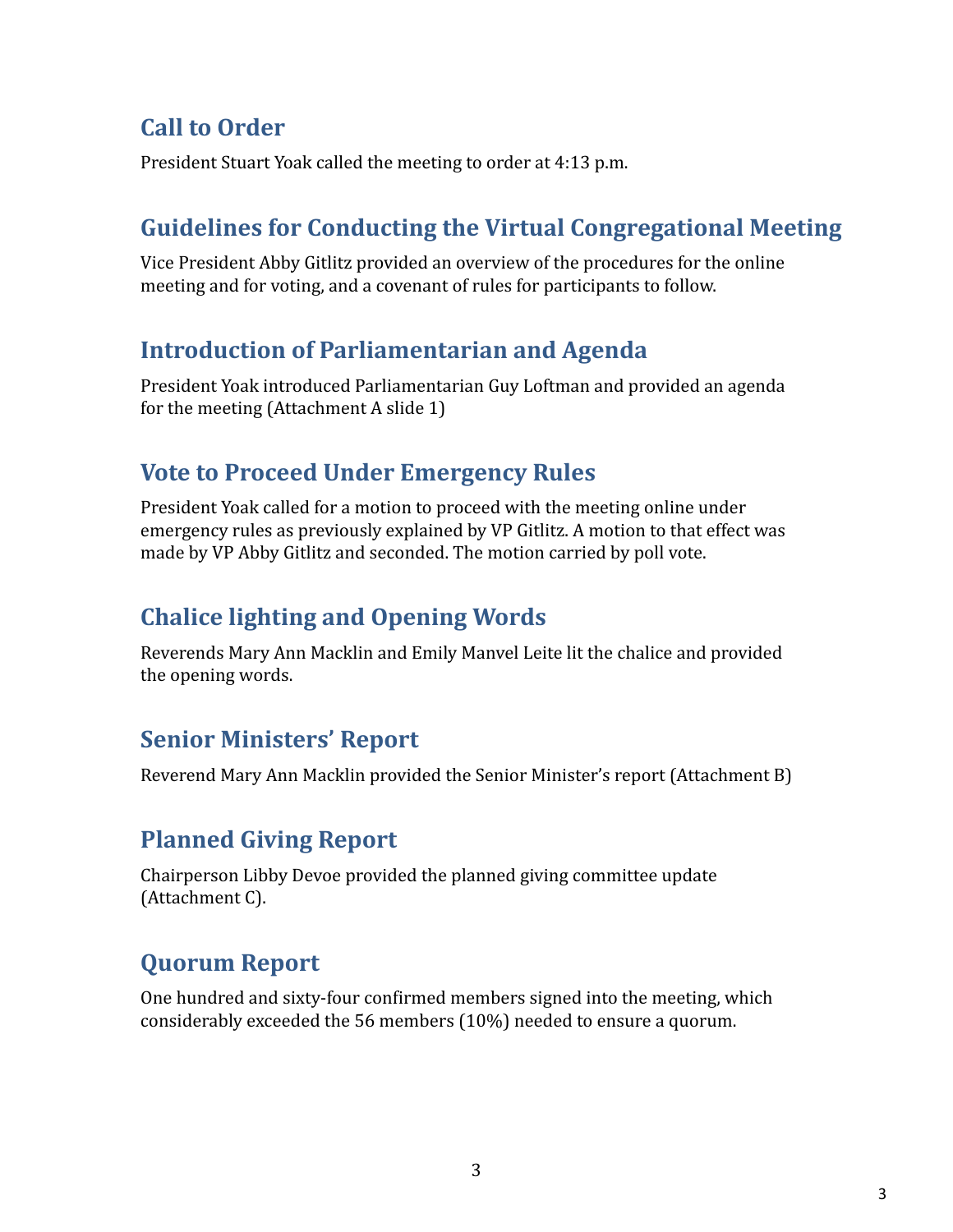## Call to Order

President Stuart Yoak called the meeting to order at 4:13 p.m.

## Guidelines for Conducting the Virtual Congregational Meeting

Vice President Abby Gitlitz provided an overview of the procedures for the online meeting and for voting, and a covenant of rules for participants to follow.

## Introduction of Parliamentarian and Agenda

President Yoak introduced Parliamentarian Guy Loftman and provided an agenda for the meeting (Attachment A slide 1)

## Vote to Proceed Under Emergency Rules

President Yoak called for a motion to proceed with the meeting online under emergency rules as previously explained by VP Gitlitz. A motion to that effect was made by VP Abby Gitlitz and seconded. The motion carried by poll vote.

## Chalice lighting and Opening Words

Reverends Mary Ann Macklin and Emily Manvel Leite lit the chalice and provided the opening words.

## Senior Ministers' Report

Reverend Mary Ann Macklin provided the Senior Minister's report (Attachment B)

## Planned Giving Report

Chairperson Libby Devoe provided the planned giving committee update (Attachment C).

## Quorum Report

One hundred and sixty-four confirmed members signed into the meeting, which considerably exceeded the 56 members (10%) needed to ensure a quorum.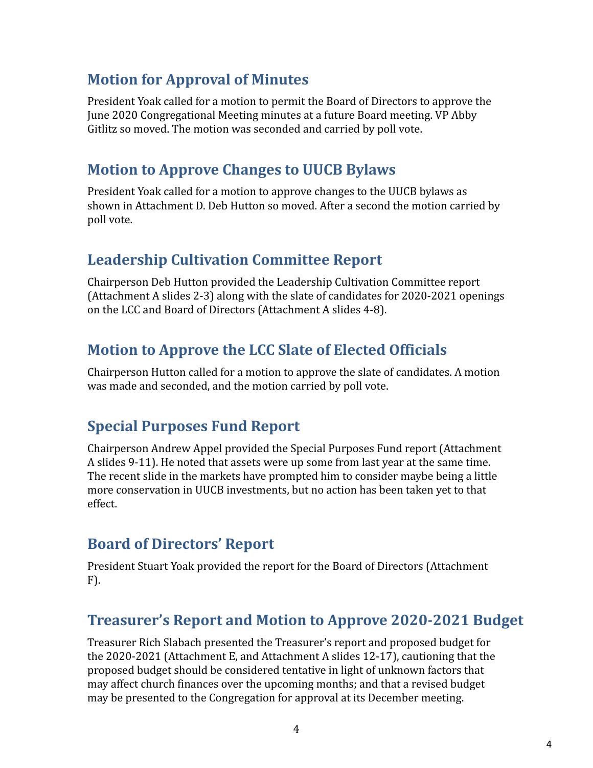## Motion for Approval of Minutes

President Yoak called for a motion to permit the Board of Directors to approve the June 2020 Congregational Meeting minutes at a future Board meeting. VP Abby Gitlitz so moved. The motion was seconded and carried by poll vote.

## Motion to Approve Changes to UUCB Bylaws

President Yoak called for a motion to approve changes to the UUCB bylaws as shown in Attachment D. Deb Hutton so moved. After a second the motion carried by poll vote.

## Leadership Cultivation Committee Report

Chairperson Deb Hutton provided the Leadership Cultivation Committee report (Attachment A slides 2-3) along with the slate of candidates for 2020-2021 openings on the LCC and Board of Directors (Attachment A slides 4-8).

## Motion to Approve the LCC Slate of Elected Officials

Chairperson Hutton called for a motion to approve the slate of candidates. A motion was made and seconded, and the motion carried by poll vote.

## Special Purposes Fund Report

Chairperson Andrew Appel provided the Special Purposes Fund report (Attachment A slides 9-11). He noted that assets were up some from last year at the same time. The recent slide in the markets have prompted him to consider maybe being a little more conservation in UUCB investments, but no action has been taken yet to that effect.

## Board of Directors' Report

President Stuart Yoak provided the report for the Board of Directors (Attachment F).

## Treasurer's Report and Motion to Approve 2020-2021 Budget

Treasurer Rich Slabach presented the Treasurer's report and proposed budget for the 2020-2021 (Attachment E, and Attachment A slides 12-17), cautioning that the proposed budget should be considered tentative in light of unknown factors that may affect church finances over the upcoming months; and that a revised budget may be presented to the Congregation for approval at its December meeting.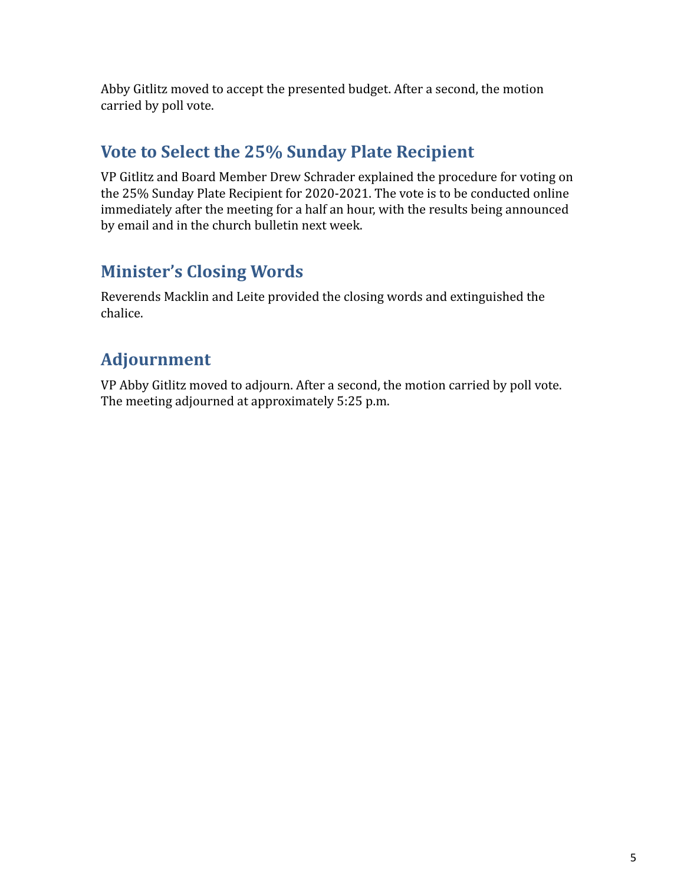Abby Gitlitz moved to accept the presented budget. After a second, the motion carried by poll vote.

## Vote to Select the 25% Sunday Plate Recipient

VP Gitlitz and Board Member Drew Schrader explained the procedure for voting on the 25% Sunday Plate Recipient for 2020-2021. The vote is to be conducted online immediately after the meeting for a half an hour, with the results being announced by email and in the church bulletin next week.

## Minister's Closing Words

Reverends Macklin and Leite provided the closing words and extinguished the chalice.

## Adjournment

VP Abby Gitlitz moved to adjourn. After a second, the motion carried by poll vote. The meeting adjourned at approximately 5:25 p.m.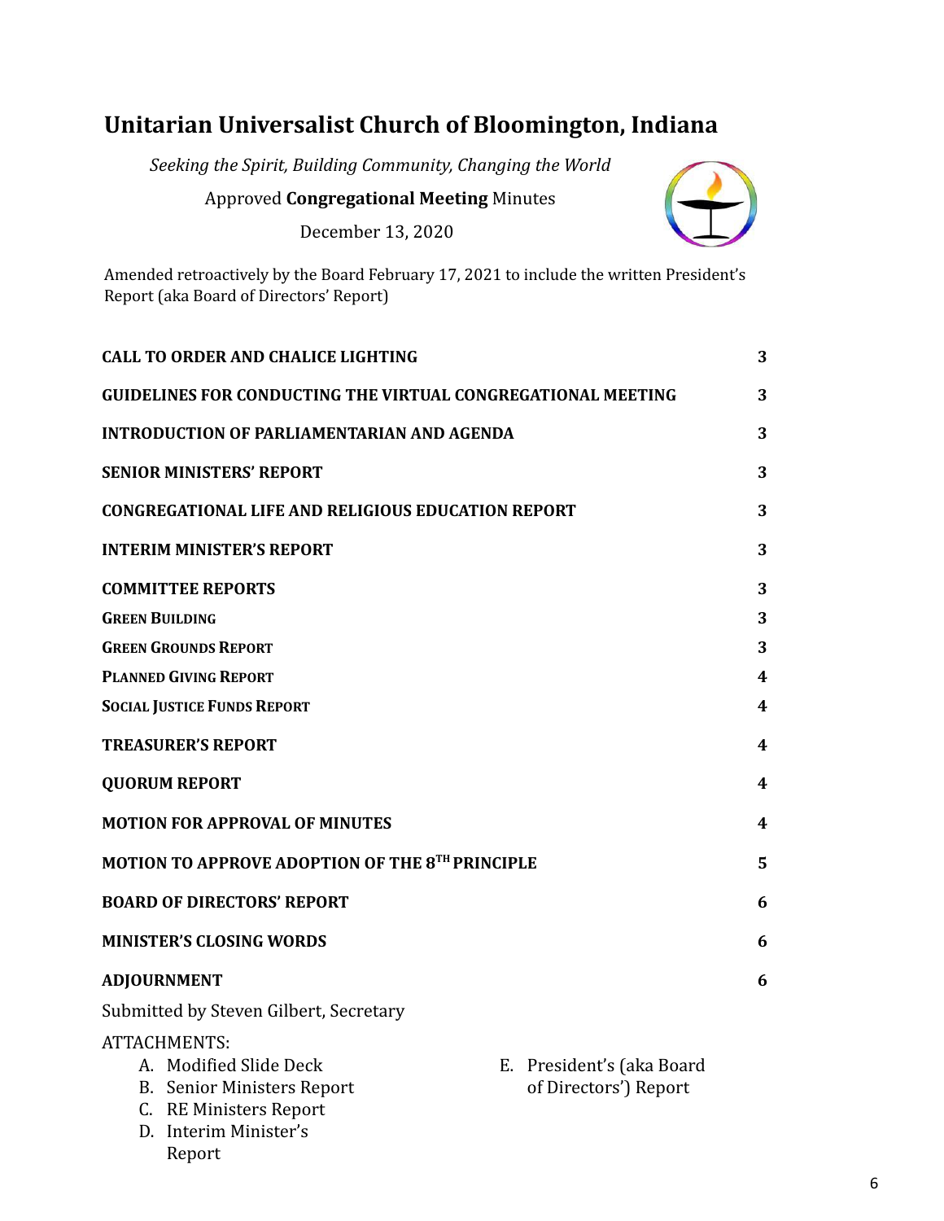# Unitarian Universalist Church of Bloomington, Indiana

*Seeking the Spirit, Building Community, Changing the World*

Approved **Congregational Meeting** Minutes

December 13, 2020

Amended retroactively by the Board February 17, 2021 to include the written President's Report (aka Board of Directors' Report)

| | |
|---|---|
| **CALL TO ORDER AND CHALICE LIGHTING** | **3** |
| **GUIDELINES FOR CONDUCTING THE VIRTUAL CONGREGATIONAL MEETING** | **3** |
| **INTRODUCTION OF PARLIAMENTARIAN AND AGENDA** | **3** |
| **SENIOR MINISTERS' REPORT** | **3** |
| **CONGREGATIONAL LIFE AND RELIGIOUS EDUCATION REPORT** | **3** |
| **INTERIM MINISTER'S REPORT** | **3** |
| **COMMITTEE REPORTS** | **3** |
| **GREEN BUILDING** | **3** |
| **GREEN GROUNDS REPORT** | **3** |
| **PLANNED GIVING REPORT** | **4** |
| **SOCIAL JUSTICE FUNDS REPORT** | **4** |
| **TREASURER'S REPORT** | **4** |
| **QUORUM REPORT** | **4** |
| **MOTION FOR APPROVAL OF MINUTES** | **4** |
| **MOTION TO APPROVE ADOPTION OF THE 8TH PRINCIPLE** | **5** |
| **BOARD OF DIRECTORS' REPORT** | **6** |
| **MINISTER'S CLOSING WORDS** | **6** |
| **ADJOURNMENT** | **6** |

Submitted by Steven Gilbert, Secretary

ATTACHMENTS:

A. Modified Slide Deck
B. Senior Ministers Report
C. RE Ministers Report
D. Interim Minister's Report
E. President's (aka Board of Directors') Report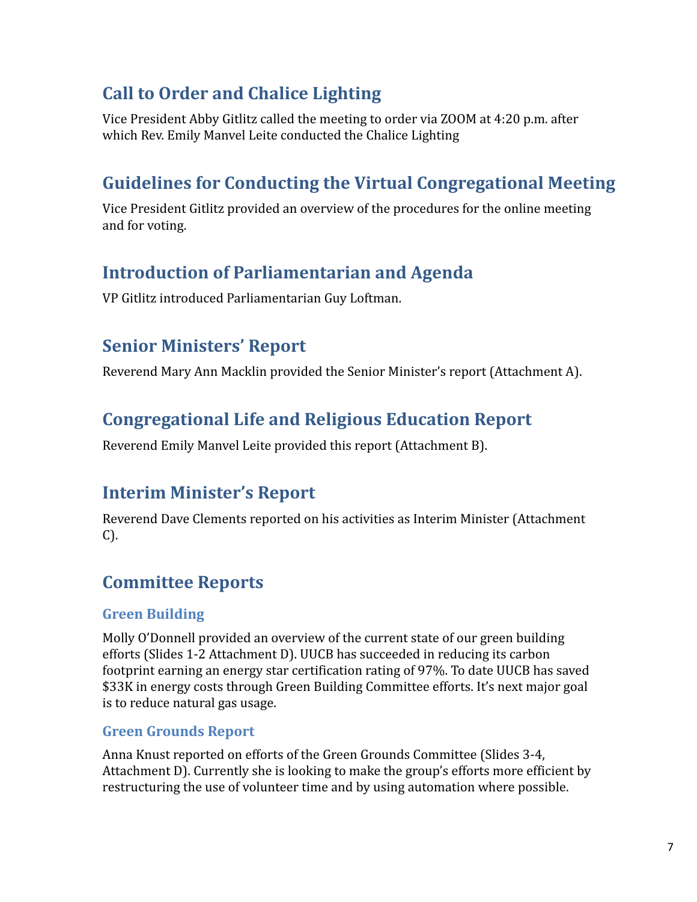## Call to Order and Chalice Lighting

Vice President Abby Gitlitz called the meeting to order via ZOOM at 4:20 p.m. after which Rev. Emily Manvel Leite conducted the Chalice Lighting

## Guidelines for Conducting the Virtual Congregational Meeting

Vice President Gitlitz provided an overview of the procedures for the online meeting and for voting.

## Introduction of Parliamentarian and Agenda

VP Gitlitz introduced Parliamentarian Guy Loftman.

## Senior Ministers' Report

Reverend Mary Ann Macklin provided the Senior Minister's report (Attachment A).

## Congregational Life and Religious Education Report

Reverend Emily Manvel Leite provided this report (Attachment B).

## Interim Minister's Report

Reverend Dave Clements reported on his activities as Interim Minister (Attachment C).

## Committee Reports

### Green Building

Molly O'Donnell provided an overview of the current state of our green building efforts (Slides 1-2 Attachment D). UUCB has succeeded in reducing its carbon footprint earning an energy star certification rating of 97%. To date UUCB has saved $33K in energy costs through Green Building Committee efforts. It's next major goal is to reduce natural gas usage.

### Green Grounds Report

Anna Knust reported on efforts of the Green Grounds Committee (Slides 3-4, Attachment D). Currently she is looking to make the group's efforts more efficient by restructuring the use of volunteer time and by using automation where possible.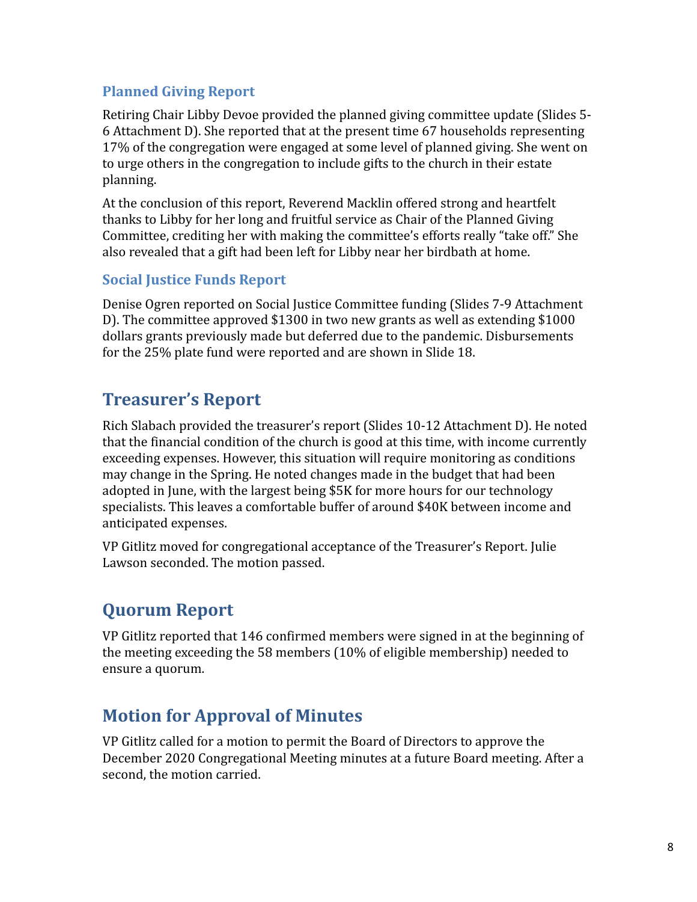### Planned Giving Report

Retiring Chair Libby Devoe provided the planned giving committee update (Slides 5-6 Attachment D). She reported that at the present time 67 households representing 17% of the congregation were engaged at some level of planned giving. She went on to urge others in the congregation to include gifts to the church in their estate planning.

At the conclusion of this report, Reverend Macklin offered strong and heartfelt thanks to Libby for her long and fruitful service as Chair of the Planned Giving Committee, crediting her with making the committee's efforts really "take off." She also revealed that a gift had been left for Libby near her birdbath at home.

### Social Justice Funds Report

Denise Ogren reported on Social Justice Committee funding (Slides 7-9 Attachment D). The committee approved $1300 in two new grants as well as extending $1000 dollars grants previously made but deferred due to the pandemic. Disbursements for the 25% plate fund were reported and are shown in Slide 18.

## Treasurer's Report

Rich Slabach provided the treasurer's report (Slides 10-12 Attachment D). He noted that the financial condition of the church is good at this time, with income currently exceeding expenses. However, this situation will require monitoring as conditions may change in the Spring. He noted changes made in the budget that had been adopted in June, with the largest being $5K for more hours for our technology specialists. This leaves a comfortable buffer of around $40K between income and anticipated expenses.

VP Gitlitz moved for congregational acceptance of the Treasurer's Report. Julie Lawson seconded. The motion passed.

## Quorum Report

VP Gitlitz reported that 146 confirmed members were signed in at the beginning of the meeting exceeding the 58 members (10% of eligible membership) needed to ensure a quorum.

## Motion for Approval of Minutes

VP Gitlitz called for a motion to permit the Board of Directors to approve the December 2020 Congregational Meeting minutes at a future Board meeting. After a second, the motion carried.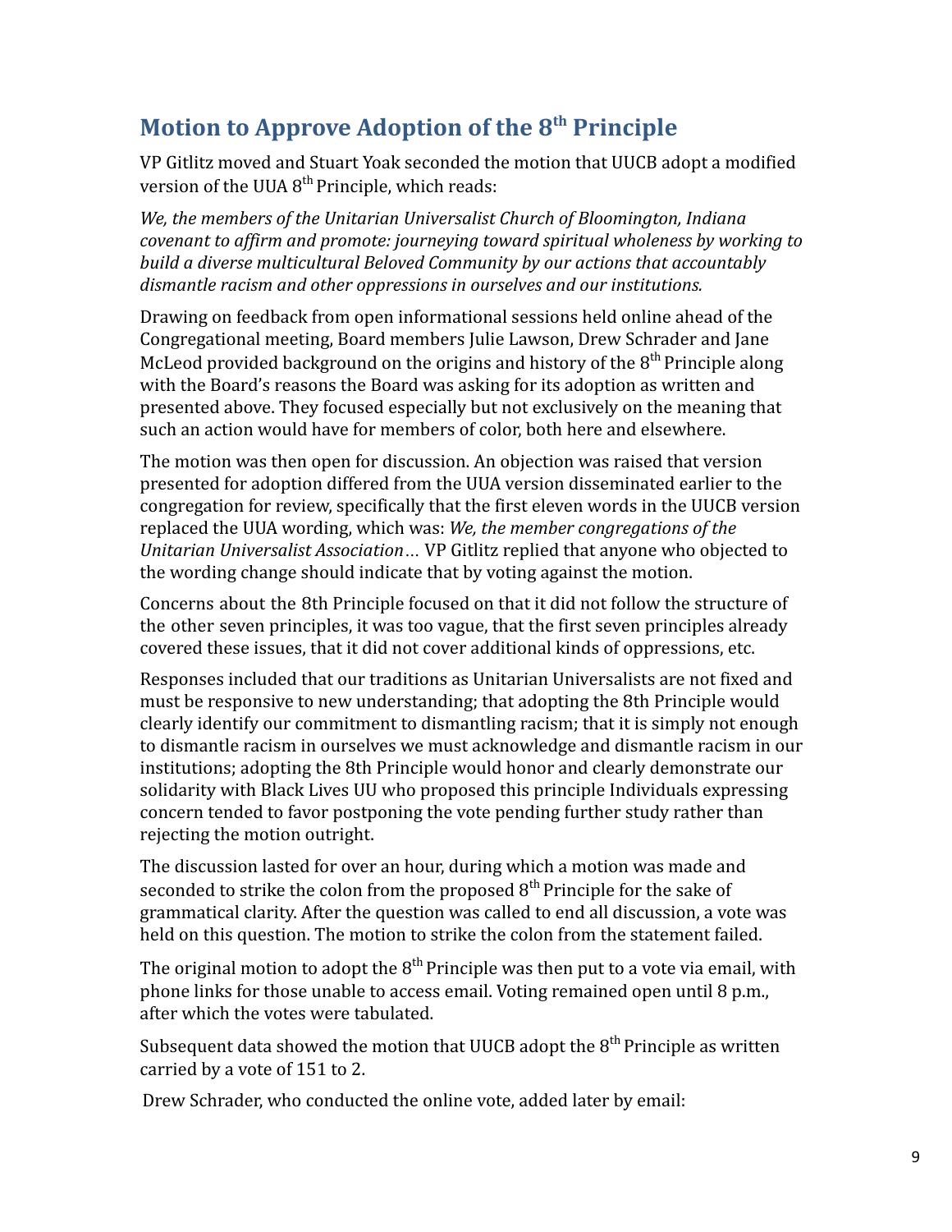## Motion to Approve Adoption of the 8th Principle

VP Gitlitz moved and Stuart Yoak seconded the motion that UUCB adopt a modified version of the UUA 8th Principle, which reads:

*We, the members of the Unitarian Universalist Church of Bloomington, Indiana covenant to affirm and promote: journeying toward spiritual wholeness by working to build a diverse multicultural Beloved Community by our actions that accountably dismantle racism and other oppressions in ourselves and our institutions.*

Drawing on feedback from open informational sessions held online ahead of the Congregational meeting, Board members Julie Lawson, Drew Schrader and Jane McLeod provided background on the origins and history of the 8th Principle along with the Board's reasons the Board was asking for its adoption as written and presented above. They focused especially but not exclusively on the meaning that such an action would have for members of color, both here and elsewhere.

The motion was then open for discussion. An objection was raised that version presented for adoption differed from the UUA version disseminated earlier to the congregation for review, specifically that the first eleven words in the UUCB version replaced the UUA wording, which was: *We, the member congregations of the Unitarian Universalist Association…* VP Gitlitz replied that anyone who objected to the wording change should indicate that by voting against the motion.

Concerns about the 8th Principle focused on that it did not follow the structure of the other seven principles, it was too vague, that the first seven principles already covered these issues, that it did not cover additional kinds of oppressions, etc.

Responses included that our traditions as Unitarian Universalists are not fixed and must be responsive to new understanding; that adopting the 8th Principle would clearly identify our commitment to dismantling racism; that it is simply not enough to dismantle racism in ourselves we must acknowledge and dismantle racism in our institutions; adopting the 8th Principle would honor and clearly demonstrate our solidarity with Black Lives UU who proposed this principle Individuals expressing concern tended to favor postponing the vote pending further study rather than rejecting the motion outright.

The discussion lasted for over an hour, during which a motion was made and seconded to strike the colon from the proposed 8th Principle for the sake of grammatical clarity. After the question was called to end all discussion, a vote was held on this question. The motion to strike the colon from the statement failed.

The original motion to adopt the 8th Principle was then put to a vote via email, with phone links for those unable to access email. Voting remained open until 8 p.m., after which the votes were tabulated.

Subsequent data showed the motion that UUCB adopt the 8th Principle as written carried by a vote of 151 to 2.

Drew Schrader, who conducted the online vote, added later by email: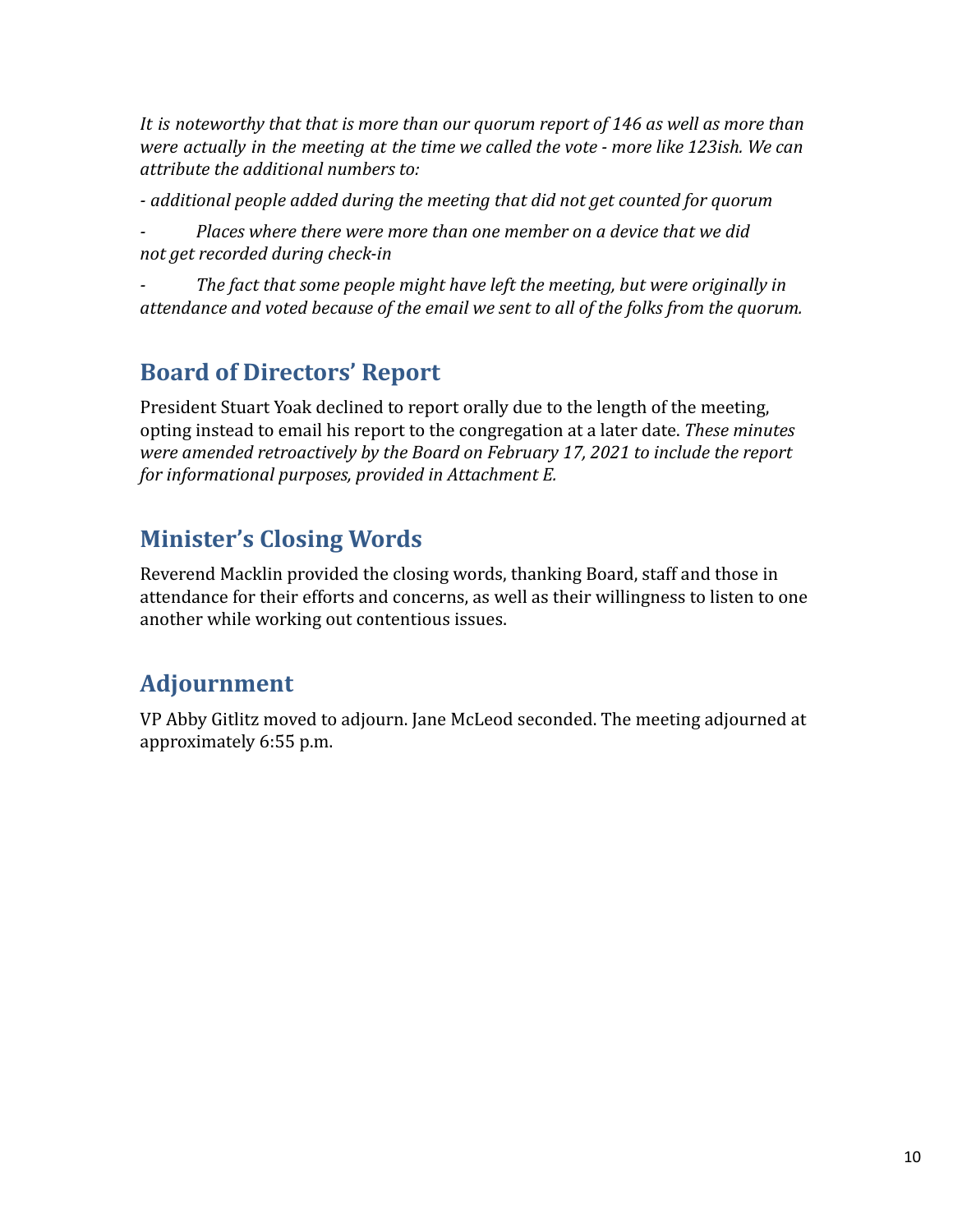*It is noteworthy that that is more than our quorum report of 146 as well as more than were actually in the meeting at the time we called the vote - more like 123ish. We can attribute the additional numbers to:*

- *additional people added during the meeting that did not get counted for quorum*
- *Places where there were more than one member on a device that we did not get recorded during check-in*
- *The fact that some people might have left the meeting, but were originally in attendance and voted because of the email we sent to all of the folks from the quorum.*

## Board of Directors' Report

President Stuart Yoak declined to report orally due to the length of the meeting, opting instead to email his report to the congregation at a later date. *These minutes were amended retroactively by the Board on February 17, 2021 to include the report for informational purposes, provided in Attachment E.*

## Minister's Closing Words

Reverend Macklin provided the closing words, thanking Board, staff and those in attendance for their efforts and concerns, as well as their willingness to listen to one another while working out contentious issues.

## Adjournment

VP Abby Gitlitz moved to adjourn. Jane McLeod seconded. The meeting adjourned at approximately 6:55 p.m.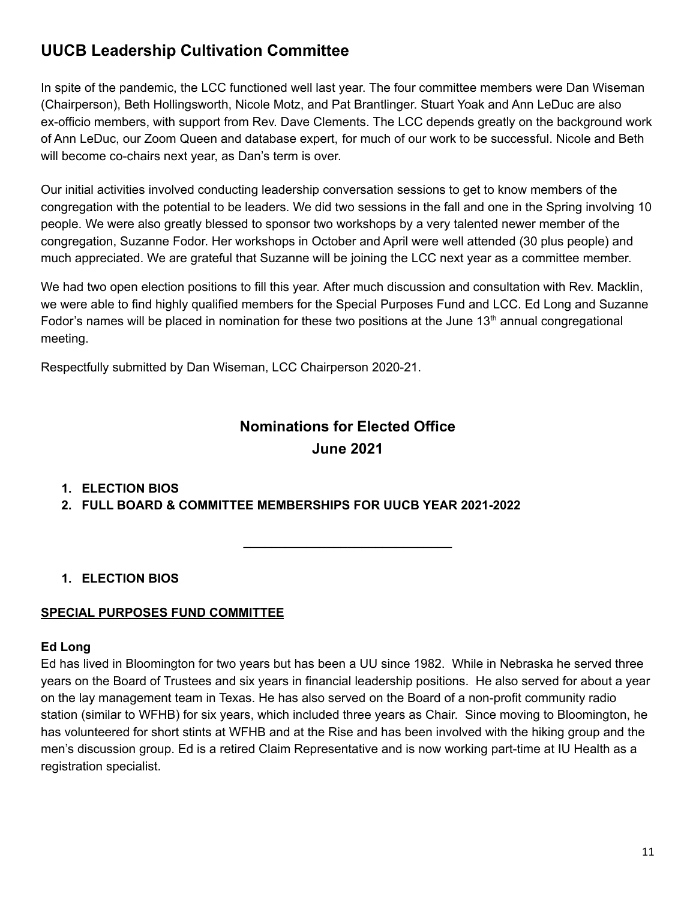## UUCB Leadership Cultivation Committee

In spite of the pandemic, the LCC functioned well last year. The four committee members were Dan Wiseman (Chairperson), Beth Hollingsworth, Nicole Motz, and Pat Brantlinger. Stuart Yoak and Ann LeDuc are also ex-officio members, with support from Rev. Dave Clements. The LCC depends greatly on the background work of Ann LeDuc, our Zoom Queen and database expert, for much of our work to be successful. Nicole and Beth will become co-chairs next year, as Dan's term is over.

Our initial activities involved conducting leadership conversation sessions to get to know members of the congregation with the potential to be leaders. We did two sessions in the fall and one in the Spring involving 10 people. We were also greatly blessed to sponsor two workshops by a very talented newer member of the congregation, Suzanne Fodor. Her workshops in October and April were well attended (30 plus people) and much appreciated. We are grateful that Suzanne will be joining the LCC next year as a committee member.

We had two open election positions to fill this year. After much discussion and consultation with Rev. Macklin, we were able to find highly qualified members for the Special Purposes Fund and LCC. Ed Long and Suzanne Fodor's names will be placed in nomination for these two positions at the June 13th annual congregational meeting.

Respectfully submitted by Dan Wiseman, LCC Chairperson 2020-21.

## Nominations for Elected Office
## June 2021

1. **ELECTION BIOS**
2. **FULL BOARD & COMMITTEE MEMBERSHIPS FOR UUCB YEAR 2021-2022**

---

1. **ELECTION BIOS**

**SPECIAL PURPOSES FUND COMMITTEE**

**Ed Long**
Ed has lived in Bloomington for two years but has been a UU since 1982. While in Nebraska he served three years on the Board of Trustees and six years in financial leadership positions. He also served for about a year on the lay management team in Texas. He has also served on the Board of a non-profit community radio station (similar to WFHB) for six years, which included three years as Chair. Since moving to Bloomington, he has volunteered for short stints at WFHB and at the Rise and has been involved with the hiking group and the men's discussion group. Ed is a retired Claim Representative and is now working part-time at IU Health as a registration specialist.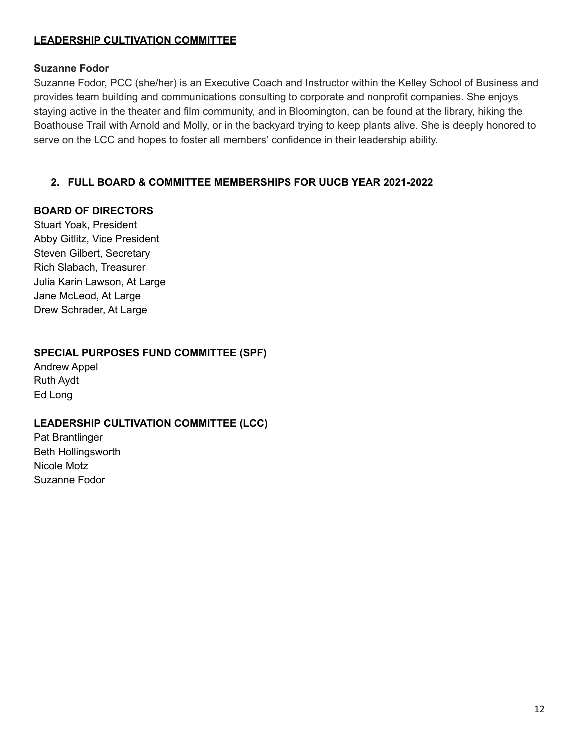**LEADERSHIP CULTIVATION COMMITTEE**

**Suzanne Fodor**

Suzanne Fodor, PCC (she/her) is an Executive Coach and Instructor within the Kelley School of Business and provides team building and communications consulting to corporate and nonprofit companies. She enjoys staying active in the theater and film community, and in Bloomington, can be found at the library, hiking the Boathouse Trail with Arnold and Molly, or in the backyard trying to keep plants alive. She is deeply honored to serve on the LCC and hopes to foster all members' confidence in their leadership ability.

## 2. FULL BOARD & COMMITTEE MEMBERSHIPS FOR UUCB YEAR 2021-2022

**BOARD OF DIRECTORS**

Stuart Yoak, President
Abby Gitlitz, Vice President
Steven Gilbert, Secretary
Rich Slabach, Treasurer
Julia Karin Lawson, At Large
Jane McLeod, At Large
Drew Schrader, At Large

**SPECIAL PURPOSES FUND COMMITTEE (SPF)**

Andrew Appel
Ruth Aydt
Ed Long

**LEADERSHIP CULTIVATION COMMITTEE (LCC)**

Pat Brantlinger
Beth Hollingsworth
Nicole Motz
Suzanne Fodor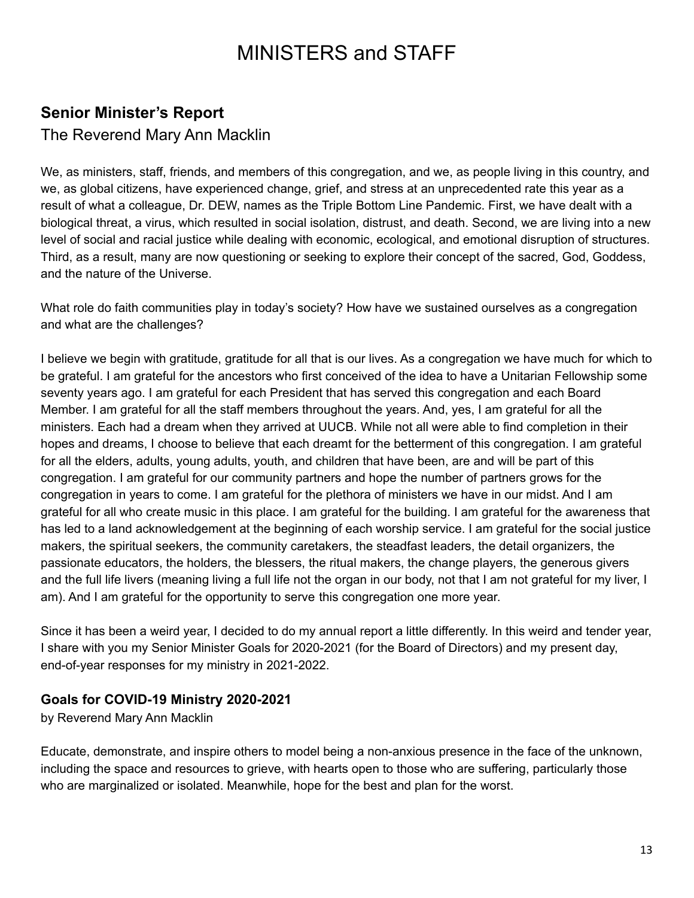# MINISTERS and STAFF

## Senior Minister's Report

The Reverend Mary Ann Macklin

We, as ministers, staff, friends, and members of this congregation, and we, as people living in this country, and we, as global citizens, have experienced change, grief, and stress at an unprecedented rate this year as a result of what a colleague, Dr. DEW, names as the Triple Bottom Line Pandemic. First, we have dealt with a biological threat, a virus, which resulted in social isolation, distrust, and death. Second, we are living into a new level of social and racial justice while dealing with economic, ecological, and emotional disruption of structures. Third, as a result, many are now questioning or seeking to explore their concept of the sacred, God, Goddess, and the nature of the Universe.

What role do faith communities play in today's society? How have we sustained ourselves as a congregation and what are the challenges?

I believe we begin with gratitude, gratitude for all that is our lives. As a congregation we have much for which to be grateful. I am grateful for the ancestors who first conceived of the idea to have a Unitarian Fellowship some seventy years ago. I am grateful for each President that has served this congregation and each Board Member. I am grateful for all the staff members throughout the years. And, yes, I am grateful for all the ministers. Each had a dream when they arrived at UUCB. While not all were able to find completion in their hopes and dreams, I choose to believe that each dreamt for the betterment of this congregation. I am grateful for all the elders, adults, young adults, youth, and children that have been, are and will be part of this congregation. I am grateful for our community partners and hope the number of partners grows for the congregation in years to come. I am grateful for the plethora of ministers we have in our midst. And I am grateful for all who create music in this place. I am grateful for the building. I am grateful for the awareness that has led to a land acknowledgement at the beginning of each worship service. I am grateful for the social justice makers, the spiritual seekers, the community caretakers, the steadfast leaders, the detail organizers, the passionate educators, the holders, the blessers, the ritual makers, the change players, the generous givers and the full life livers (meaning living a full life not the organ in our body, not that I am not grateful for my liver, I am). And I am grateful for the opportunity to serve this congregation one more year.

Since it has been a weird year, I decided to do my annual report a little differently. In this weird and tender year, I share with you my Senior Minister Goals for 2020-2021 (for the Board of Directors) and my present day, end-of-year responses for my ministry in 2021-2022.

### Goals for COVID-19 Ministry 2020-2021

by Reverend Mary Ann Macklin

Educate, demonstrate, and inspire others to model being a non-anxious presence in the face of the unknown, including the space and resources to grieve, with hearts open to those who are suffering, particularly those who are marginalized or isolated. Meanwhile, hope for the best and plan for the worst.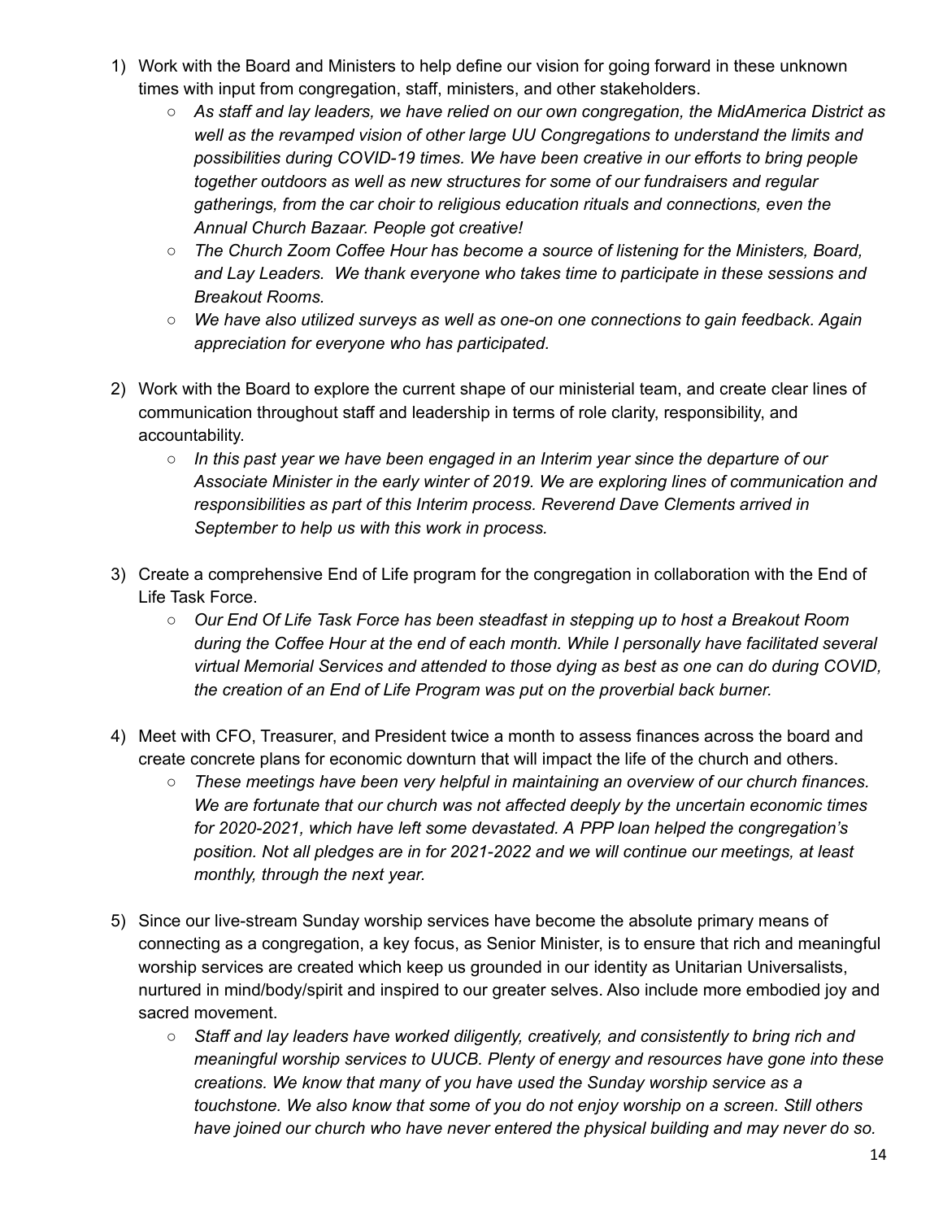1) Work with the Board and Ministers to help define our vision for going forward in these unknown times with input from congregation, staff, ministers, and other stakeholders.
   - *As staff and lay leaders, we have relied on our own congregation, the MidAmerica District as well as the revamped vision of other large UU Congregations to understand the limits and possibilities during COVID-19 times. We have been creative in our efforts to bring people together outdoors as well as new structures for some of our fundraisers and regular gatherings, from the car choir to religious education rituals and connections, even the Annual Church Bazaar. People got creative!*
   - *The Church Zoom Coffee Hour has become a source of listening for the Ministers, Board, and Lay Leaders. We thank everyone who takes time to participate in these sessions and Breakout Rooms.*
   - *We have also utilized surveys as well as one-on one connections to gain feedback. Again appreciation for everyone who has participated.*

2) Work with the Board to explore the current shape of our ministerial team, and create clear lines of communication throughout staff and leadership in terms of role clarity, responsibility, and accountability.
   - *In this past year we have been engaged in an Interim year since the departure of our Associate Minister in the early winter of 2019. We are exploring lines of communication and responsibilities as part of this Interim process. Reverend Dave Clements arrived in September to help us with this work in process.*

3) Create a comprehensive End of Life program for the congregation in collaboration with the End of Life Task Force.
   - *Our End Of Life Task Force has been steadfast in stepping up to host a Breakout Room during the Coffee Hour at the end of each month. While I personally have facilitated several virtual Memorial Services and attended to those dying as best as one can do during COVID, the creation of an End of Life Program was put on the proverbial back burner.*

4) Meet with CFO, Treasurer, and President twice a month to assess finances across the board and create concrete plans for economic downturn that will impact the life of the church and others.
   - *These meetings have been very helpful in maintaining an overview of our church finances. We are fortunate that our church was not affected deeply by the uncertain economic times for 2020-2021, which have left some devastated. A PPP loan helped the congregation's position. Not all pledges are in for 2021-2022 and we will continue our meetings, at least monthly, through the next year.*

5) Since our live-stream Sunday worship services have become the absolute primary means of connecting as a congregation, a key focus, as Senior Minister, is to ensure that rich and meaningful worship services are created which keep us grounded in our identity as Unitarian Universalists, nurtured in mind/body/spirit and inspired to our greater selves. Also include more embodied joy and sacred movement.
   - *Staff and lay leaders have worked diligently, creatively, and consistently to bring rich and meaningful worship services to UUCB. Plenty of energy and resources have gone into these creations. We know that many of you have used the Sunday worship service as a touchstone. We also know that some of you do not enjoy worship on a screen. Still others have joined our church who have never entered the physical building and may never do so.*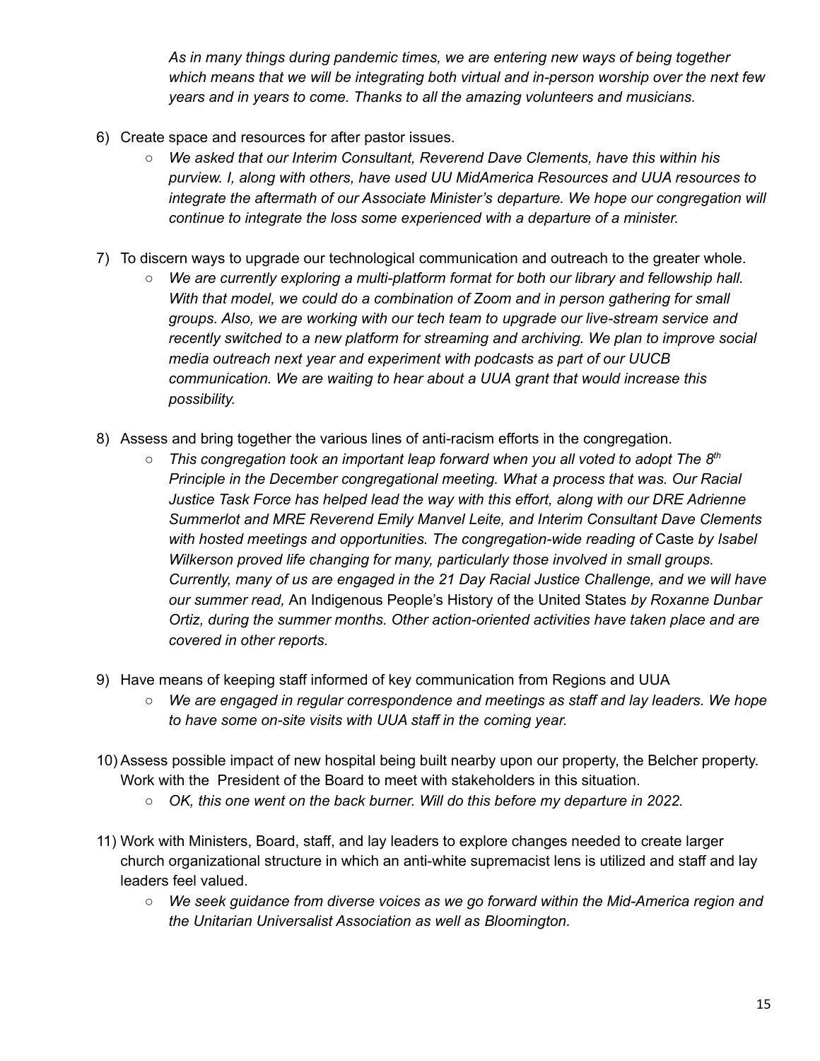*As in many things during pandemic times, we are entering new ways of being together which means that we will be integrating both virtual and in-person worship over the next few years and in years to come. Thanks to all the amazing volunteers and musicians.*

6) Create space and resources for after pastor issues.
   - *We asked that our Interim Consultant, Reverend Dave Clements, have this within his purview. I, along with others, have used UU MidAmerica Resources and UUA resources to integrate the aftermath of our Associate Minister's departure. We hope our congregation will continue to integrate the loss some experienced with a departure of a minister.*

7) To discern ways to upgrade our technological communication and outreach to the greater whole.
   - *We are currently exploring a multi-platform format for both our library and fellowship hall. With that model, we could do a combination of Zoom and in person gathering for small groups. Also, we are working with our tech team to upgrade our live-stream service and recently switched to a new platform for streaming and archiving. We plan to improve social media outreach next year and experiment with podcasts as part of our UUCB communication. We are waiting to hear about a UUA grant that would increase this possibility.*

8) Assess and bring together the various lines of anti-racism efforts in the congregation.
   - *This congregation took an important leap forward when you all voted to adopt The 8th Principle in the December congregational meeting. What a process that was. Our Racial Justice Task Force has helped lead the way with this effort, along with our DRE Adrienne Summerlot and MRE Reverend Emily Manvel Leite, and Interim Consultant Dave Clements with hosted meetings and opportunities. The congregation-wide reading of* Caste *by Isabel Wilkerson proved life changing for many, particularly those involved in small groups. Currently, many of us are engaged in the 21 Day Racial Justice Challenge, and we will have our summer read,* An Indigenous People's History of the United States *by Roxanne Dunbar Ortiz, during the summer months. Other action-oriented activities have taken place and are covered in other reports.*

9) Have means of keeping staff informed of key communication from Regions and UUA
   - *We are engaged in regular correspondence and meetings as staff and lay leaders. We hope to have some on-site visits with UUA staff in the coming year.*

10) Assess possible impact of new hospital being built nearby upon our property, the Belcher property. Work with the President of the Board to meet with stakeholders in this situation.
    - *OK, this one went on the back burner. Will do this before my departure in 2022.*

11) Work with Ministers, Board, staff, and lay leaders to explore changes needed to create larger church organizational structure in which an anti-white supremacist lens is utilized and staff and lay leaders feel valued.
    - *We seek guidance from diverse voices as we go forward within the Mid-America region and the Unitarian Universalist Association as well as Bloomington.*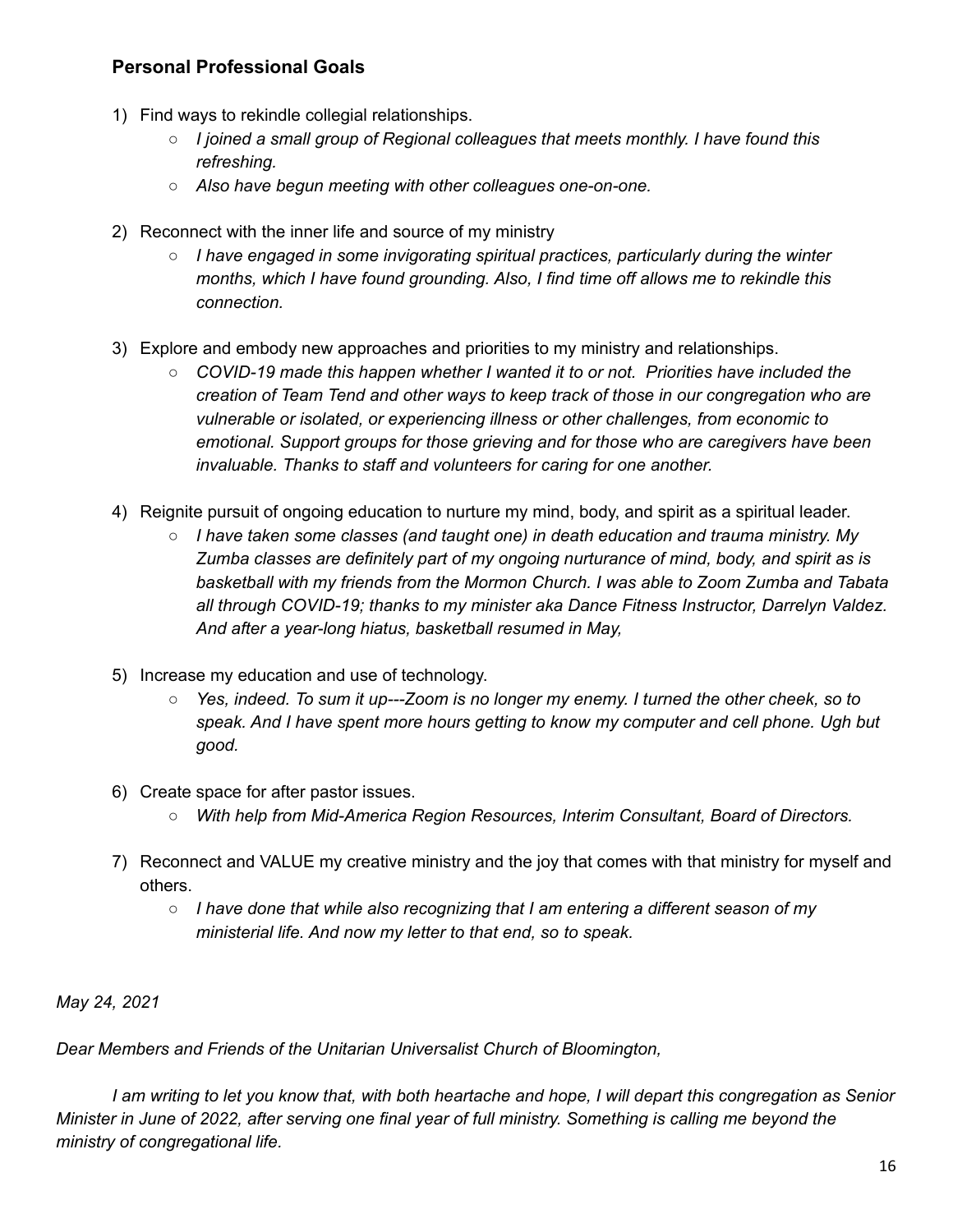### **Personal Professional Goals**

1) Find ways to rekindle collegial relationships.
   - *I joined a small group of Regional colleagues that meets monthly. I have found this refreshing.*
   - *Also have begun meeting with other colleagues one-on-one.*

2) Reconnect with the inner life and source of my ministry
   - *I have engaged in some invigorating spiritual practices, particularly during the winter months, which I have found grounding. Also, I find time off allows me to rekindle this connection.*

3) Explore and embody new approaches and priorities to my ministry and relationships.
   - *COVID-19 made this happen whether I wanted it to or not. Priorities have included the creation of Team Tend and other ways to keep track of those in our congregation who are vulnerable or isolated, or experiencing illness or other challenges, from economic to emotional. Support groups for those grieving and for those who are caregivers have been invaluable. Thanks to staff and volunteers for caring for one another.*

4) Reignite pursuit of ongoing education to nurture my mind, body, and spirit as a spiritual leader.
   - *I have taken some classes (and taught one) in death education and trauma ministry. My Zumba classes are definitely part of my ongoing nurturance of mind, body, and spirit as is basketball with my friends from the Mormon Church. I was able to Zoom Zumba and Tabata all through COVID-19; thanks to my minister aka Dance Fitness Instructor, Darrelyn Valdez. And after a year-long hiatus, basketball resumed in May,*

5) Increase my education and use of technology.
   - *Yes, indeed. To sum it up---Zoom is no longer my enemy. I turned the other cheek, so to speak. And I have spent more hours getting to know my computer and cell phone. Ugh but good.*

6) Create space for after pastor issues.
   - *With help from Mid-America Region Resources, Interim Consultant, Board of Directors.*

7) Reconnect and VALUE my creative ministry and the joy that comes with that ministry for myself and others.
   - *I have done that while also recognizing that I am entering a different season of my ministerial life. And now my letter to that end, so to speak.*

*May 24, 2021*

*Dear Members and Friends of the Unitarian Universalist Church of Bloomington,*

*I am writing to let you know that, with both heartache and hope, I will depart this congregation as Senior Minister in June of 2022, after serving one final year of full ministry. Something is calling me beyond the ministry of congregational life.*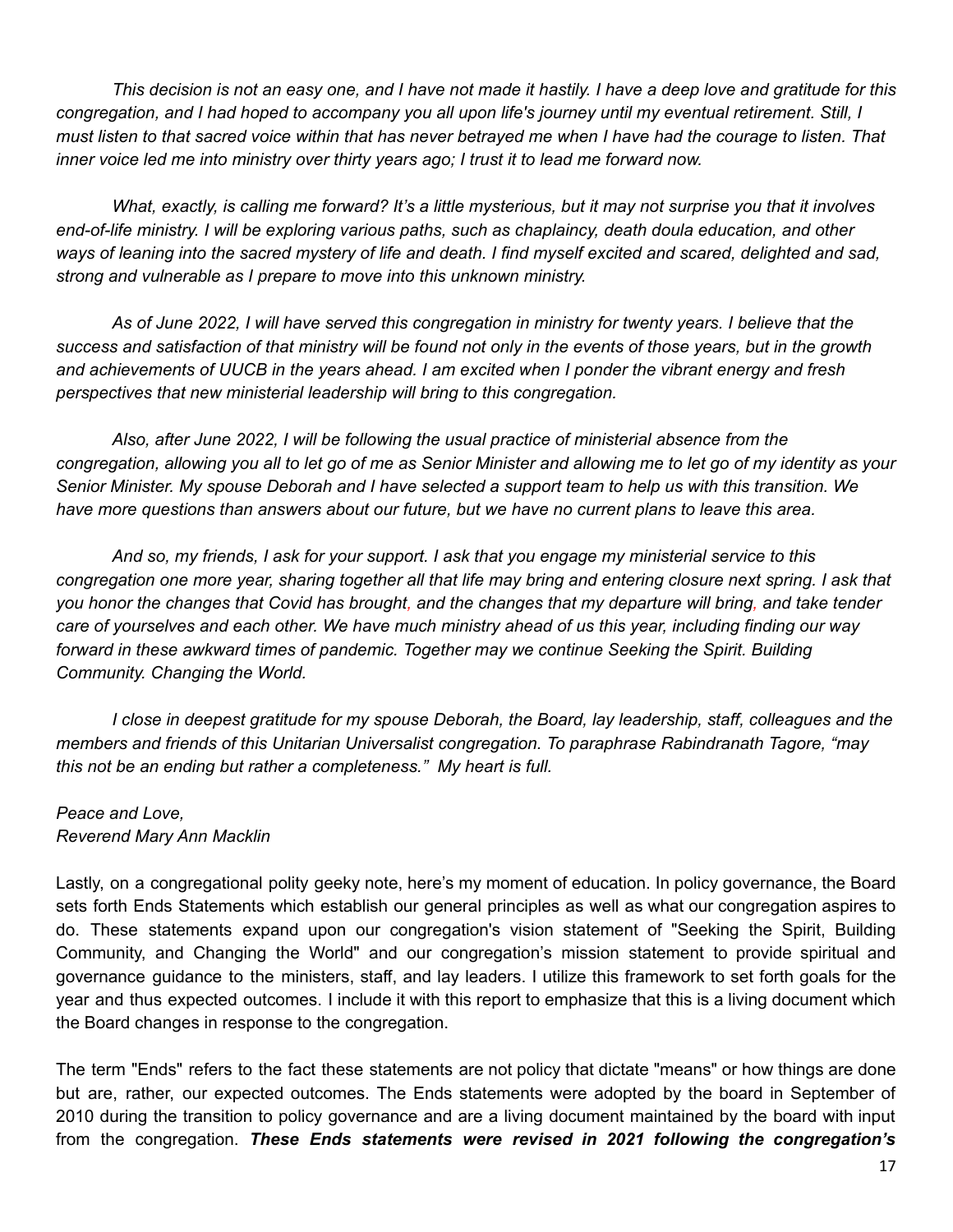*This decision is not an easy one, and I have not made it hastily. I have a deep love and gratitude for this congregation, and I had hoped to accompany you all upon life's journey until my eventual retirement. Still, I must listen to that sacred voice within that has never betrayed me when I have had the courage to listen. That inner voice led me into ministry over thirty years ago; I trust it to lead me forward now.*

*What, exactly, is calling me forward? It's a little mysterious, but it may not surprise you that it involves end-of-life ministry. I will be exploring various paths, such as chaplaincy, death doula education, and other ways of leaning into the sacred mystery of life and death. I find myself excited and scared, delighted and sad, strong and vulnerable as I prepare to move into this unknown ministry.*

*As of June 2022, I will have served this congregation in ministry for twenty years. I believe that the success and satisfaction of that ministry will be found not only in the events of those years, but in the growth and achievements of UUCB in the years ahead. I am excited when I ponder the vibrant energy and fresh perspectives that new ministerial leadership will bring to this congregation.*

*Also, after June 2022, I will be following the usual practice of ministerial absence from the congregation, allowing you all to let go of me as Senior Minister and allowing me to let go of my identity as your Senior Minister. My spouse Deborah and I have selected a support team to help us with this transition. We have more questions than answers about our future, but we have no current plans to leave this area.*

*And so, my friends, I ask for your support. I ask that you engage my ministerial service to this congregation one more year, sharing together all that life may bring and entering closure next spring. I ask that you honor the changes that Covid has brought, and the changes that my departure will bring, and take tender care of yourselves and each other. We have much ministry ahead of us this year, including finding our way forward in these awkward times of pandemic. Together may we continue Seeking the Spirit. Building Community. Changing the World.*

*I close in deepest gratitude for my spouse Deborah, the Board, lay leadership, staff, colleagues and the members and friends of this Unitarian Universalist congregation. To paraphrase Rabindranath Tagore, "may this not be an ending but rather a completeness." My heart is full.*

*Peace and Love,*
*Reverend Mary Ann Macklin*

Lastly, on a congregational polity geeky note, here's my moment of education. In policy governance, the Board sets forth Ends Statements which establish our general principles as well as what our congregation aspires to do. These statements expand upon our congregation's vision statement of "Seeking the Spirit, Building Community, and Changing the World" and our congregation's mission statement to provide spiritual and governance guidance to the ministers, staff, and lay leaders. I utilize this framework to set forth goals for the year and thus expected outcomes. I include it with this report to emphasize that this is a living document which the Board changes in response to the congregation.

The term "Ends" refers to the fact these statements are not policy that dictate "means" or how things are done but are, rather, our expected outcomes. The Ends statements were adopted by the board in September of 2010 during the transition to policy governance and are a living document maintained by the board with input from the congregation. ***These Ends statements were revised in 2021 following the congregation's***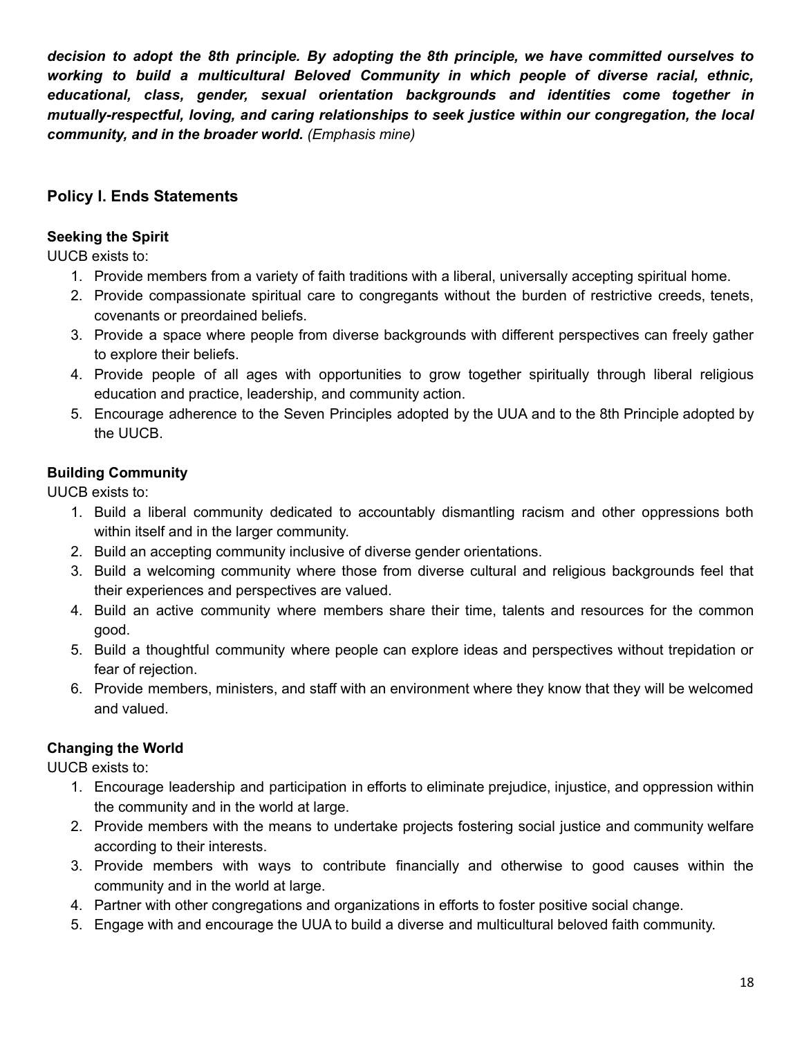***decision to adopt the 8th principle. By adopting the 8th principle, we have committed ourselves to working to build a multicultural Beloved Community in which people of diverse racial, ethnic, educational, class, gender, sexual orientation backgrounds and identities come together in mutually-respectful, loving, and caring relationships to seek justice within our congregation, the local community, and in the broader world.*** *(Emphasis mine)*

## Policy I. Ends Statements

**Seeking the Spirit**
UUCB exists to:

1. Provide members from a variety of faith traditions with a liberal, universally accepting spiritual home.
2. Provide compassionate spiritual care to congregants without the burden of restrictive creeds, tenets, covenants or preordained beliefs.
3. Provide a space where people from diverse backgrounds with different perspectives can freely gather to explore their beliefs.
4. Provide people of all ages with opportunities to grow together spiritually through liberal religious education and practice, leadership, and community action.
5. Encourage adherence to the Seven Principles adopted by the UUA and to the 8th Principle adopted by the UUCB.

**Building Community**
UUCB exists to:

1. Build a liberal community dedicated to accountably dismantling racism and other oppressions both within itself and in the larger community.
2. Build an accepting community inclusive of diverse gender orientations.
3. Build a welcoming community where those from diverse cultural and religious backgrounds feel that their experiences and perspectives are valued.
4. Build an active community where members share their time, talents and resources for the common good.
5. Build a thoughtful community where people can explore ideas and perspectives without trepidation or fear of rejection.
6. Provide members, ministers, and staff with an environment where they know that they will be welcomed and valued.

**Changing the World**
UUCB exists to:

1. Encourage leadership and participation in efforts to eliminate prejudice, injustice, and oppression within the community and in the world at large.
2. Provide members with the means to undertake projects fostering social justice and community welfare according to their interests.
3. Provide members with ways to contribute financially and otherwise to good causes within the community and in the world at large.
4. Partner with other congregations and organizations in efforts to foster positive social change.
5. Engage with and encourage the UUA to build a diverse and multicultural beloved faith community.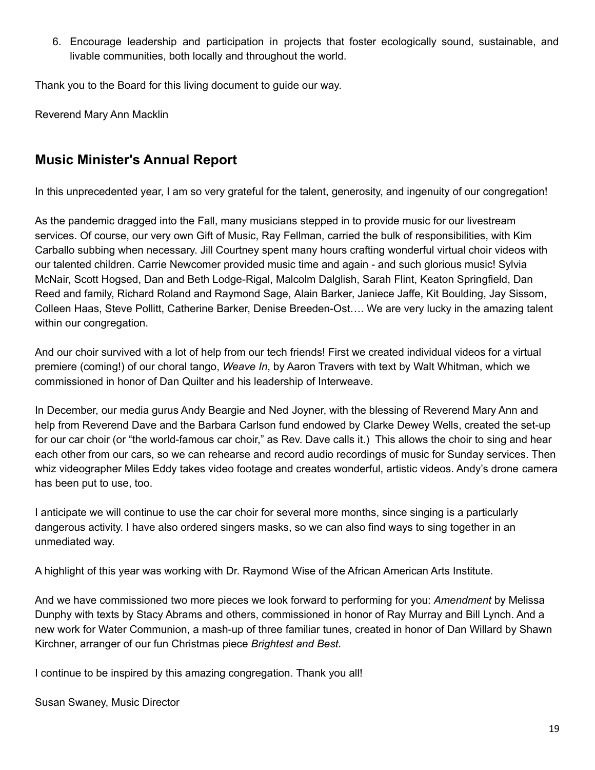6. Encourage leadership and participation in projects that foster ecologically sound, sustainable, and livable communities, both locally and throughout the world.

Thank you to the Board for this living document to guide our way.

Reverend Mary Ann Macklin

## Music Minister's Annual Report

In this unprecedented year, I am so very grateful for the talent, generosity, and ingenuity of our congregation!

As the pandemic dragged into the Fall, many musicians stepped in to provide music for our livestream services. Of course, our very own Gift of Music, Ray Fellman, carried the bulk of responsibilities, with Kim Carballo subbing when necessary. Jill Courtney spent many hours crafting wonderful virtual choir videos with our talented children. Carrie Newcomer provided music time and again - and such glorious music! Sylvia McNair, Scott Hogsed, Dan and Beth Lodge-Rigal, Malcolm Dalglish, Sarah Flint, Keaton Springfield, Dan Reed and family, Richard Roland and Raymond Sage, Alain Barker, Janiece Jaffe, Kit Boulding, Jay Sissom, Colleen Haas, Steve Pollitt, Catherine Barker, Denise Breeden-Ost…. We are very lucky in the amazing talent within our congregation.

And our choir survived with a lot of help from our tech friends! First we created individual videos for a virtual premiere (coming!) of our choral tango, *Weave In*, by Aaron Travers with text by Walt Whitman, which we commissioned in honor of Dan Quilter and his leadership of Interweave.

In December, our media gurus Andy Beargie and Ned Joyner, with the blessing of Reverend Mary Ann and help from Reverend Dave and the Barbara Carlson fund endowed by Clarke Dewey Wells, created the set-up for our car choir (or "the world-famous car choir," as Rev. Dave calls it.) This allows the choir to sing and hear each other from our cars, so we can rehearse and record audio recordings of music for Sunday services. Then whiz videographer Miles Eddy takes video footage and creates wonderful, artistic videos. Andy's drone camera has been put to use, too.

I anticipate we will continue to use the car choir for several more months, since singing is a particularly dangerous activity. I have also ordered singers masks, so we can also find ways to sing together in an unmediated way.

A highlight of this year was working with Dr. Raymond Wise of the African American Arts Institute.

And we have commissioned two more pieces we look forward to performing for you: *Amendment* by Melissa Dunphy with texts by Stacy Abrams and others, commissioned in honor of Ray Murray and Bill Lynch. And a new work for Water Communion, a mash-up of three familiar tunes, created in honor of Dan Willard by Shawn Kirchner, arranger of our fun Christmas piece *Brightest and Best*.

I continue to be inspired by this amazing congregation. Thank you all!

Susan Swaney, Music Director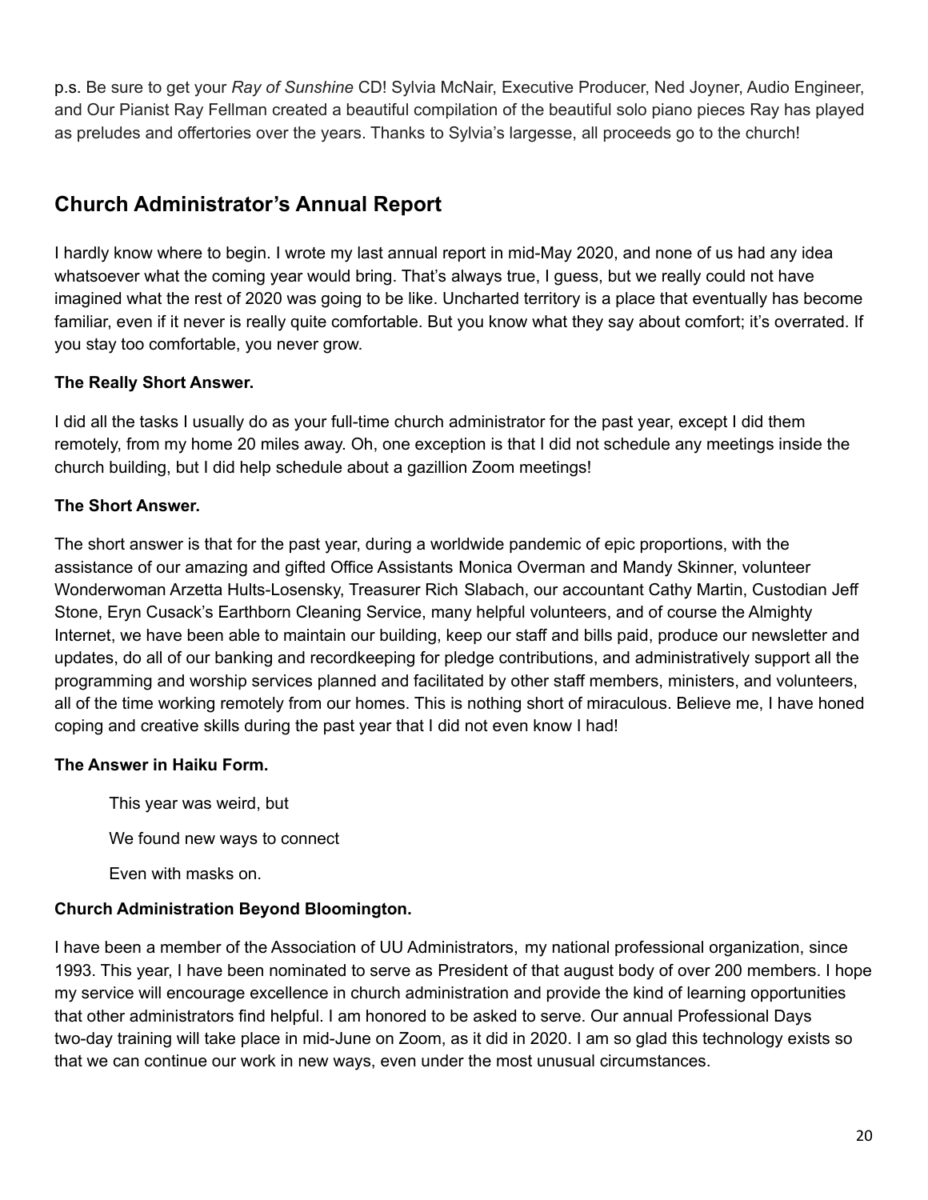p.s. Be sure to get your *Ray of Sunshine* CD! Sylvia McNair, Executive Producer, Ned Joyner, Audio Engineer, and Our Pianist Ray Fellman created a beautiful compilation of the beautiful solo piano pieces Ray has played as preludes and offertories over the years. Thanks to Sylvia's largesse, all proceeds go to the church!

## Church Administrator's Annual Report

I hardly know where to begin. I wrote my last annual report in mid-May 2020, and none of us had any idea whatsoever what the coming year would bring. That's always true, I guess, but we really could not have imagined what the rest of 2020 was going to be like. Uncharted territory is a place that eventually has become familiar, even if it never is really quite comfortable. But you know what they say about comfort; it's overrated. If you stay too comfortable, you never grow.

**The Really Short Answer.**

I did all the tasks I usually do as your full-time church administrator for the past year, except I did them remotely, from my home 20 miles away. Oh, one exception is that I did not schedule any meetings inside the church building, but I did help schedule about a gazillion Zoom meetings!

**The Short Answer.**

The short answer is that for the past year, during a worldwide pandemic of epic proportions, with the assistance of our amazing and gifted Office Assistants Monica Overman and Mandy Skinner, volunteer Wonderwoman Arzetta Hults-Losensky, Treasurer Rich Slabach, our accountant Cathy Martin, Custodian Jeff Stone, Eryn Cusack's Earthborn Cleaning Service, many helpful volunteers, and of course the Almighty Internet, we have been able to maintain our building, keep our staff and bills paid, produce our newsletter and updates, do all of our banking and recordkeeping for pledge contributions, and administratively support all the programming and worship services planned and facilitated by other staff members, ministers, and volunteers, all of the time working remotely from our homes. This is nothing short of miraculous. Believe me, I have honed coping and creative skills during the past year that I did not even know I had!

**The Answer in Haiku Form.**

> This year was weird, but
>
> We found new ways to connect
>
> Even with masks on.

**Church Administration Beyond Bloomington.**

I have been a member of the Association of UU Administrators, my national professional organization, since 1993. This year, I have been nominated to serve as President of that august body of over 200 members. I hope my service will encourage excellence in church administration and provide the kind of learning opportunities that other administrators find helpful. I am honored to be asked to serve. Our annual Professional Days two-day training will take place in mid-June on Zoom, as it did in 2020. I am so glad this technology exists so that we can continue our work in new ways, even under the most unusual circumstances.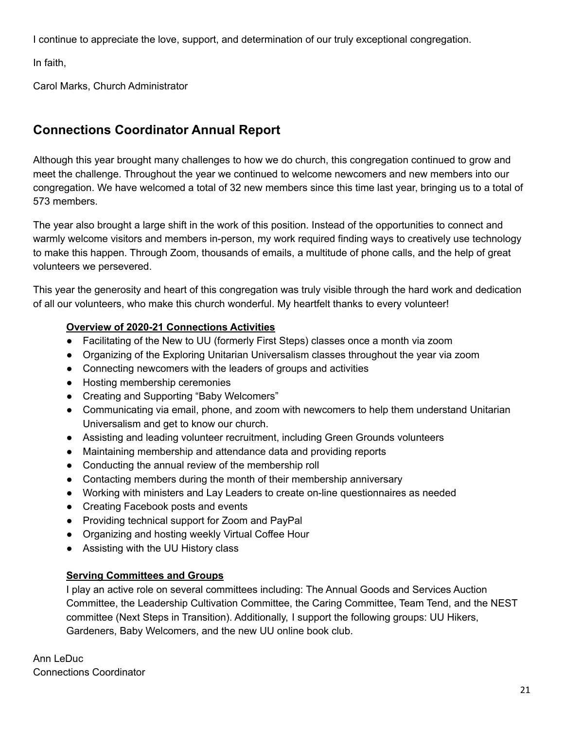I continue to appreciate the love, support, and determination of our truly exceptional congregation.

In faith,

Carol Marks, Church Administrator

## Connections Coordinator Annual Report

Although this year brought many challenges to how we do church, this congregation continued to grow and meet the challenge. Throughout the year we continued to welcome newcomers and new members into our congregation. We have welcomed a total of 32 new members since this time last year, bringing us to a total of 573 members.

The year also brought a large shift in the work of this position. Instead of the opportunities to connect and warmly welcome visitors and members in-person, my work required finding ways to creatively use technology to make this happen. Through Zoom, thousands of emails, a multitude of phone calls, and the help of great volunteers we persevered.

This year the generosity and heart of this congregation was truly visible through the hard work and dedication of all our volunteers, who make this church wonderful. My heartfelt thanks to every volunteer!

**Overview of 2020-21 Connections Activities**

- Facilitating of the New to UU (formerly First Steps) classes once a month via zoom
- Organizing of the Exploring Unitarian Universalism classes throughout the year via zoom
- Connecting newcomers with the leaders of groups and activities
- Hosting membership ceremonies
- Creating and Supporting "Baby Welcomers"
- Communicating via email, phone, and zoom with newcomers to help them understand Unitarian Universalism and get to know our church.
- Assisting and leading volunteer recruitment, including Green Grounds volunteers
- Maintaining membership and attendance data and providing reports
- Conducting the annual review of the membership roll
- Contacting members during the month of their membership anniversary
- Working with ministers and Lay Leaders to create on-line questionnaires as needed
- Creating Facebook posts and events
- Providing technical support for Zoom and PayPal
- Organizing and hosting weekly Virtual Coffee Hour
- Assisting with the UU History class

**Serving Committees and Groups**

I play an active role on several committees including: The Annual Goods and Services Auction Committee, the Leadership Cultivation Committee, the Caring Committee, Team Tend, and the NEST committee (Next Steps in Transition). Additionally, I support the following groups: UU Hikers, Gardeners, Baby Welcomers, and the new UU online book club.

Ann LeDuc
Connections Coordinator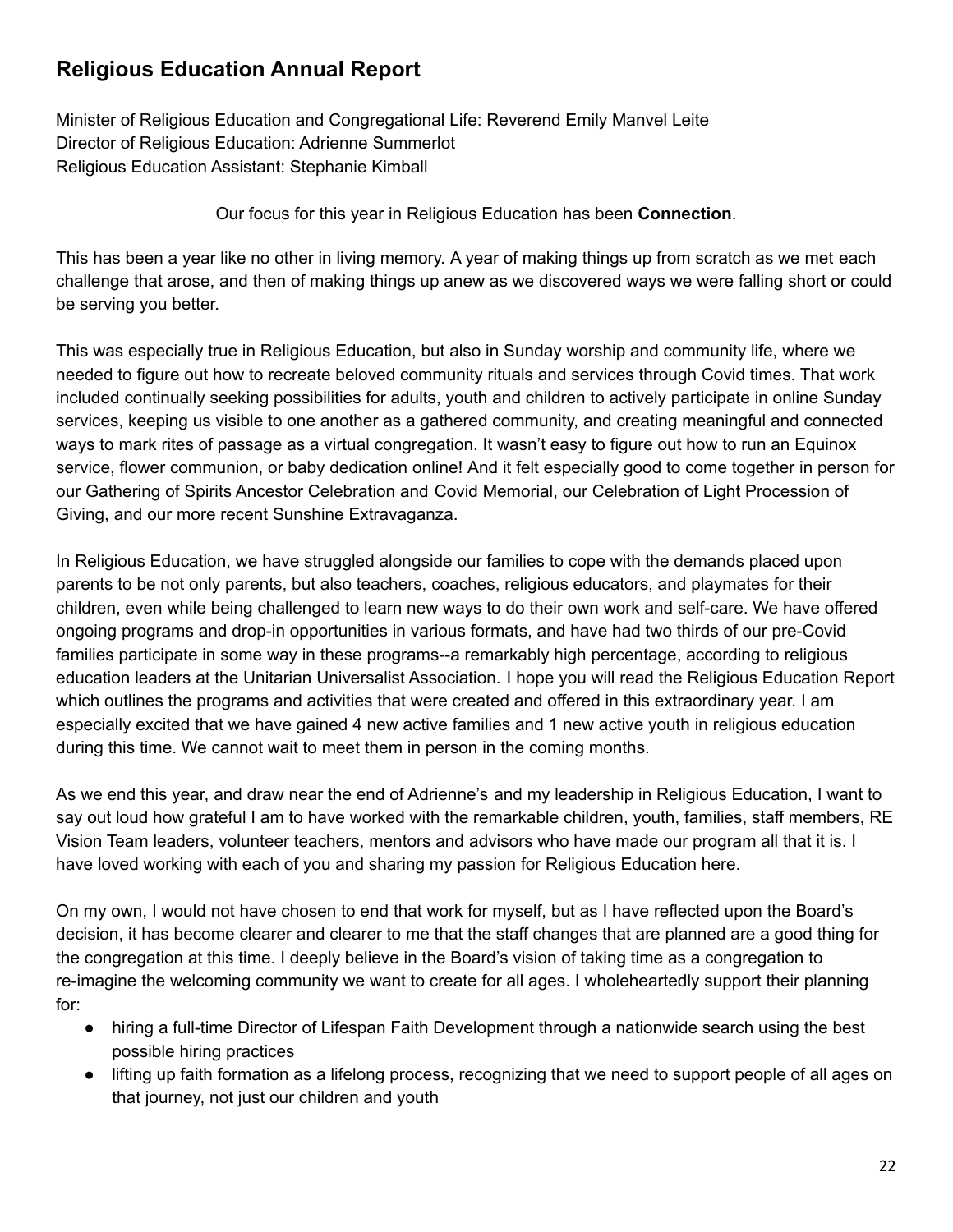# Religious Education Annual Report

Minister of Religious Education and Congregational Life: Reverend Emily Manvel Leite
Director of Religious Education: Adrienne Summerlot
Religious Education Assistant: Stephanie Kimball

Our focus for this year in Religious Education has been **Connection**.

This has been a year like no other in living memory. A year of making things up from scratch as we met each challenge that arose, and then of making things up anew as we discovered ways we were falling short or could be serving you better.

This was especially true in Religious Education, but also in Sunday worship and community life, where we needed to figure out how to recreate beloved community rituals and services through Covid times. That work included continually seeking possibilities for adults, youth and children to actively participate in online Sunday services, keeping us visible to one another as a gathered community, and creating meaningful and connected ways to mark rites of passage as a virtual congregation. It wasn't easy to figure out how to run an Equinox service, flower communion, or baby dedication online! And it felt especially good to come together in person for our Gathering of Spirits Ancestor Celebration and Covid Memorial, our Celebration of Light Procession of Giving, and our more recent Sunshine Extravaganza.

In Religious Education, we have struggled alongside our families to cope with the demands placed upon parents to be not only parents, but also teachers, coaches, religious educators, and playmates for their children, even while being challenged to learn new ways to do their own work and self-care. We have offered ongoing programs and drop-in opportunities in various formats, and have had two thirds of our pre-Covid families participate in some way in these programs--a remarkably high percentage, according to religious education leaders at the Unitarian Universalist Association. I hope you will read the Religious Education Report which outlines the programs and activities that were created and offered in this extraordinary year. I am especially excited that we have gained 4 new active families and 1 new active youth in religious education during this time. We cannot wait to meet them in person in the coming months.

As we end this year, and draw near the end of Adrienne's and my leadership in Religious Education, I want to say out loud how grateful I am to have worked with the remarkable children, youth, families, staff members, RE Vision Team leaders, volunteer teachers, mentors and advisors who have made our program all that it is. I have loved working with each of you and sharing my passion for Religious Education here.

On my own, I would not have chosen to end that work for myself, but as I have reflected upon the Board's decision, it has become clearer and clearer to me that the staff changes that are planned are a good thing for the congregation at this time. I deeply believe in the Board's vision of taking time as a congregation to re-imagine the welcoming community we want to create for all ages. I wholeheartedly support their planning for:

- hiring a full-time Director of Lifespan Faith Development through a nationwide search using the best possible hiring practices
- lifting up faith formation as a lifelong process, recognizing that we need to support people of all ages on that journey, not just our children and youth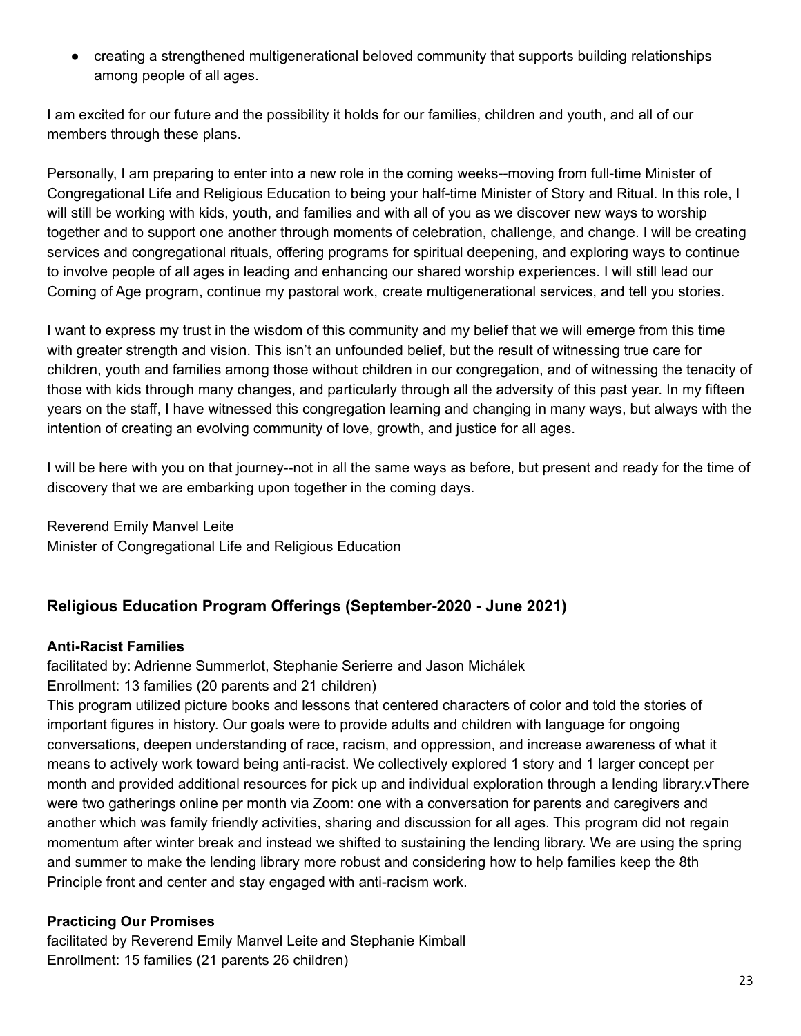- creating a strengthened multigenerational beloved community that supports building relationships among people of all ages.

I am excited for our future and the possibility it holds for our families, children and youth, and all of our members through these plans.

Personally, I am preparing to enter into a new role in the coming weeks--moving from full-time Minister of Congregational Life and Religious Education to being your half-time Minister of Story and Ritual. In this role, I will still be working with kids, youth, and families and with all of you as we discover new ways to worship together and to support one another through moments of celebration, challenge, and change. I will be creating services and congregational rituals, offering programs for spiritual deepening, and exploring ways to continue to involve people of all ages in leading and enhancing our shared worship experiences. I will still lead our Coming of Age program, continue my pastoral work, create multigenerational services, and tell you stories.

I want to express my trust in the wisdom of this community and my belief that we will emerge from this time with greater strength and vision. This isn't an unfounded belief, but the result of witnessing true care for children, youth and families among those without children in our congregation, and of witnessing the tenacity of those with kids through many changes, and particularly through all the adversity of this past year. In my fifteen years on the staff, I have witnessed this congregation learning and changing in many ways, but always with the intention of creating an evolving community of love, growth, and justice for all ages.

I will be here with you on that journey--not in all the same ways as before, but present and ready for the time of discovery that we are embarking upon together in the coming days.

Reverend Emily Manvel Leite
Minister of Congregational Life and Religious Education

## Religious Education Program Offerings (September-2020 - June 2021)

### Anti-Racist Families

facilitated by: Adrienne Summerlot, Stephanie Serierre and Jason Michálek
Enrollment: 13 families (20 parents and 21 children)
This program utilized picture books and lessons that centered characters of color and told the stories of important figures in history. Our goals were to provide adults and children with language for ongoing conversations, deepen understanding of race, racism, and oppression, and increase awareness of what it means to actively work toward being anti-racist. We collectively explored 1 story and 1 larger concept per month and provided additional resources for pick up and individual exploration through a lending library.vThere were two gatherings online per month via Zoom: one with a conversation for parents and caregivers and another which was family friendly activities, sharing and discussion for all ages. This program did not regain momentum after winter break and instead we shifted to sustaining the lending library. We are using the spring and summer to make the lending library more robust and considering how to help families keep the 8th Principle front and center and stay engaged with anti-racism work.

### Practicing Our Promises

facilitated by Reverend Emily Manvel Leite and Stephanie Kimball
Enrollment: 15 families (21 parents 26 children)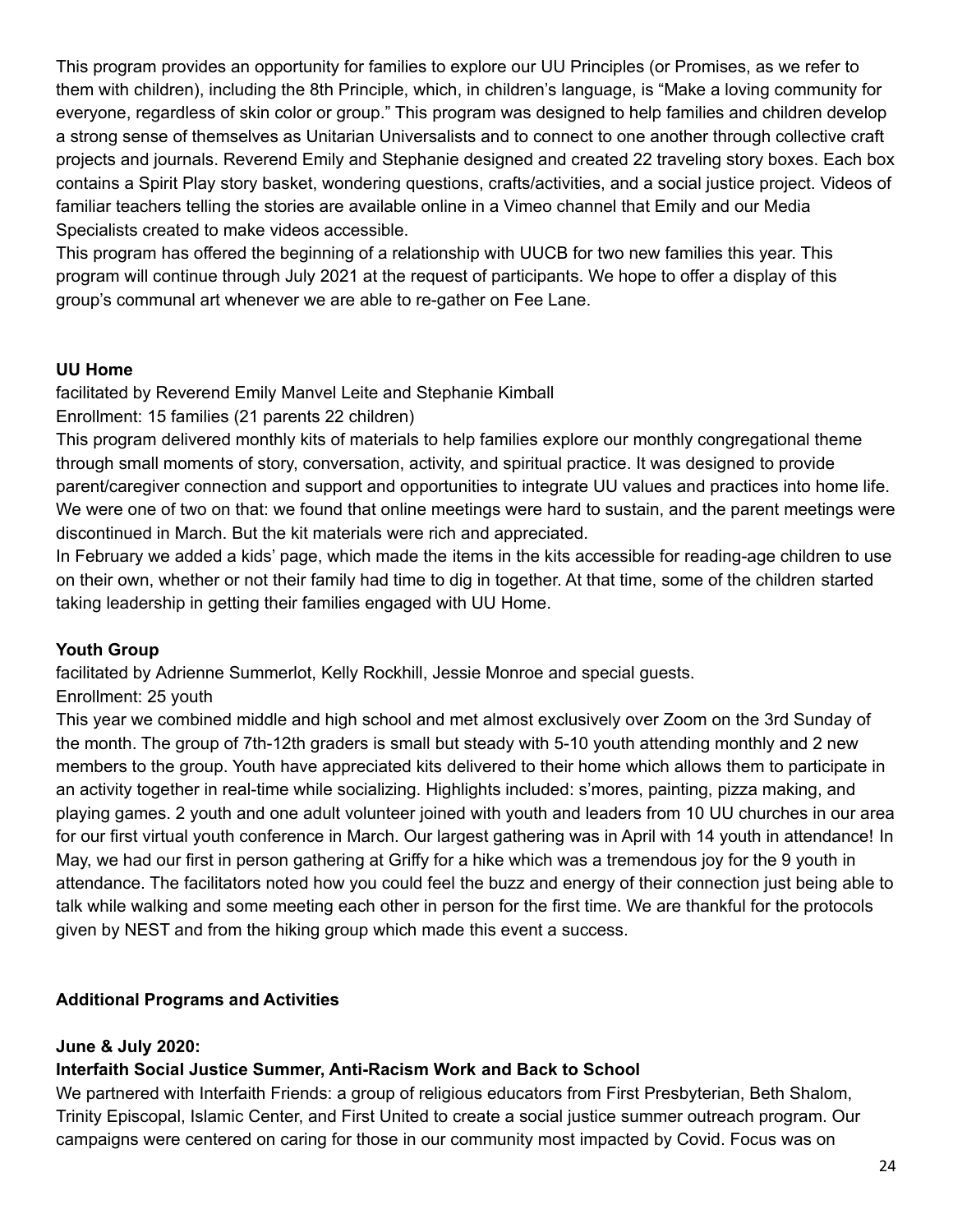This program provides an opportunity for families to explore our UU Principles (or Promises, as we refer to them with children), including the 8th Principle, which, in children's language, is "Make a loving community for everyone, regardless of skin color or group." This program was designed to help families and children develop a strong sense of themselves as Unitarian Universalists and to connect to one another through collective craft projects and journals. Reverend Emily and Stephanie designed and created 22 traveling story boxes. Each box contains a Spirit Play story basket, wondering questions, crafts/activities, and a social justice project. Videos of familiar teachers telling the stories are available online in a Vimeo channel that Emily and our Media Specialists created to make videos accessible.

This program has offered the beginning of a relationship with UUCB for two new families this year. This program will continue through July 2021 at the request of participants. We hope to offer a display of this group's communal art whenever we are able to re-gather on Fee Lane.

**UU Home**

facilitated by Reverend Emily Manvel Leite and Stephanie Kimball

Enrollment: 15 families (21 parents 22 children)

This program delivered monthly kits of materials to help families explore our monthly congregational theme through small moments of story, conversation, activity, and spiritual practice. It was designed to provide parent/caregiver connection and support and opportunities to integrate UU values and practices into home life. We were one of two on that: we found that online meetings were hard to sustain, and the parent meetings were discontinued in March. But the kit materials were rich and appreciated.

In February we added a kids' page, which made the items in the kits accessible for reading-age children to use on their own, whether or not their family had time to dig in together. At that time, some of the children started taking leadership in getting their families engaged with UU Home.

**Youth Group**

facilitated by Adrienne Summerlot, Kelly Rockhill, Jessie Monroe and special guests.

Enrollment: 25 youth

This year we combined middle and high school and met almost exclusively over Zoom on the 3rd Sunday of the month. The group of 7th-12th graders is small but steady with 5-10 youth attending monthly and 2 new members to the group. Youth have appreciated kits delivered to their home which allows them to participate in an activity together in real-time while socializing. Highlights included: s'mores, painting, pizza making, and playing games. 2 youth and one adult volunteer joined with youth and leaders from 10 UU churches in our area for our first virtual youth conference in March. Our largest gathering was in April with 14 youth in attendance! In May, we had our first in person gathering at Griffy for a hike which was a tremendous joy for the 9 youth in attendance. The facilitators noted how you could feel the buzz and energy of their connection just being able to talk while walking and some meeting each other in person for the first time. We are thankful for the protocols given by NEST and from the hiking group which made this event a success.

**Additional Programs and Activities**

**June & July 2020:**

**Interfaith Social Justice Summer, Anti-Racism Work and Back to School**

We partnered with Interfaith Friends: a group of religious educators from First Presbyterian, Beth Shalom, Trinity Episcopal, Islamic Center, and First United to create a social justice summer outreach program. Our campaigns were centered on caring for those in our community most impacted by Covid. Focus was on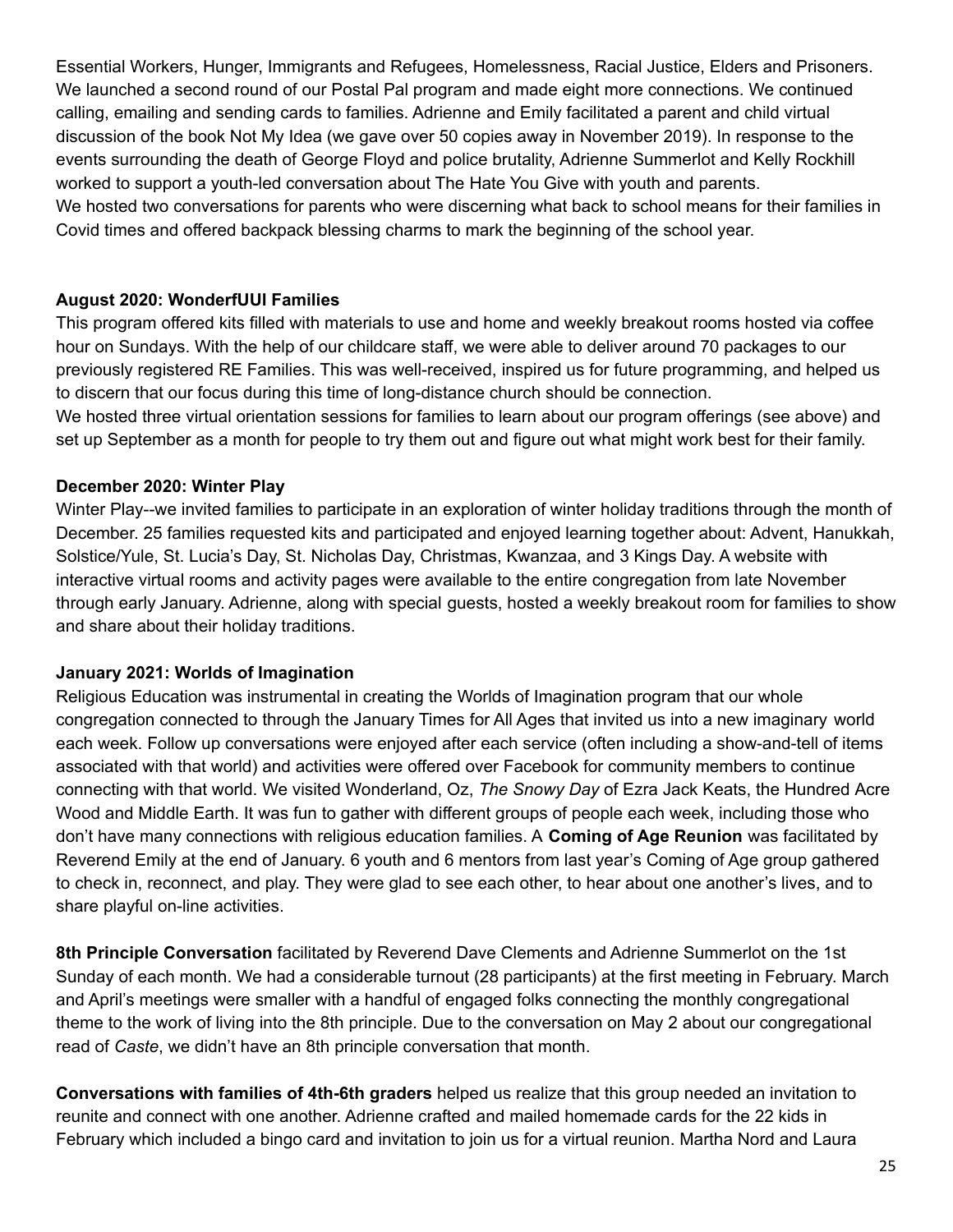Essential Workers, Hunger, Immigrants and Refugees, Homelessness, Racial Justice, Elders and Prisoners. We launched a second round of our Postal Pal program and made eight more connections. We continued calling, emailing and sending cards to families. Adrienne and Emily facilitated a parent and child virtual discussion of the book Not My Idea (we gave over 50 copies away in November 2019). In response to the events surrounding the death of George Floyd and police brutality, Adrienne Summerlot and Kelly Rockhill worked to support a youth-led conversation about The Hate You Give with youth and parents.

We hosted two conversations for parents who were discerning what back to school means for their families in Covid times and offered backpack blessing charms to mark the beginning of the school year.

**August 2020: WonderfUUl Families**

This program offered kits filled with materials to use and home and weekly breakout rooms hosted via coffee hour on Sundays. With the help of our childcare staff, we were able to deliver around 70 packages to our previously registered RE Families. This was well-received, inspired us for future programming, and helped us to discern that our focus during this time of long-distance church should be connection.

We hosted three virtual orientation sessions for families to learn about our program offerings (see above) and set up September as a month for people to try them out and figure out what might work best for their family.

**December 2020: Winter Play**

Winter Play--we invited families to participate in an exploration of winter holiday traditions through the month of December. 25 families requested kits and participated and enjoyed learning together about: Advent, Hanukkah, Solstice/Yule, St. Lucia's Day, St. Nicholas Day, Christmas, Kwanzaa, and 3 Kings Day. A website with interactive virtual rooms and activity pages were available to the entire congregation from late November through early January. Adrienne, along with special guests, hosted a weekly breakout room for families to show and share about their holiday traditions.

**January 2021: Worlds of Imagination**

Religious Education was instrumental in creating the Worlds of Imagination program that our whole congregation connected to through the January Times for All Ages that invited us into a new imaginary world each week. Follow up conversations were enjoyed after each service (often including a show-and-tell of items associated with that world) and activities were offered over Facebook for community members to continue connecting with that world. We visited Wonderland, Oz, *The Snowy Day* of Ezra Jack Keats, the Hundred Acre Wood and Middle Earth. It was fun to gather with different groups of people each week, including those who don't have many connections with religious education families. A **Coming of Age Reunion** was facilitated by Reverend Emily at the end of January. 6 youth and 6 mentors from last year's Coming of Age group gathered to check in, reconnect, and play. They were glad to see each other, to hear about one another's lives, and to share playful on-line activities.

**8th Principle Conversation** facilitated by Reverend Dave Clements and Adrienne Summerlot on the 1st Sunday of each month. We had a considerable turnout (28 participants) at the first meeting in February. March and April's meetings were smaller with a handful of engaged folks connecting the monthly congregational theme to the work of living into the 8th principle. Due to the conversation on May 2 about our congregational read of *Caste*, we didn't have an 8th principle conversation that month.

**Conversations with families of 4th-6th graders** helped us realize that this group needed an invitation to reunite and connect with one another. Adrienne crafted and mailed homemade cards for the 22 kids in February which included a bingo card and invitation to join us for a virtual reunion. Martha Nord and Laura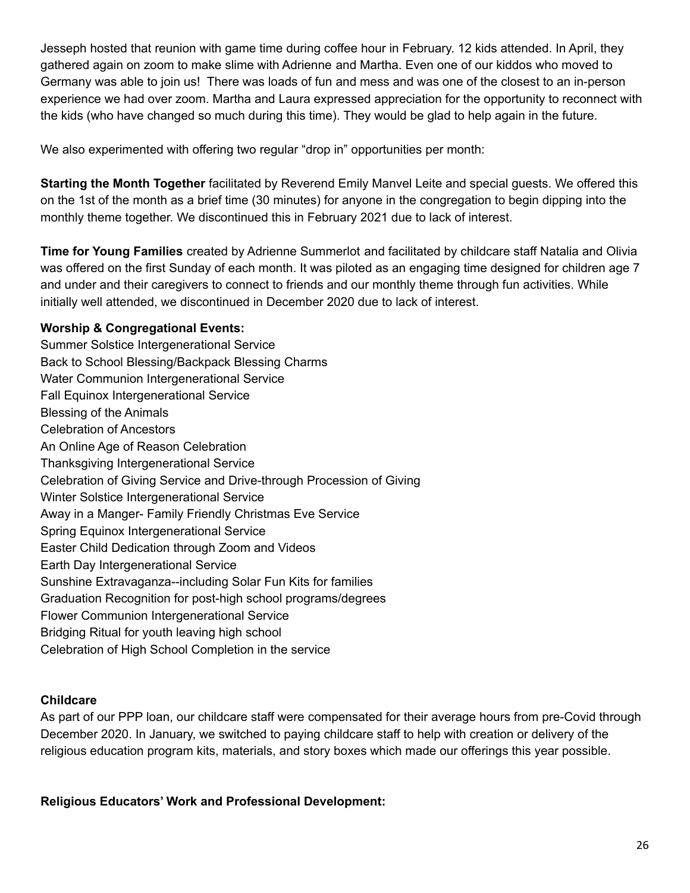Jesseph hosted that reunion with game time during coffee hour in February. 12 kids attended. In April, they gathered again on zoom to make slime with Adrienne and Martha. Even one of our kiddos who moved to Germany was able to join us! There was loads of fun and mess and was one of the closest to an in-person experience we had over zoom. Martha and Laura expressed appreciation for the opportunity to reconnect with the kids (who have changed so much during this time). They would be glad to help again in the future.

We also experimented with offering two regular "drop in" opportunities per month:

**Starting the Month Together** facilitated by Reverend Emily Manvel Leite and special guests. We offered this on the 1st of the month as a brief time (30 minutes) for anyone in the congregation to begin dipping into the monthly theme together. We discontinued this in February 2021 due to lack of interest.

**Time for Young Families** created by Adrienne Summerlot and facilitated by childcare staff Natalia and Olivia was offered on the first Sunday of each month. It was piloted as an engaging time designed for children age 7 and under and their caregivers to connect to friends and our monthly theme through fun activities. While initially well attended, we discontinued in December 2020 due to lack of interest.

**Worship & Congregational Events:**

Summer Solstice Intergenerational Service
Back to School Blessing/Backpack Blessing Charms
Water Communion Intergenerational Service
Fall Equinox Intergenerational Service
Blessing of the Animals
Celebration of Ancestors
An Online Age of Reason Celebration
Thanksgiving Intergenerational Service
Celebration of Giving Service and Drive-through Procession of Giving
Winter Solstice Intergenerational Service
Away in a Manger- Family Friendly Christmas Eve Service
Spring Equinox Intergenerational Service
Easter Child Dedication through Zoom and Videos
Earth Day Intergenerational Service
Sunshine Extravaganza--including Solar Fun Kits for families
Graduation Recognition for post-high school programs/degrees
Flower Communion Intergenerational Service
Bridging Ritual for youth leaving high school
Celebration of High School Completion in the service

**Childcare**

As part of our PPP loan, our childcare staff were compensated for their average hours from pre-Covid through December 2020. In January, we switched to paying childcare staff to help with creation or delivery of the religious education program kits, materials, and story boxes which made our offerings this year possible.

**Religious Educators' Work and Professional Development:**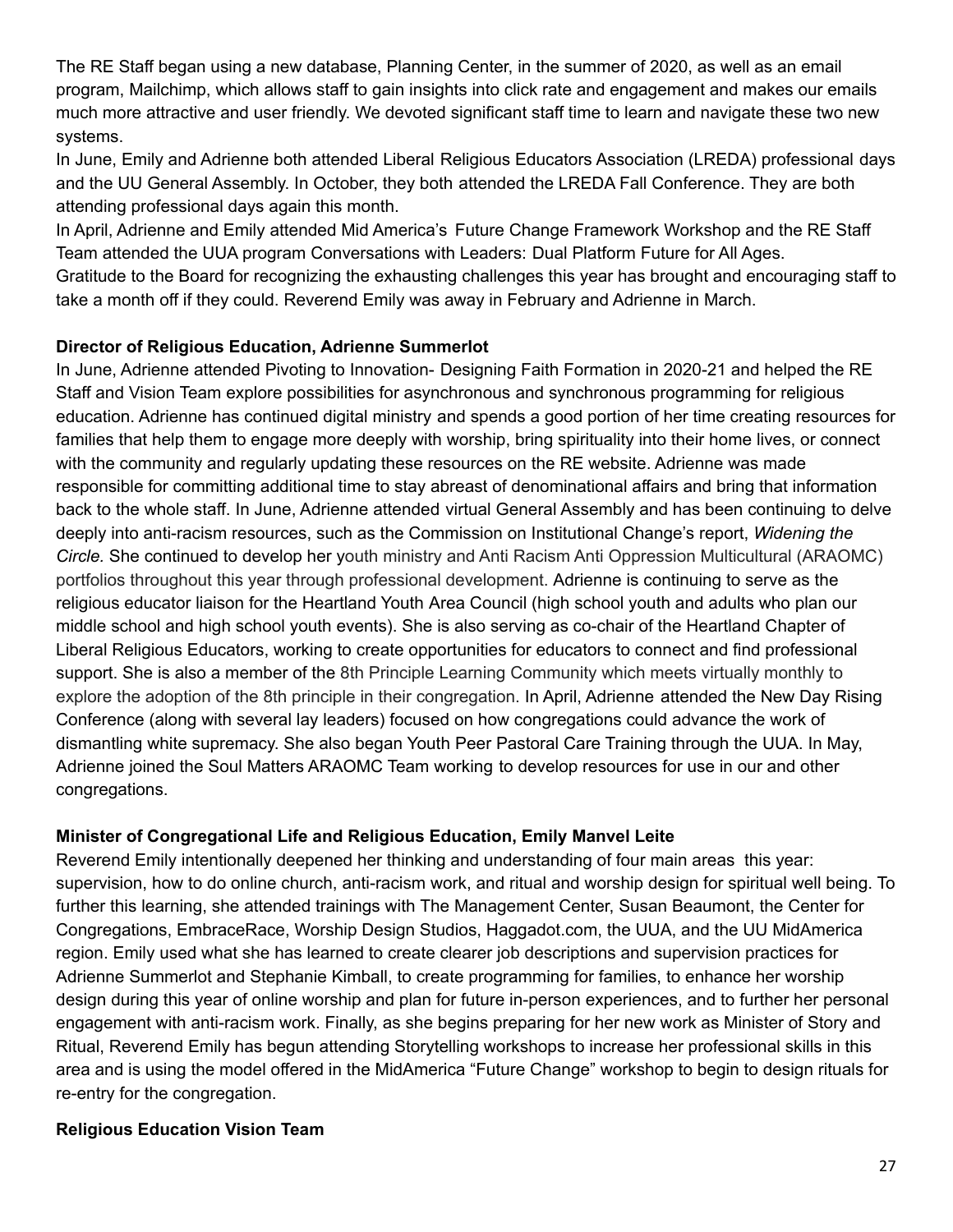The RE Staff began using a new database, Planning Center, in the summer of 2020, as well as an email program, Mailchimp, which allows staff to gain insights into click rate and engagement and makes our emails much more attractive and user friendly. We devoted significant staff time to learn and navigate these two new systems.

In June, Emily and Adrienne both attended Liberal Religious Educators Association (LREDA) professional days and the UU General Assembly. In October, they both attended the LREDA Fall Conference. They are both attending professional days again this month.

In April, Adrienne and Emily attended Mid America's Future Change Framework Workshop and the RE Staff Team attended the UUA program Conversations with Leaders: Dual Platform Future for All Ages.

Gratitude to the Board for recognizing the exhausting challenges this year has brought and encouraging staff to take a month off if they could. Reverend Emily was away in February and Adrienne in March.

**Director of Religious Education, Adrienne Summerlot**

In June, Adrienne attended Pivoting to Innovation- Designing Faith Formation in 2020-21 and helped the RE Staff and Vision Team explore possibilities for asynchronous and synchronous programming for religious education. Adrienne has continued digital ministry and spends a good portion of her time creating resources for families that help them to engage more deeply with worship, bring spirituality into their home lives, or connect with the community and regularly updating these resources on the RE website. Adrienne was made responsible for committing additional time to stay abreast of denominational affairs and bring that information back to the whole staff. In June, Adrienne attended virtual General Assembly and has been continuing to delve deeply into anti-racism resources, such as the Commission on Institutional Change's report, *Widening the Circle.* She continued to develop her youth ministry and Anti Racism Anti Oppression Multicultural (ARAOMC) portfolios throughout this year through professional development. Adrienne is continuing to serve as the religious educator liaison for the Heartland Youth Area Council (high school youth and adults who plan our middle school and high school youth events). She is also serving as co-chair of the Heartland Chapter of Liberal Religious Educators, working to create opportunities for educators to connect and find professional support. She is also a member of the 8th Principle Learning Community which meets virtually monthly to explore the adoption of the 8th principle in their congregation. In April, Adrienne attended the New Day Rising Conference (along with several lay leaders) focused on how congregations could advance the work of dismantling white supremacy. She also began Youth Peer Pastoral Care Training through the UUA. In May, Adrienne joined the Soul Matters ARAOMC Team working to develop resources for use in our and other congregations.

**Minister of Congregational Life and Religious Education, Emily Manvel Leite**

Reverend Emily intentionally deepened her thinking and understanding of four main areas this year: supervision, how to do online church, anti-racism work, and ritual and worship design for spiritual well being. To further this learning, she attended trainings with The Management Center, Susan Beaumont, the Center for Congregations, EmbraceRace, Worship Design Studios, Haggadot.com, the UUA, and the UU MidAmerica region. Emily used what she has learned to create clearer job descriptions and supervision practices for Adrienne Summerlot and Stephanie Kimball, to create programming for families, to enhance her worship design during this year of online worship and plan for future in-person experiences, and to further her personal engagement with anti-racism work. Finally, as she begins preparing for her new work as Minister of Story and Ritual, Reverend Emily has begun attending Storytelling workshops to increase her professional skills in this area and is using the model offered in the MidAmerica "Future Change" workshop to begin to design rituals for re-entry for the congregation.

**Religious Education Vision Team**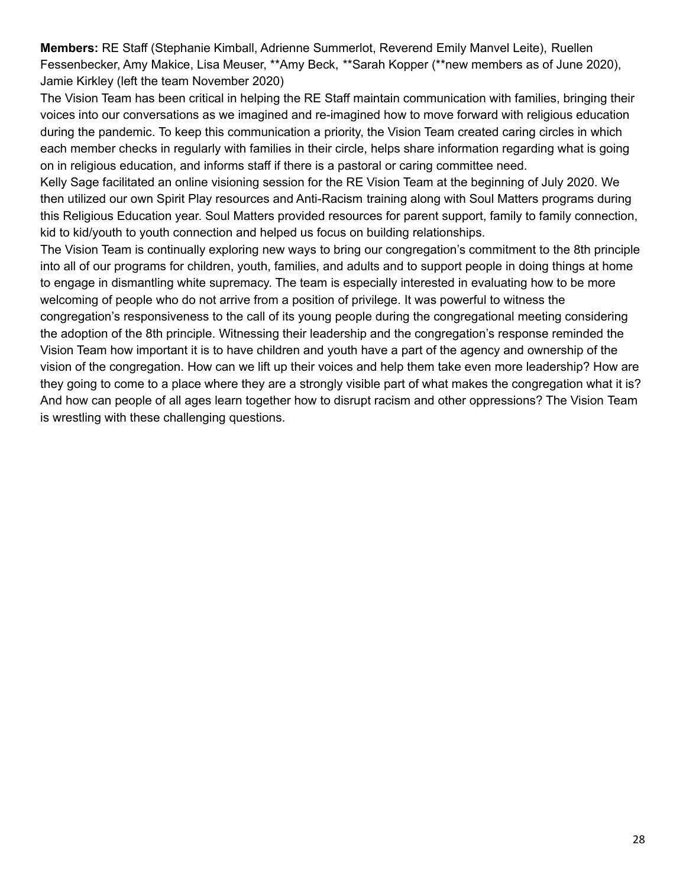**Members:** RE Staff (Stephanie Kimball, Adrienne Summerlot, Reverend Emily Manvel Leite), Ruellen Fessenbecker, Amy Makice, Lisa Meuser, **Amy Beck, **Sarah Kopper (**new members as of June 2020), Jamie Kirkley (left the team November 2020)

The Vision Team has been critical in helping the RE Staff maintain communication with families, bringing their voices into our conversations as we imagined and re-imagined how to move forward with religious education during the pandemic. To keep this communication a priority, the Vision Team created caring circles in which each member checks in regularly with families in their circle, helps share information regarding what is going on in religious education, and informs staff if there is a pastoral or caring committee need.

Kelly Sage facilitated an online visioning session for the RE Vision Team at the beginning of July 2020. We then utilized our own Spirit Play resources and Anti-Racism training along with Soul Matters programs during this Religious Education year. Soul Matters provided resources for parent support, family to family connection, kid to kid/youth to youth connection and helped us focus on building relationships.

The Vision Team is continually exploring new ways to bring our congregation's commitment to the 8th principle into all of our programs for children, youth, families, and adults and to support people in doing things at home to engage in dismantling white supremacy. The team is especially interested in evaluating how to be more welcoming of people who do not arrive from a position of privilege. It was powerful to witness the congregation's responsiveness to the call of its young people during the congregational meeting considering the adoption of the 8th principle. Witnessing their leadership and the congregation's response reminded the Vision Team how important it is to have children and youth have a part of the agency and ownership of the vision of the congregation. How can we lift up their voices and help them take even more leadership? How are they going to come to a place where they are a strongly visible part of what makes the congregation what it is? And how can people of all ages learn together how to disrupt racism and other oppressions? The Vision Team is wrestling with these challenging questions.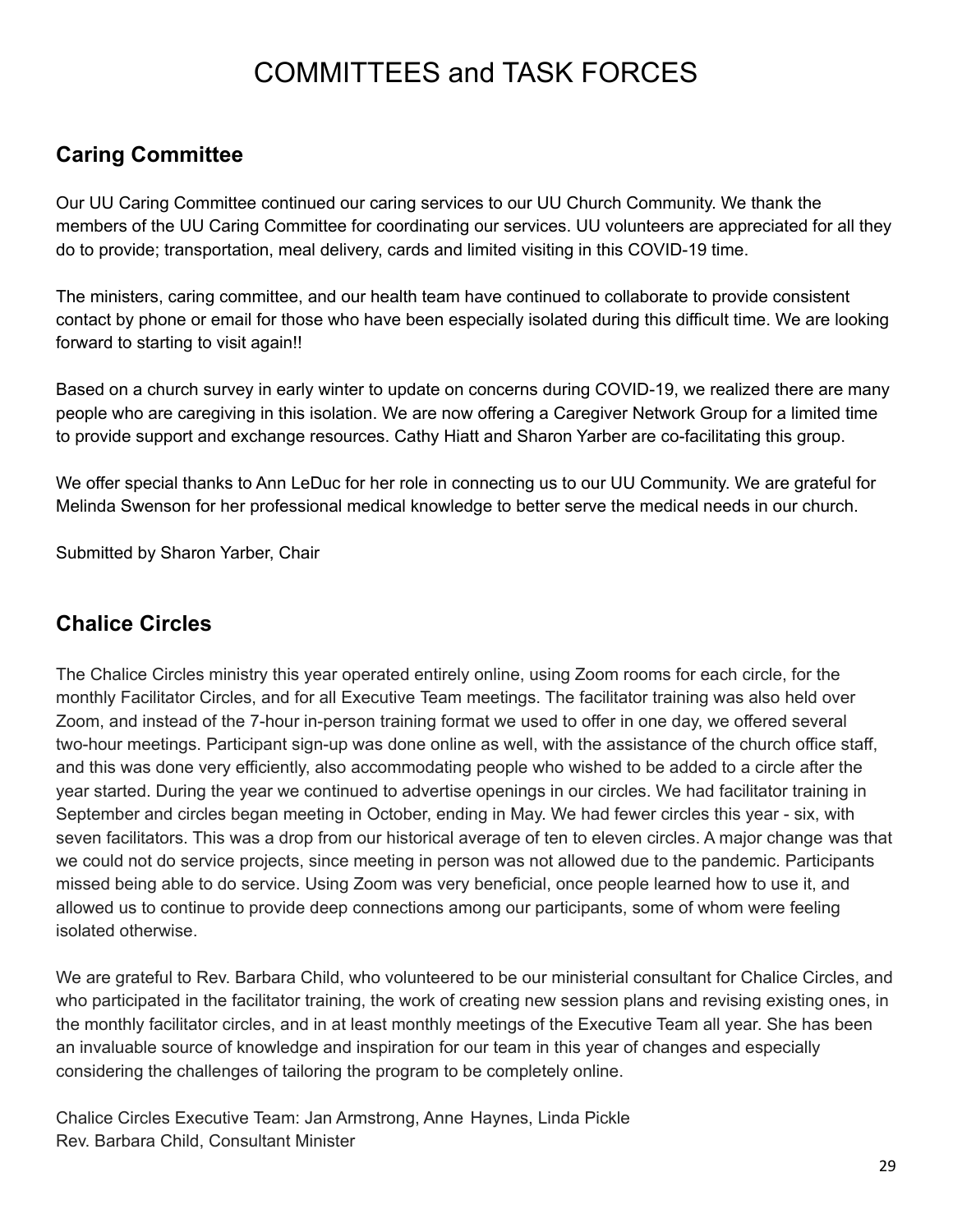# COMMITTEES and TASK FORCES

## Caring Committee

Our UU Caring Committee continued our caring services to our UU Church Community. We thank the members of the UU Caring Committee for coordinating our services. UU volunteers are appreciated for all they do to provide; transportation, meal delivery, cards and limited visiting in this COVID-19 time.

The ministers, caring committee, and our health team have continued to collaborate to provide consistent contact by phone or email for those who have been especially isolated during this difficult time. We are looking forward to starting to visit again!!

Based on a church survey in early winter to update on concerns during COVID-19, we realized there are many people who are caregiving in this isolation. We are now offering a Caregiver Network Group for a limited time to provide support and exchange resources. Cathy Hiatt and Sharon Yarber are co-facilitating this group.

We offer special thanks to Ann LeDuc for her role in connecting us to our UU Community. We are grateful for Melinda Swenson for her professional medical knowledge to better serve the medical needs in our church.

Submitted by Sharon Yarber, Chair

## Chalice Circles

The Chalice Circles ministry this year operated entirely online, using Zoom rooms for each circle, for the monthly Facilitator Circles, and for all Executive Team meetings. The facilitator training was also held over Zoom, and instead of the 7-hour in-person training format we used to offer in one day, we offered several two-hour meetings. Participant sign-up was done online as well, with the assistance of the church office staff, and this was done very efficiently, also accommodating people who wished to be added to a circle after the year started. During the year we continued to advertise openings in our circles. We had facilitator training in September and circles began meeting in October, ending in May. We had fewer circles this year - six, with seven facilitators. This was a drop from our historical average of ten to eleven circles. A major change was that we could not do service projects, since meeting in person was not allowed due to the pandemic. Participants missed being able to do service. Using Zoom was very beneficial, once people learned how to use it, and allowed us to continue to provide deep connections among our participants, some of whom were feeling isolated otherwise.

We are grateful to Rev. Barbara Child, who volunteered to be our ministerial consultant for Chalice Circles, and who participated in the facilitator training, the work of creating new session plans and revising existing ones, in the monthly facilitator circles, and in at least monthly meetings of the Executive Team all year. She has been an invaluable source of knowledge and inspiration for our team in this year of changes and especially considering the challenges of tailoring the program to be completely online.

Chalice Circles Executive Team: Jan Armstrong, Anne Haynes, Linda Pickle
Rev. Barbara Child, Consultant Minister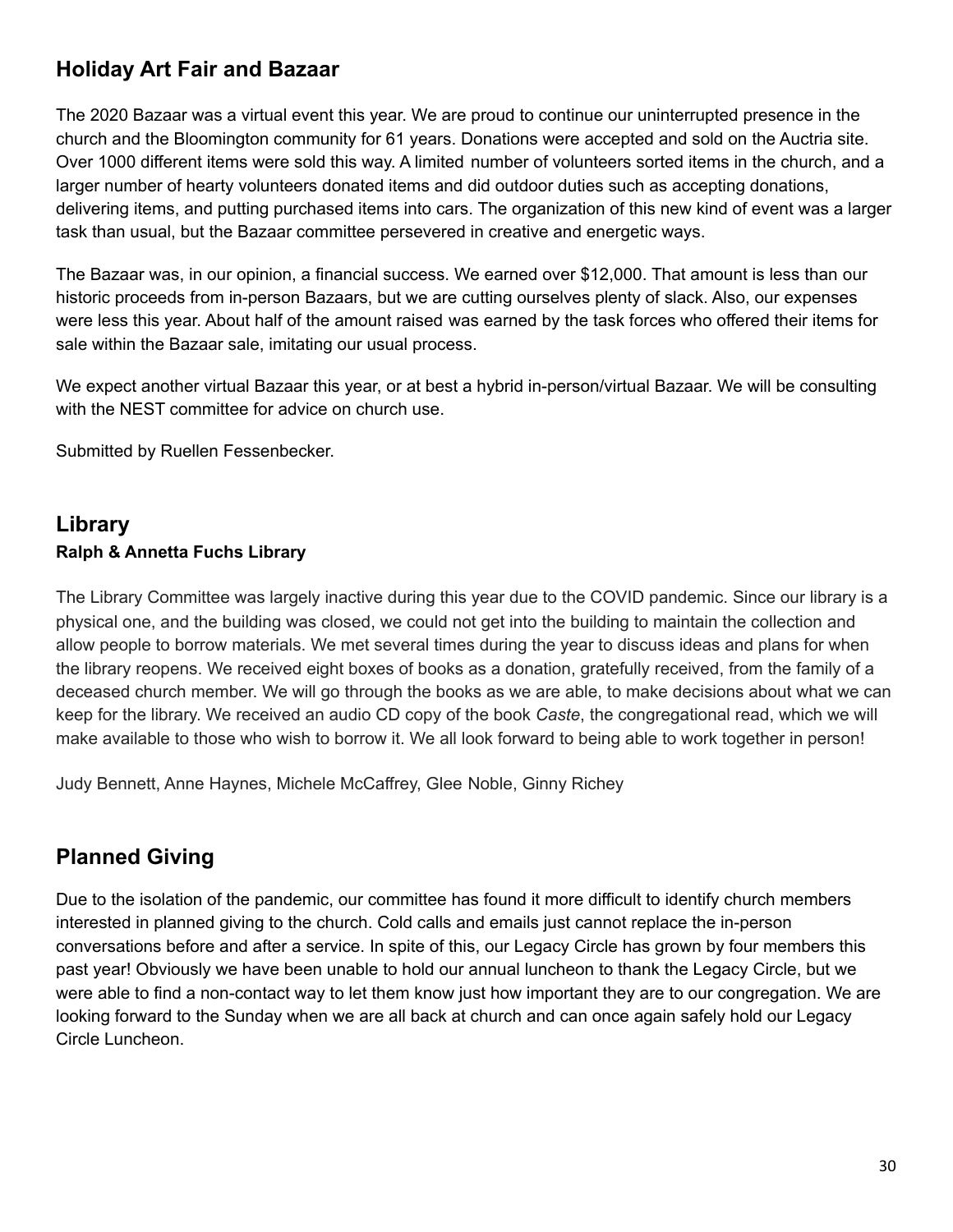## Holiday Art Fair and Bazaar

The 2020 Bazaar was a virtual event this year. We are proud to continue our uninterrupted presence in the church and the Bloomington community for 61 years. Donations were accepted and sold on the Auctria site. Over 1000 different items were sold this way. A limited number of volunteers sorted items in the church, and a larger number of hearty volunteers donated items and did outdoor duties such as accepting donations, delivering items, and putting purchased items into cars. The organization of this new kind of event was a larger task than usual, but the Bazaar committee persevered in creative and energetic ways.

The Bazaar was, in our opinion, a financial success. We earned over $12,000. That amount is less than our historic proceeds from in-person Bazaars, but we are cutting ourselves plenty of slack. Also, our expenses were less this year. About half of the amount raised was earned by the task forces who offered their items for sale within the Bazaar sale, imitating our usual process.

We expect another virtual Bazaar this year, or at best a hybrid in-person/virtual Bazaar. We will be consulting with the NEST committee for advice on church use.

Submitted by Ruellen Fessenbecker.

## Library

**Ralph & Annetta Fuchs Library**

The Library Committee was largely inactive during this year due to the COVID pandemic. Since our library is a physical one, and the building was closed, we could not get into the building to maintain the collection and allow people to borrow materials. We met several times during the year to discuss ideas and plans for when the library reopens. We received eight boxes of books as a donation, gratefully received, from the family of a deceased church member. We will go through the books as we are able, to make decisions about what we can keep for the library. We received an audio CD copy of the book *Caste*, the congregational read, which we will make available to those who wish to borrow it. We all look forward to being able to work together in person!

Judy Bennett, Anne Haynes, Michele McCaffrey, Glee Noble, Ginny Richey

## Planned Giving

Due to the isolation of the pandemic, our committee has found it more difficult to identify church members interested in planned giving to the church. Cold calls and emails just cannot replace the in-person conversations before and after a service. In spite of this, our Legacy Circle has grown by four members this past year! Obviously we have been unable to hold our annual luncheon to thank the Legacy Circle, but we were able to find a non-contact way to let them know just how important they are to our congregation. We are looking forward to the Sunday when we are all back at church and can once again safely hold our Legacy Circle Luncheon.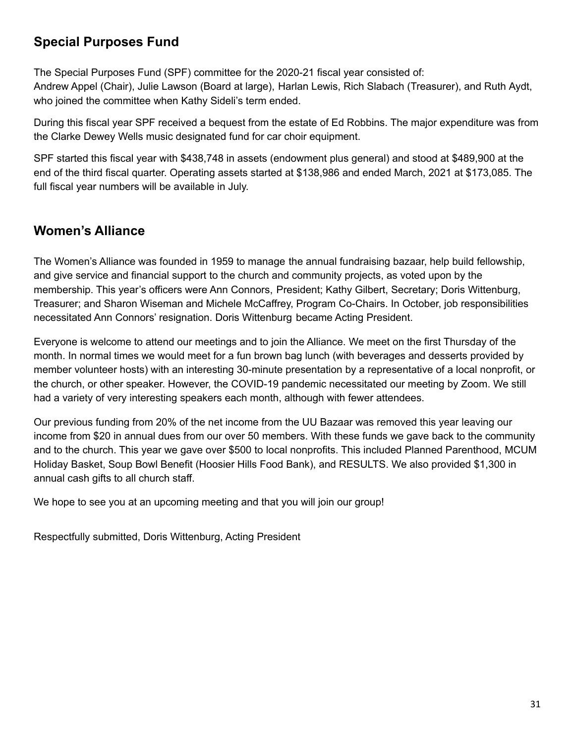## Special Purposes Fund

The Special Purposes Fund (SPF) committee for the 2020-21 fiscal year consisted of:
Andrew Appel (Chair), Julie Lawson (Board at large), Harlan Lewis, Rich Slabach (Treasurer), and Ruth Aydt, who joined the committee when Kathy Sideli's term ended.

During this fiscal year SPF received a bequest from the estate of Ed Robbins. The major expenditure was from the Clarke Dewey Wells music designated fund for car choir equipment.

SPF started this fiscal year with $438,748 in assets (endowment plus general) and stood at $489,900 at the end of the third fiscal quarter. Operating assets started at $138,986 and ended March, 2021 at $173,085. The full fiscal year numbers will be available in July.

## Women's Alliance

The Women's Alliance was founded in 1959 to manage the annual fundraising bazaar, help build fellowship, and give service and financial support to the church and community projects, as voted upon by the membership. This year's officers were Ann Connors, President; Kathy Gilbert, Secretary; Doris Wittenburg, Treasurer; and Sharon Wiseman and Michele McCaffrey, Program Co-Chairs. In October, job responsibilities necessitated Ann Connors' resignation. Doris Wittenburg became Acting President.

Everyone is welcome to attend our meetings and to join the Alliance. We meet on the first Thursday of the month. In normal times we would meet for a fun brown bag lunch (with beverages and desserts provided by member volunteer hosts) with an interesting 30-minute presentation by a representative of a local nonprofit, or the church, or other speaker. However, the COVID-19 pandemic necessitated our meeting by Zoom. We still had a variety of very interesting speakers each month, although with fewer attendees.

Our previous funding from 20% of the net income from the UU Bazaar was removed this year leaving our income from $20 in annual dues from our over 50 members. With these funds we gave back to the community and to the church. This year we gave over $500 to local nonprofits. This included Planned Parenthood, MCUM Holiday Basket, Soup Bowl Benefit (Hoosier Hills Food Bank), and RESULTS. We also provided $1,300 in annual cash gifts to all church staff.

We hope to see you at an upcoming meeting and that you will join our group!

Respectfully submitted, Doris Wittenburg, Acting President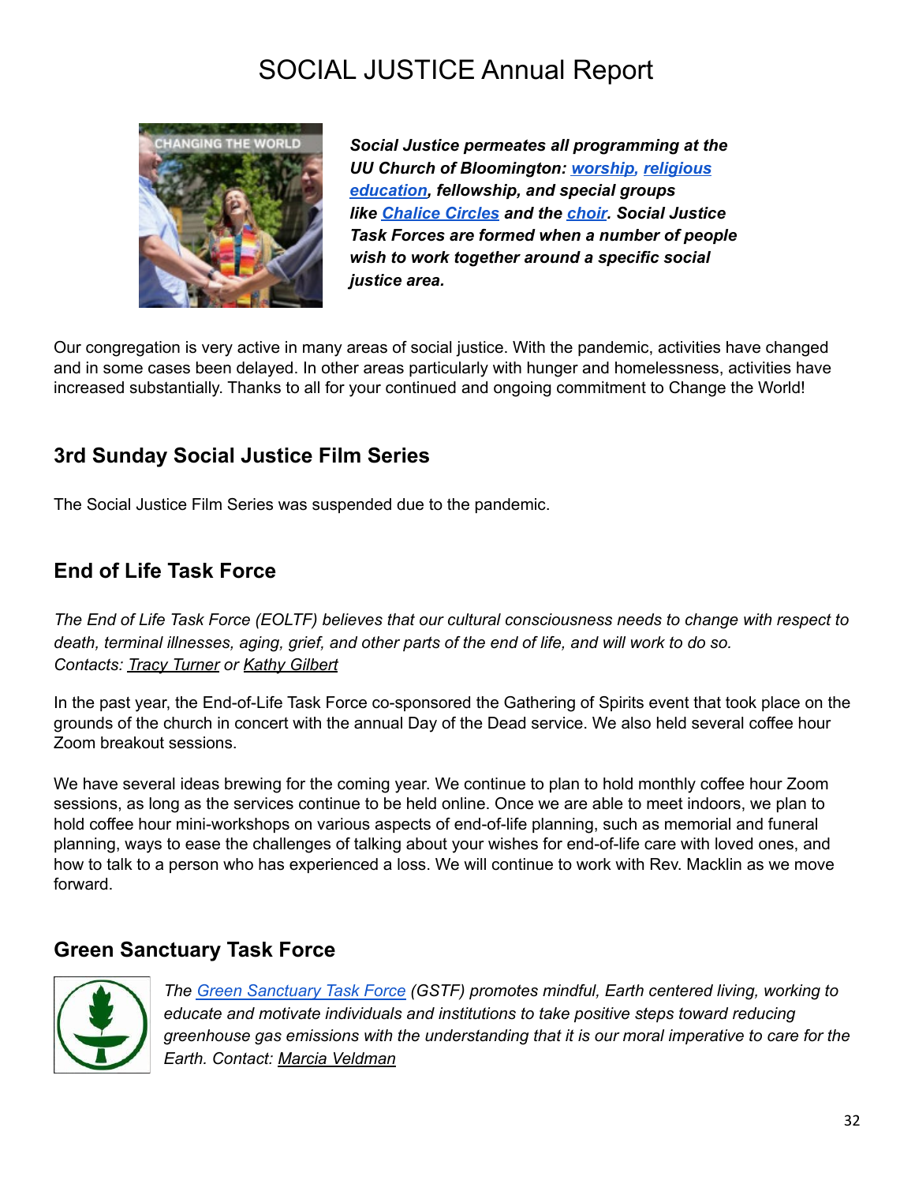# SOCIAL JUSTICE Annual Report

***Social Justice permeates all programming at the UU Church of Bloomington: worship, religious education, fellowship, and special groups like Chalice Circles and the choir. Social Justice Task Forces are formed when a number of people wish to work together around a specific social justice area.***

Our congregation is very active in many areas of social justice. With the pandemic, activities have changed and in some cases been delayed. In other areas particularly with hunger and homelessness, activities have increased substantially. Thanks to all for your continued and ongoing commitment to Change the World!

## 3rd Sunday Social Justice Film Series

The Social Justice Film Series was suspended due to the pandemic.

## End of Life Task Force

*The End of Life Task Force (EOLTF) believes that our cultural consciousness needs to change with respect to death, terminal illnesses, aging, grief, and other parts of the end of life, and will work to do so. Contacts: Tracy Turner or Kathy Gilbert*

In the past year, the End-of-Life Task Force co-sponsored the Gathering of Spirits event that took place on the grounds of the church in concert with the annual Day of the Dead service. We also held several coffee hour Zoom breakout sessions.

We have several ideas brewing for the coming year. We continue to plan to hold monthly coffee hour Zoom sessions, as long as the services continue to be held online. Once we are able to meet indoors, we plan to hold coffee hour mini-workshops on various aspects of end-of-life planning, such as memorial and funeral planning, ways to ease the challenges of talking about your wishes for end-of-life care with loved ones, and how to talk to a person who has experienced a loss. We will continue to work with Rev. Macklin as we move forward.

## Green Sanctuary Task Force

*The Green Sanctuary Task Force (GSTF) promotes mindful, Earth centered living, working to educate and motivate individuals and institutions to take positive steps toward reducing greenhouse gas emissions with the understanding that it is our moral imperative to care for the Earth. Contact: Marcia Veldman*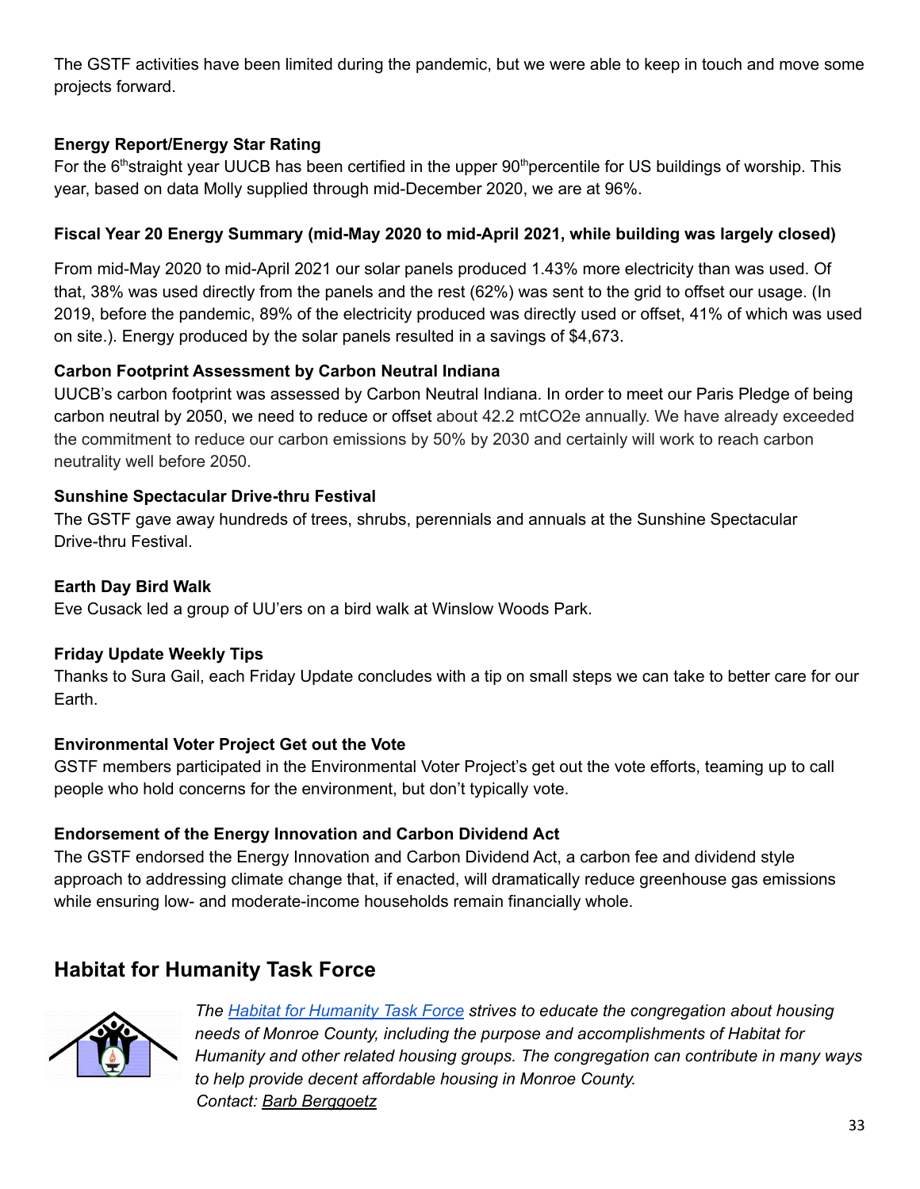The GSTF activities have been limited during the pandemic, but we were able to keep in touch and move some projects forward.

**Energy Report/Energy Star Rating**
For the 6th straight year UUCB has been certified in the upper 90th percentile for US buildings of worship. This year, based on data Molly supplied through mid-December 2020, we are at 96%.

**Fiscal Year 20 Energy Summary (mid-May 2020 to mid-April 2021, while building was largely closed)**

From mid-May 2020 to mid-April 2021 our solar panels produced 1.43% more electricity than was used. Of that, 38% was used directly from the panels and the rest (62%) was sent to the grid to offset our usage. (In 2019, before the pandemic, 89% of the electricity produced was directly used or offset, 41% of which was used on site.). Energy produced by the solar panels resulted in a savings of $4,673.

**Carbon Footprint Assessment by Carbon Neutral Indiana**
UUCB's carbon footprint was assessed by Carbon Neutral Indiana. In order to meet our Paris Pledge of being carbon neutral by 2050, we need to reduce or offset about 42.2 mtCO2e annually. We have already exceeded the commitment to reduce our carbon emissions by 50% by 2030 and certainly will work to reach carbon neutrality well before 2050.

**Sunshine Spectacular Drive-thru Festival**
The GSTF gave away hundreds of trees, shrubs, perennials and annuals at the Sunshine Spectacular Drive-thru Festival.

**Earth Day Bird Walk**
Eve Cusack led a group of UU'ers on a bird walk at Winslow Woods Park.

**Friday Update Weekly Tips**
Thanks to Sura Gail, each Friday Update concludes with a tip on small steps we can take to better care for our Earth.

**Environmental Voter Project Get out the Vote**
GSTF members participated in the Environmental Voter Project's get out the vote efforts, teaming up to call people who hold concerns for the environment, but don't typically vote.

**Endorsement of the Energy Innovation and Carbon Dividend Act**
The GSTF endorsed the Energy Innovation and Carbon Dividend Act, a carbon fee and dividend style approach to addressing climate change that, if enacted, will dramatically reduce greenhouse gas emissions while ensuring low- and moderate-income households remain financially whole.

## Habitat for Humanity Task Force

*The Habitat for Humanity Task Force strives to educate the congregation about housing needs of Monroe County, including the purpose and accomplishments of Habitat for Humanity and other related housing groups. The congregation can contribute in many ways to help provide decent affordable housing in Monroe County.*
*Contact: Barb Berggoetz*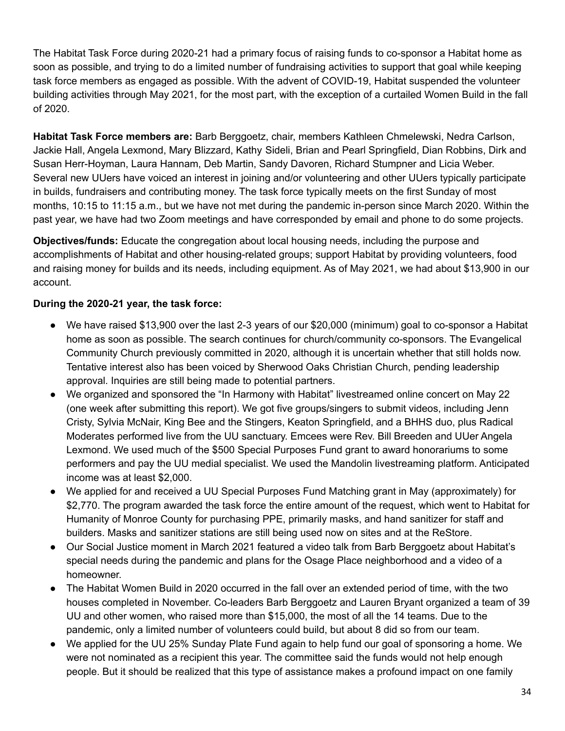The Habitat Task Force during 2020-21 had a primary focus of raising funds to co-sponsor a Habitat home as soon as possible, and trying to do a limited number of fundraising activities to support that goal while keeping task force members as engaged as possible. With the advent of COVID-19, Habitat suspended the volunteer building activities through May 2021, for the most part, with the exception of a curtailed Women Build in the fall of 2020.

**Habitat Task Force members are:** Barb Berggoetz, chair, members Kathleen Chmelewski, Nedra Carlson, Jackie Hall, Angela Lexmond, Mary Blizzard, Kathy Sideli, Brian and Pearl Springfield, Dian Robbins, Dirk and Susan Herr-Hoyman, Laura Hannam, Deb Martin, Sandy Davoren, Richard Stumpner and Licia Weber. Several new UUers have voiced an interest in joining and/or volunteering and other UUers typically participate in builds, fundraisers and contributing money. The task force typically meets on the first Sunday of most months, 10:15 to 11:15 a.m., but we have not met during the pandemic in-person since March 2020. Within the past year, we have had two Zoom meetings and have corresponded by email and phone to do some projects.

**Objectives/funds:** Educate the congregation about local housing needs, including the purpose and accomplishments of Habitat and other housing-related groups; support Habitat by providing volunteers, food and raising money for builds and its needs, including equipment. As of May 2021, we had about $13,900 in our account.

**During the 2020-21 year, the task force:**

- We have raised $13,900 over the last 2-3 years of our $20,000 (minimum) goal to co-sponsor a Habitat home as soon as possible. The search continues for church/community co-sponsors. The Evangelical Community Church previously committed in 2020, although it is uncertain whether that still holds now. Tentative interest also has been voiced by Sherwood Oaks Christian Church, pending leadership approval. Inquiries are still being made to potential partners.
- We organized and sponsored the "In Harmony with Habitat" livestreamed online concert on May 22 (one week after submitting this report). We got five groups/singers to submit videos, including Jenn Cristy, Sylvia McNair, King Bee and the Stingers, Keaton Springfield, and a BHHS duo, plus Radical Moderates performed live from the UU sanctuary. Emcees were Rev. Bill Breeden and UUer Angela Lexmond. We used much of the $500 Special Purposes Fund grant to award honorariums to some performers and pay the UU medial specialist. We used the Mandolin livestreaming platform. Anticipated income was at least $2,000.
- We applied for and received a UU Special Purposes Fund Matching grant in May (approximately) for $2,770. The program awarded the task force the entire amount of the request, which went to Habitat for Humanity of Monroe County for purchasing PPE, primarily masks, and hand sanitizer for staff and builders. Masks and sanitizer stations are still being used now on sites and at the ReStore.
- Our Social Justice moment in March 2021 featured a video talk from Barb Berggoetz about Habitat's special needs during the pandemic and plans for the Osage Place neighborhood and a video of a homeowner.
- The Habitat Women Build in 2020 occurred in the fall over an extended period of time, with the two houses completed in November. Co-leaders Barb Berggoetz and Lauren Bryant organized a team of 39 UU and other women, who raised more than $15,000, the most of all the 14 teams. Due to the pandemic, only a limited number of volunteers could build, but about 8 did so from our team.
- We applied for the UU 25% Sunday Plate Fund again to help fund our goal of sponsoring a home. We were not nominated as a recipient this year. The committee said the funds would not help enough people. But it should be realized that this type of assistance makes a profound impact on one family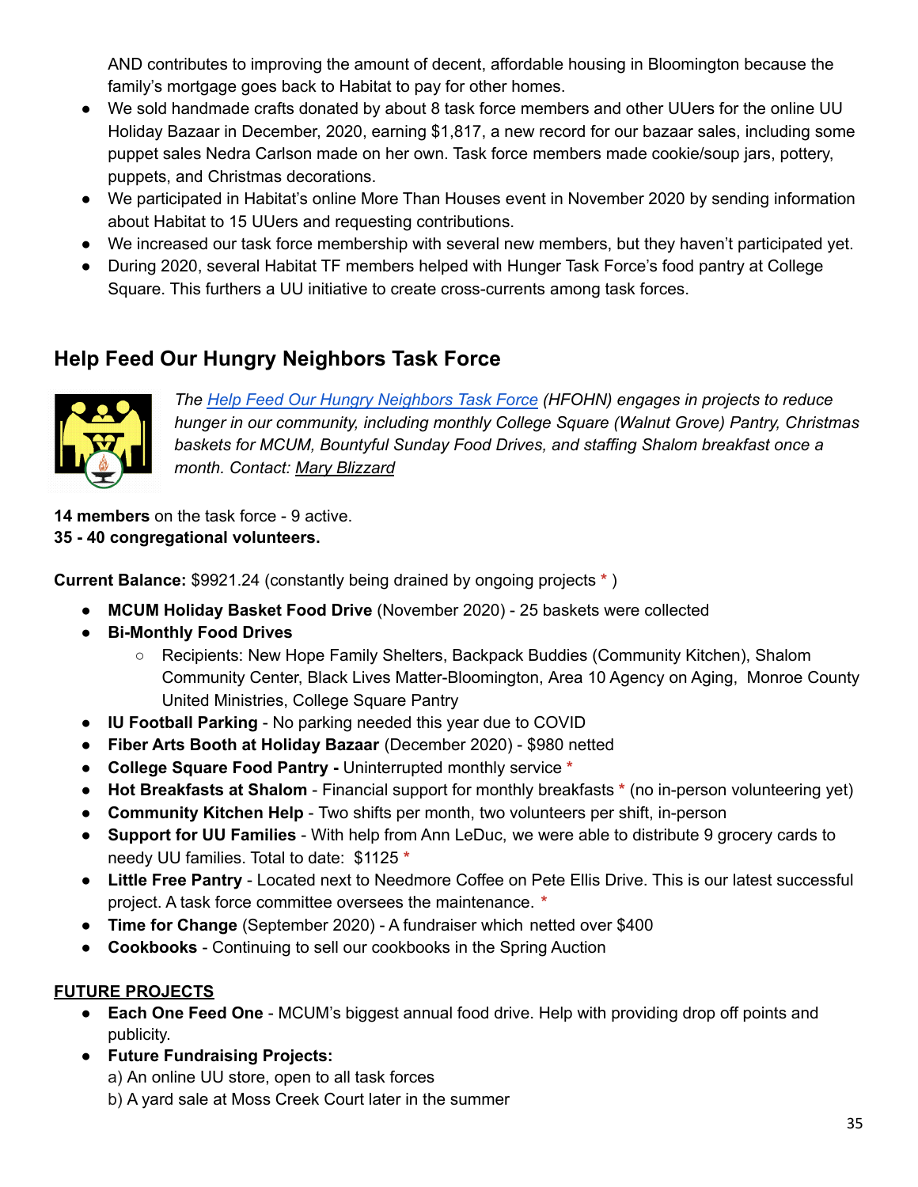AND contributes to improving the amount of decent, affordable housing in Bloomington because the family's mortgage goes back to Habitat to pay for other homes.

- We sold handmade crafts donated by about 8 task force members and other UUers for the online UU Holiday Bazaar in December, 2020, earning $1,817, a new record for our bazaar sales, including some puppet sales Nedra Carlson made on her own. Task force members made cookie/soup jars, pottery, puppets, and Christmas decorations.
- We participated in Habitat's online More Than Houses event in November 2020 by sending information about Habitat to 15 UUers and requesting contributions.
- We increased our task force membership with several new members, but they haven't participated yet.
- During 2020, several Habitat TF members helped with Hunger Task Force's food pantry at College Square. This furthers a UU initiative to create cross-currents among task forces.

## Help Feed Our Hungry Neighbors Task Force

*The Help Feed Our Hungry Neighbors Task Force (HFOHN) engages in projects to reduce hunger in our community, including monthly College Square (Walnut Grove) Pantry, Christmas baskets for MCUM, Bountyful Sunday Food Drives, and staffing Shalom breakfast once a month. Contact: Mary Blizzard*

**14 members** on the task force - 9 active.
**35 - 40 congregational volunteers.**

**Current Balance:** $9921.24 (constantly being drained by ongoing projects * )

- **MCUM Holiday Basket Food Drive** (November 2020) - 25 baskets were collected
- **Bi-Monthly Food Drives**
  - Recipients: New Hope Family Shelters, Backpack Buddies (Community Kitchen), Shalom Community Center, Black Lives Matter-Bloomington, Area 10 Agency on Aging, Monroe County United Ministries, College Square Pantry
- **IU Football Parking** - No parking needed this year due to COVID
- **Fiber Arts Booth at Holiday Bazaar** (December 2020) - $980 netted
- **College Square Food Pantry -** Uninterrupted monthly service *
- **Hot Breakfasts at Shalom** - Financial support for monthly breakfasts * (no in-person volunteering yet)
- **Community Kitchen Help** - Two shifts per month, two volunteers per shift, in-person
- **Support for UU Families** - With help from Ann LeDuc, we were able to distribute 9 grocery cards to needy UU families. Total to date: $1125 *
- **Little Free Pantry** - Located next to Needmore Coffee on Pete Ellis Drive. This is our latest successful project. A task force committee oversees the maintenance. *
- **Time for Change** (September 2020) - A fundraiser which netted over $400
- **Cookbooks** - Continuing to sell our cookbooks in the Spring Auction

**FUTURE PROJECTS**

- **Each One Feed One** - MCUM's biggest annual food drive. Help with providing drop off points and publicity.
- **Future Fundraising Projects:**
  a) An online UU store, open to all task forces
  b) A yard sale at Moss Creek Court later in the summer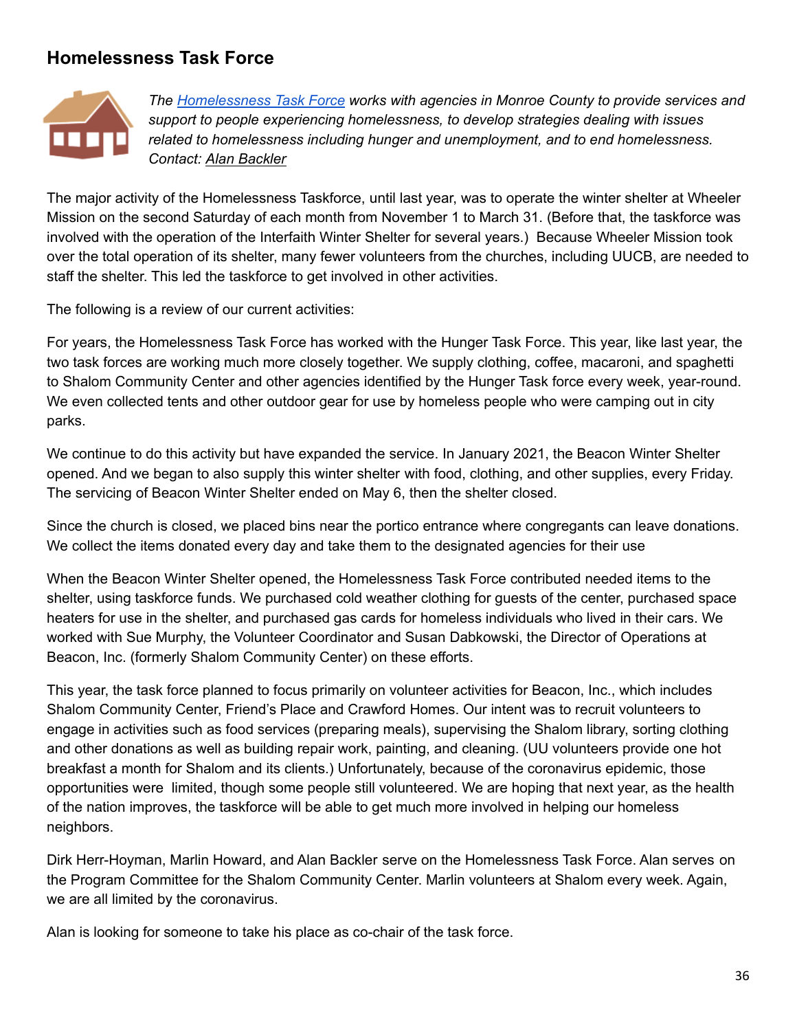## Homelessness Task Force

*The [Homelessness Task Force] works with agencies in Monroe County to provide services and support to people experiencing homelessness, to develop strategies dealing with issues related to homelessness including hunger and unemployment, and to end homelessness. Contact: Alan Backler*

The major activity of the Homelessness Taskforce, until last year, was to operate the winter shelter at Wheeler Mission on the second Saturday of each month from November 1 to March 31. (Before that, the taskforce was involved with the operation of the Interfaith Winter Shelter for several years.) Because Wheeler Mission took over the total operation of its shelter, many fewer volunteers from the churches, including UUCB, are needed to staff the shelter. This led the taskforce to get involved in other activities.

The following is a review of our current activities:

For years, the Homelessness Task Force has worked with the Hunger Task Force. This year, like last year, the two task forces are working much more closely together. We supply clothing, coffee, macaroni, and spaghetti to Shalom Community Center and other agencies identified by the Hunger Task force every week, year-round. We even collected tents and other outdoor gear for use by homeless people who were camping out in city parks.

We continue to do this activity but have expanded the service. In January 2021, the Beacon Winter Shelter opened. And we began to also supply this winter shelter with food, clothing, and other supplies, every Friday. The servicing of Beacon Winter Shelter ended on May 6, then the shelter closed.

Since the church is closed, we placed bins near the portico entrance where congregants can leave donations. We collect the items donated every day and take them to the designated agencies for their use

When the Beacon Winter Shelter opened, the Homelessness Task Force contributed needed items to the shelter, using taskforce funds. We purchased cold weather clothing for guests of the center, purchased space heaters for use in the shelter, and purchased gas cards for homeless individuals who lived in their cars. We worked with Sue Murphy, the Volunteer Coordinator and Susan Dabkowski, the Director of Operations at Beacon, Inc. (formerly Shalom Community Center) on these efforts.

This year, the task force planned to focus primarily on volunteer activities for Beacon, Inc., which includes Shalom Community Center, Friend's Place and Crawford Homes. Our intent was to recruit volunteers to engage in activities such as food services (preparing meals), supervising the Shalom library, sorting clothing and other donations as well as building repair work, painting, and cleaning. (UU volunteers provide one hot breakfast a month for Shalom and its clients.) Unfortunately, because of the coronavirus epidemic, those opportunities were limited, though some people still volunteered. We are hoping that next year, as the health of the nation improves, the taskforce will be able to get much more involved in helping our homeless neighbors.

Dirk Herr-Hoyman, Marlin Howard, and Alan Backler serve on the Homelessness Task Force. Alan serves on the Program Committee for the Shalom Community Center. Marlin volunteers at Shalom every week. Again, we are all limited by the coronavirus.

Alan is looking for someone to take his place as co-chair of the task force.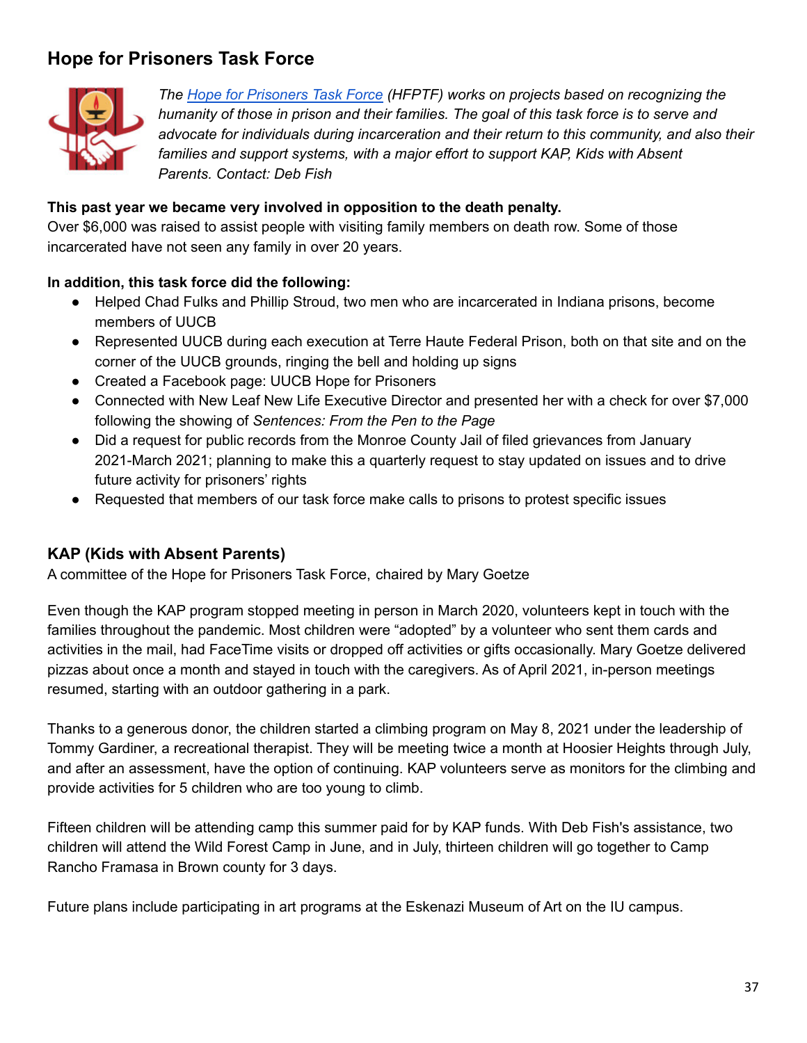## Hope for Prisoners Task Force

*The Hope for Prisoners Task Force (HFPTF) works on projects based on recognizing the humanity of those in prison and their families. The goal of this task force is to serve and advocate for individuals during incarceration and their return to this community, and also their families and support systems, with a major effort to support KAP, Kids with Absent Parents. Contact: Deb Fish*

**This past year we became very involved in opposition to the death penalty.**
Over $6,000 was raised to assist people with visiting family members on death row. Some of those incarcerated have not seen any family in over 20 years.

**In addition, this task force did the following:**

- Helped Chad Fulks and Phillip Stroud, two men who are incarcerated in Indiana prisons, become members of UUCB
- Represented UUCB during each execution at Terre Haute Federal Prison, both on that site and on the corner of the UUCB grounds, ringing the bell and holding up signs
- Created a Facebook page: UUCB Hope for Prisoners
- Connected with New Leaf New Life Executive Director and presented her with a check for over $7,000 following the showing of *Sentences: From the Pen to the Page*
- Did a request for public records from the Monroe County Jail of filed grievances from January 2021-March 2021; planning to make this a quarterly request to stay updated on issues and to drive future activity for prisoners' rights
- Requested that members of our task force make calls to prisons to protest specific issues

### KAP (Kids with Absent Parents)

A committee of the Hope for Prisoners Task Force, chaired by Mary Goetze

Even though the KAP program stopped meeting in person in March 2020, volunteers kept in touch with the families throughout the pandemic. Most children were "adopted" by a volunteer who sent them cards and activities in the mail, had FaceTime visits or dropped off activities or gifts occasionally. Mary Goetze delivered pizzas about once a month and stayed in touch with the caregivers. As of April 2021, in-person meetings resumed, starting with an outdoor gathering in a park.

Thanks to a generous donor, the children started a climbing program on May 8, 2021 under the leadership of Tommy Gardiner, a recreational therapist. They will be meeting twice a month at Hoosier Heights through July, and after an assessment, have the option of continuing. KAP volunteers serve as monitors for the climbing and provide activities for 5 children who are too young to climb.

Fifteen children will be attending camp this summer paid for by KAP funds. With Deb Fish's assistance, two children will attend the Wild Forest Camp in June, and in July, thirteen children will go together to Camp Rancho Framasa in Brown county for 3 days.

Future plans include participating in art programs at the Eskenazi Museum of Art on the IU campus.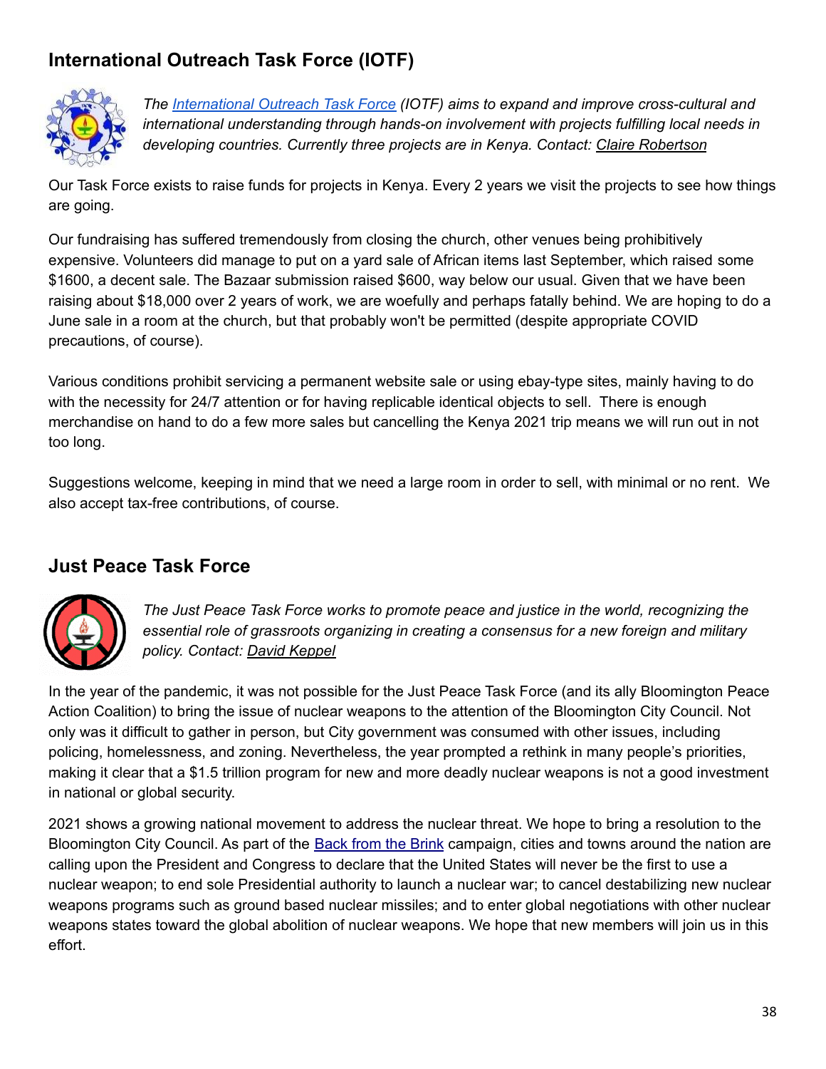## International Outreach Task Force (IOTF)

*The International Outreach Task Force (IOTF) aims to expand and improve cross-cultural and international understanding through hands-on involvement with projects fulfilling local needs in developing countries. Currently three projects are in Kenya. Contact: Claire Robertson*

Our Task Force exists to raise funds for projects in Kenya. Every 2 years we visit the projects to see how things are going.

Our fundraising has suffered tremendously from closing the church, other venues being prohibitively expensive. Volunteers did manage to put on a yard sale of African items last September, which raised some $1600, a decent sale. The Bazaar submission raised $600, way below our usual. Given that we have been raising about $18,000 over 2 years of work, we are woefully and perhaps fatally behind. We are hoping to do a June sale in a room at the church, but that probably won't be permitted (despite appropriate COVID precautions, of course).

Various conditions prohibit servicing a permanent website sale or using ebay-type sites, mainly having to do with the necessity for 24/7 attention or for having replicable identical objects to sell. There is enough merchandise on hand to do a few more sales but cancelling the Kenya 2021 trip means we will run out in not too long.

Suggestions welcome, keeping in mind that we need a large room in order to sell, with minimal or no rent. We also accept tax-free contributions, of course.

## Just Peace Task Force

*The Just Peace Task Force works to promote peace and justice in the world, recognizing the essential role of grassroots organizing in creating a consensus for a new foreign and military policy. Contact: David Keppel*

In the year of the pandemic, it was not possible for the Just Peace Task Force (and its ally Bloomington Peace Action Coalition) to bring the issue of nuclear weapons to the attention of the Bloomington City Council. Not only was it difficult to gather in person, but City government was consumed with other issues, including policing, homelessness, and zoning. Nevertheless, the year prompted a rethink in many people's priorities, making it clear that a $1.5 trillion program for new and more deadly nuclear weapons is not a good investment in national or global security.

2021 shows a growing national movement to address the nuclear threat. We hope to bring a resolution to the Bloomington City Council. As part of the Back from the Brink campaign, cities and towns around the nation are calling upon the President and Congress to declare that the United States will never be the first to use a nuclear weapon; to end sole Presidential authority to launch a nuclear war; to cancel destabilizing new nuclear weapons programs such as ground based nuclear missiles; and to enter global negotiations with other nuclear weapons states toward the global abolition of nuclear weapons. We hope that new members will join us in this effort.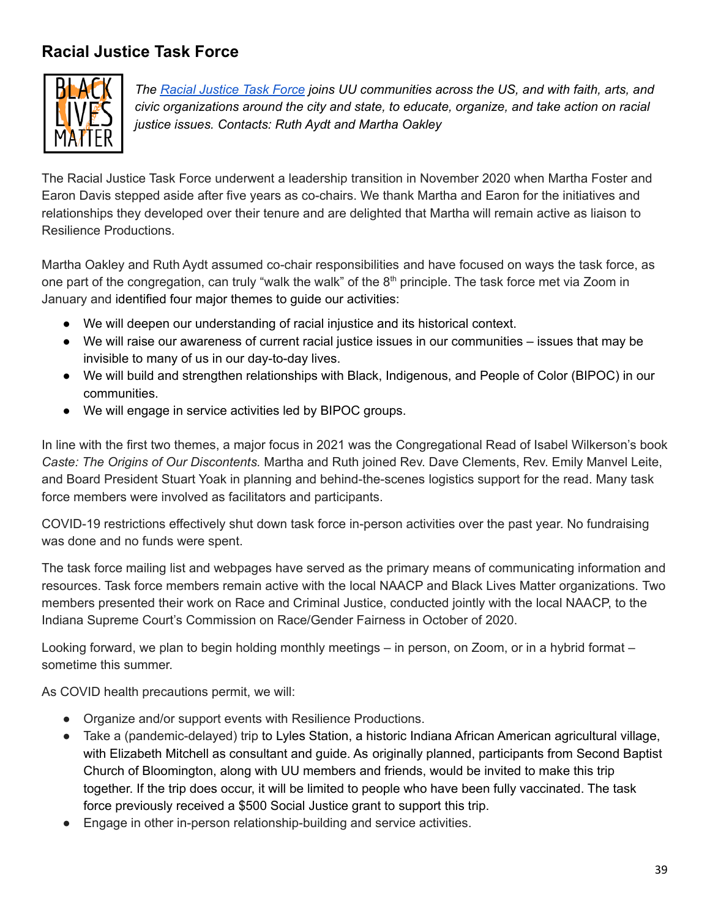## Racial Justice Task Force

*The Racial Justice Task Force joins UU communities across the US, and with faith, arts, and civic organizations around the city and state, to educate, organize, and take action on racial justice issues. Contacts: Ruth Aydt and Martha Oakley*

The Racial Justice Task Force underwent a leadership transition in November 2020 when Martha Foster and Earon Davis stepped aside after five years as co-chairs. We thank Martha and Earon for the initiatives and relationships they developed over their tenure and are delighted that Martha will remain active as liaison to Resilience Productions.

Martha Oakley and Ruth Aydt assumed co-chair responsibilities and have focused on ways the task force, as one part of the congregation, can truly "walk the walk" of the 8th principle. The task force met via Zoom in January and identified four major themes to guide our activities:

- We will deepen our understanding of racial injustice and its historical context.
- We will raise our awareness of current racial justice issues in our communities – issues that may be invisible to many of us in our day-to-day lives.
- We will build and strengthen relationships with Black, Indigenous, and People of Color (BIPOC) in our communities.
- We will engage in service activities led by BIPOC groups.

In line with the first two themes, a major focus in 2021 was the Congregational Read of Isabel Wilkerson's book *Caste: The Origins of Our Discontents.* Martha and Ruth joined Rev. Dave Clements, Rev. Emily Manvel Leite, and Board President Stuart Yoak in planning and behind-the-scenes logistics support for the read. Many task force members were involved as facilitators and participants.

COVID-19 restrictions effectively shut down task force in-person activities over the past year. No fundraising was done and no funds were spent.

The task force mailing list and webpages have served as the primary means of communicating information and resources. Task force members remain active with the local NAACP and Black Lives Matter organizations. Two members presented their work on Race and Criminal Justice, conducted jointly with the local NAACP, to the Indiana Supreme Court's Commission on Race/Gender Fairness in October of 2020.

Looking forward, we plan to begin holding monthly meetings – in person, on Zoom, or in a hybrid format – sometime this summer.

As COVID health precautions permit, we will:

- Organize and/or support events with Resilience Productions.
- Take a (pandemic-delayed) trip to Lyles Station, a historic Indiana African American agricultural village, with Elizabeth Mitchell as consultant and guide. As originally planned, participants from Second Baptist Church of Bloomington, along with UU members and friends, would be invited to make this trip together. If the trip does occur, it will be limited to people who have been fully vaccinated. The task force previously received a $500 Social Justice grant to support this trip.
- Engage in other in-person relationship-building and service activities.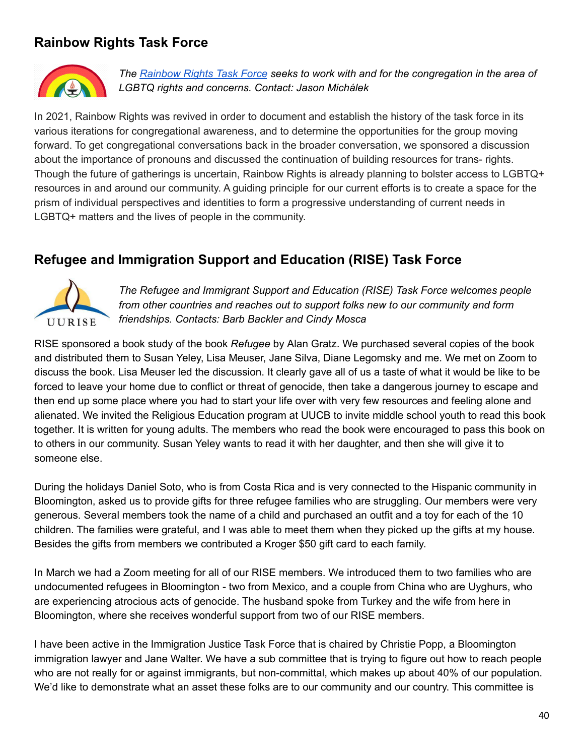## Rainbow Rights Task Force

*The Rainbow Rights Task Force seeks to work with and for the congregation in the area of LGBTQ rights and concerns. Contact: Jason Michálek*

In 2021, Rainbow Rights was revived in order to document and establish the history of the task force in its various iterations for congregational awareness, and to determine the opportunities for the group moving forward. To get congregational conversations back in the broader conversation, we sponsored a discussion about the importance of pronouns and discussed the continuation of building resources for trans- rights. Though the future of gatherings is uncertain, Rainbow Rights is already planning to bolster access to LGBTQ+ resources in and around our community. A guiding principle for our current efforts is to create a space for the prism of individual perspectives and identities to form a progressive understanding of current needs in LGBTQ+ matters and the lives of people in the community.

## Refugee and Immigration Support and Education (RISE) Task Force

*The Refugee and Immigrant Support and Education (RISE) Task Force welcomes people from other countries and reaches out to support folks new to our community and form friendships. Contacts: Barb Backler and Cindy Mosca*

RISE sponsored a book study of the book *Refugee* by Alan Gratz. We purchased several copies of the book and distributed them to Susan Yeley, Lisa Meuser, Jane Silva, Diane Legomsky and me. We met on Zoom to discuss the book. Lisa Meuser led the discussion. It clearly gave all of us a taste of what it would be like to be forced to leave your home due to conflict or threat of genocide, then take a dangerous journey to escape and then end up some place where you had to start your life over with very few resources and feeling alone and alienated. We invited the Religious Education program at UUCB to invite middle school youth to read this book together. It is written for young adults. The members who read the book were encouraged to pass this book on to others in our community. Susan Yeley wants to read it with her daughter, and then she will give it to someone else.

During the holidays Daniel Soto, who is from Costa Rica and is very connected to the Hispanic community in Bloomington, asked us to provide gifts for three refugee families who are struggling. Our members were very generous. Several members took the name of a child and purchased an outfit and a toy for each of the 10 children. The families were grateful, and I was able to meet them when they picked up the gifts at my house. Besides the gifts from members we contributed a Kroger $50 gift card to each family.

In March we had a Zoom meeting for all of our RISE members. We introduced them to two families who are undocumented refugees in Bloomington - two from Mexico, and a couple from China who are Uyghurs, who are experiencing atrocious acts of genocide. The husband spoke from Turkey and the wife from here in Bloomington, where she receives wonderful support from two of our RISE members.

I have been active in the Immigration Justice Task Force that is chaired by Christie Popp, a Bloomington immigration lawyer and Jane Walter. We have a sub committee that is trying to figure out how to reach people who are not really for or against immigrants, but non-committal, which makes up about 40% of our population. We'd like to demonstrate what an asset these folks are to our community and our country. This committee is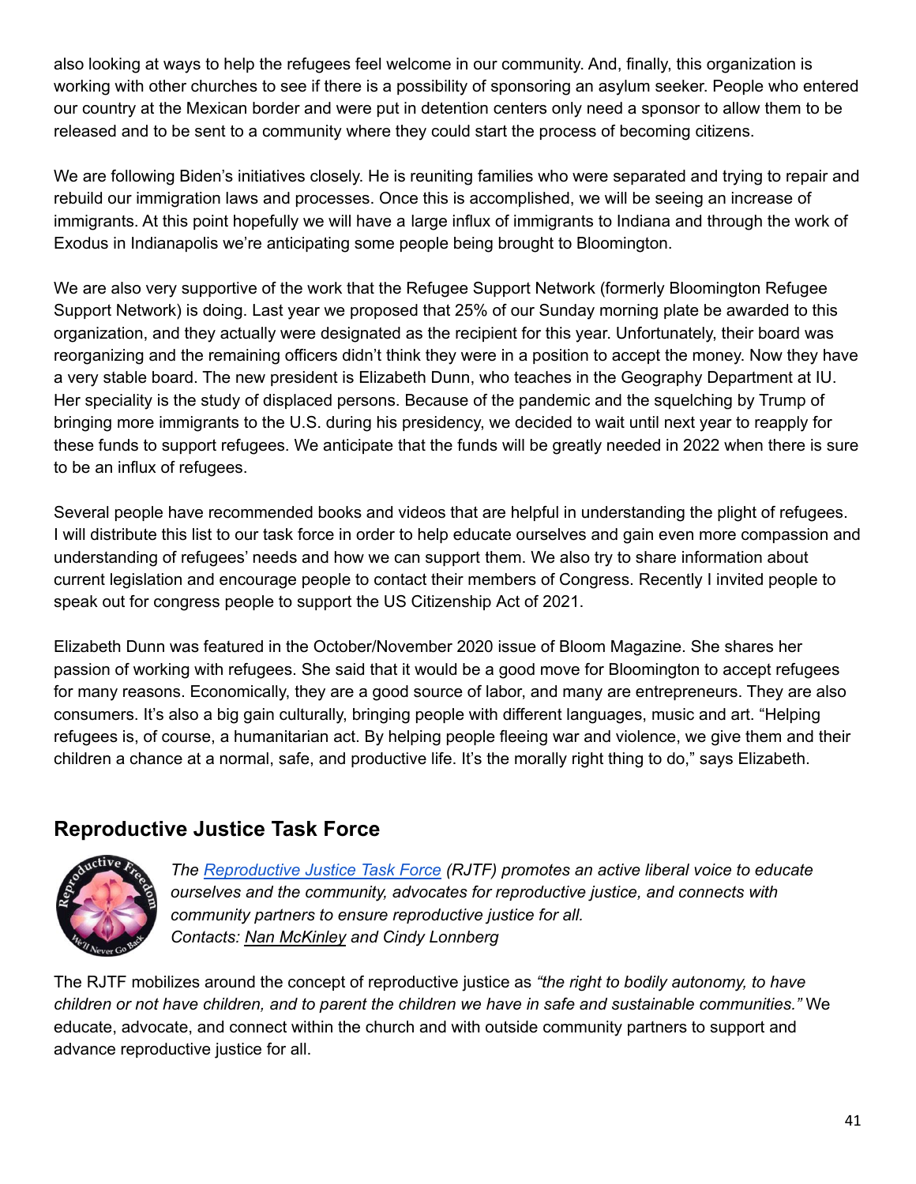also looking at ways to help the refugees feel welcome in our community. And, finally, this organization is working with other churches to see if there is a possibility of sponsoring an asylum seeker. People who entered our country at the Mexican border and were put in detention centers only need a sponsor to allow them to be released and to be sent to a community where they could start the process of becoming citizens.

We are following Biden's initiatives closely. He is reuniting families who were separated and trying to repair and rebuild our immigration laws and processes. Once this is accomplished, we will be seeing an increase of immigrants. At this point hopefully we will have a large influx of immigrants to Indiana and through the work of Exodus in Indianapolis we're anticipating some people being brought to Bloomington.

We are also very supportive of the work that the Refugee Support Network (formerly Bloomington Refugee Support Network) is doing. Last year we proposed that 25% of our Sunday morning plate be awarded to this organization, and they actually were designated as the recipient for this year. Unfortunately, their board was reorganizing and the remaining officers didn't think they were in a position to accept the money. Now they have a very stable board. The new president is Elizabeth Dunn, who teaches in the Geography Department at IU. Her speciality is the study of displaced persons. Because of the pandemic and the squelching by Trump of bringing more immigrants to the U.S. during his presidency, we decided to wait until next year to reapply for these funds to support refugees. We anticipate that the funds will be greatly needed in 2022 when there is sure to be an influx of refugees.

Several people have recommended books and videos that are helpful in understanding the plight of refugees. I will distribute this list to our task force in order to help educate ourselves and gain even more compassion and understanding of refugees' needs and how we can support them. We also try to share information about current legislation and encourage people to contact their members of Congress. Recently I invited people to speak out for congress people to support the US Citizenship Act of 2021.

Elizabeth Dunn was featured in the October/November 2020 issue of Bloom Magazine. She shares her passion of working with refugees. She said that it would be a good move for Bloomington to accept refugees for many reasons. Economically, they are a good source of labor, and many are entrepreneurs. They are also consumers. It's also a big gain culturally, bringing people with different languages, music and art. "Helping refugees is, of course, a humanitarian act. By helping people fleeing war and violence, we give them and their children a chance at a normal, safe, and productive life. It's the morally right thing to do," says Elizabeth.

## Reproductive Justice Task Force

*The Reproductive Justice Task Force (RJTF) promotes an active liberal voice to educate ourselves and the community, advocates for reproductive justice, and connects with community partners to ensure reproductive justice for all.*
*Contacts: Nan McKinley and Cindy Lonnberg*

The RJTF mobilizes around the concept of reproductive justice as *"the right to bodily autonomy, to have children or not have children, and to parent the children we have in safe and sustainable communities."* We educate, advocate, and connect within the church and with outside community partners to support and advance reproductive justice for all.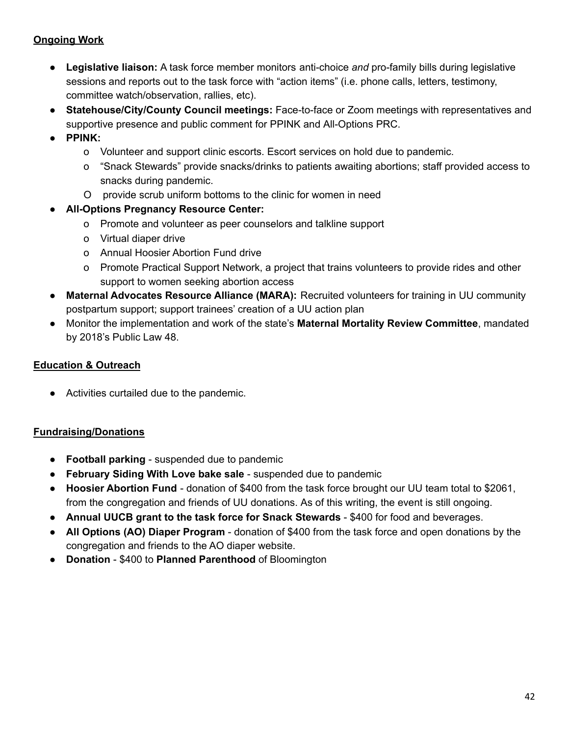**Ongoing Work**

- **Legislative liaison:** A task force member monitors anti-choice *and* pro-family bills during legislative sessions and reports out to the task force with "action items" (i.e. phone calls, letters, testimony, committee watch/observation, rallies, etc).
- **Statehouse/City/County Council meetings:** Face-to-face or Zoom meetings with representatives and supportive presence and public comment for PPINK and All-Options PRC.
- **PPINK:**
    - Volunteer and support clinic escorts. Escort services on hold due to pandemic.
    - "Snack Stewards" provide snacks/drinks to patients awaiting abortions; staff provided access to snacks during pandemic.
    - provide scrub uniform bottoms to the clinic for women in need
- **All-Options Pregnancy Resource Center:**
    - Promote and volunteer as peer counselors and talkline support
    - Virtual diaper drive
    - Annual Hoosier Abortion Fund drive
    - Promote Practical Support Network, a project that trains volunteers to provide rides and other support to women seeking abortion access
- **Maternal Advocates Resource Alliance (MARA):** Recruited volunteers for training in UU community postpartum support; support trainees' creation of a UU action plan
- Monitor the implementation and work of the state's **Maternal Mortality Review Committee**, mandated by 2018's Public Law 48.

**Education & Outreach**

- Activities curtailed due to the pandemic.

**Fundraising/Donations**

- **Football parking** - suspended due to pandemic
- **February Siding With Love bake sale** - suspended due to pandemic
- **Hoosier Abortion Fund** - donation of $400 from the task force brought our UU team total to $2061, from the congregation and friends of UU donations. As of this writing, the event is still ongoing.
- **Annual UUCB grant to the task force for Snack Stewards** - $400 for food and beverages.
- **All Options (AO) Diaper Program** - donation of $400 from the task force and open donations by the congregation and friends to the AO diaper website.
- **Donation** - $400 to **Planned Parenthood** of Bloomington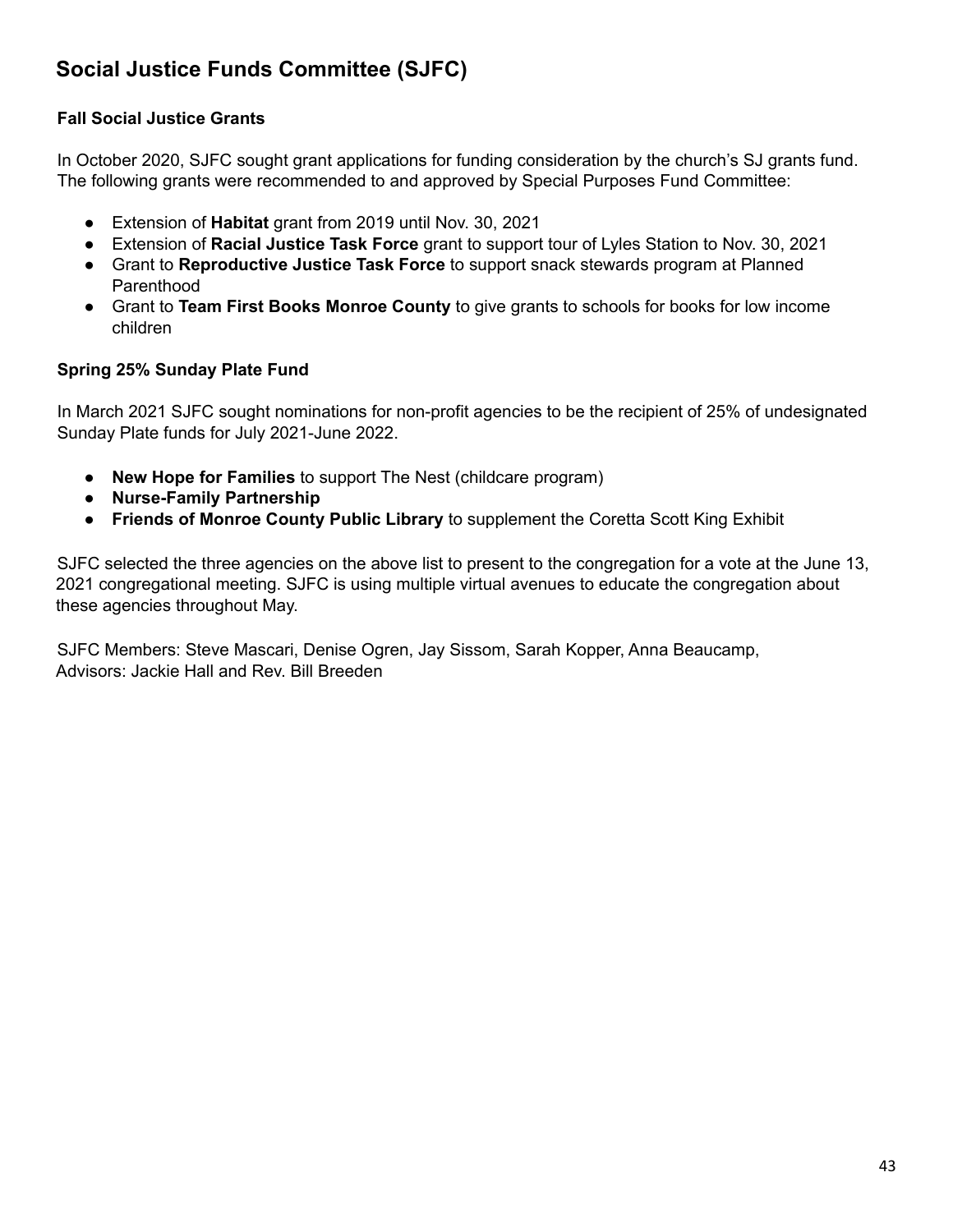## Social Justice Funds Committee (SJFC)

### Fall Social Justice Grants

In October 2020, SJFC sought grant applications for funding consideration by the church's SJ grants fund. The following grants were recommended to and approved by Special Purposes Fund Committee:

- Extension of **Habitat** grant from 2019 until Nov. 30, 2021
- Extension of **Racial Justice Task Force** grant to support tour of Lyles Station to Nov. 30, 2021
- Grant to **Reproductive Justice Task Force** to support snack stewards program at Planned Parenthood
- Grant to **Team First Books Monroe County** to give grants to schools for books for low income children

### Spring 25% Sunday Plate Fund

In March 2021 SJFC sought nominations for non-profit agencies to be the recipient of 25% of undesignated Sunday Plate funds for July 2021-June 2022.

- **New Hope for Families** to support The Nest (childcare program)
- **Nurse-Family Partnership**
- **Friends of Monroe County Public Library** to supplement the Coretta Scott King Exhibit

SJFC selected the three agencies on the above list to present to the congregation for a vote at the June 13, 2021 congregational meeting. SJFC is using multiple virtual avenues to educate the congregation about these agencies throughout May.

SJFC Members: Steve Mascari, Denise Ogren, Jay Sissom, Sarah Kopper, Anna Beaucamp,
Advisors: Jackie Hall and Rev. Bill Breeden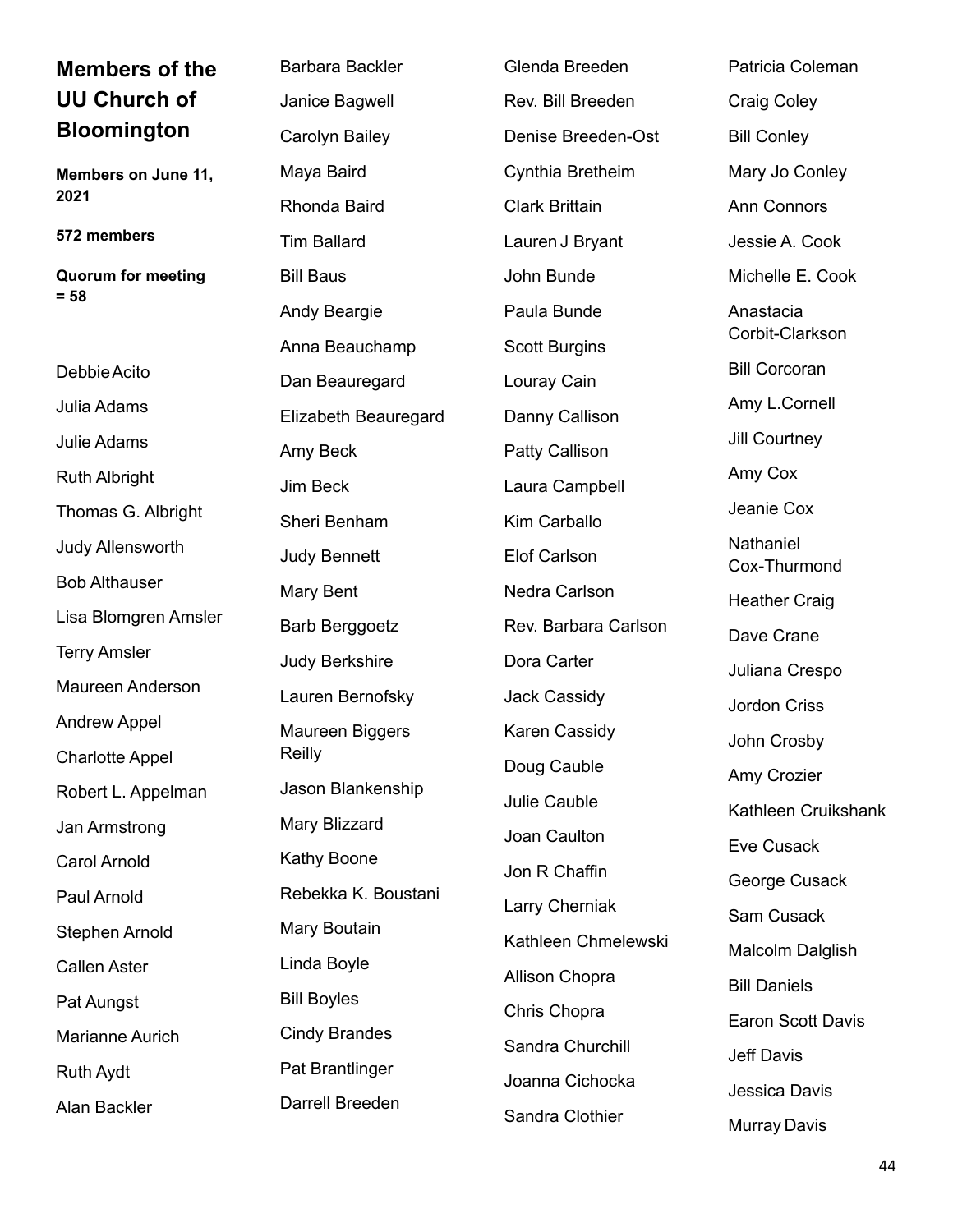## Members of the UU Church of Bloomington

**Members on June 11, 2021**

**572 members**

**Quorum for meeting = 58**

Debbie Acito

Julia Adams

Julie Adams

Ruth Albright

Thomas G. Albright

Judy Allensworth

Bob Althauser

Lisa Blomgren Amsler

Terry Amsler

Maureen Anderson

Andrew Appel

Charlotte Appel

Robert L. Appelman

Jan Armstrong

Carol Arnold

Paul Arnold

Stephen Arnold

Callen Aster

Pat Aungst

Marianne Aurich

Ruth Aydt

Alan Backler

Barbara Backler

Janice Bagwell

Carolyn Bailey

Maya Baird

Rhonda Baird

Tim Ballard

Bill Baus

Andy Beargie

Anna Beauchamp

Dan Beauregard

Elizabeth Beauregard

Amy Beck

Jim Beck

Sheri Benham

Judy Bennett

Mary Bent

Barb Berggoetz

Judy Berkshire

Lauren Bernofsky

Maureen Biggers Reilly

Jason Blankenship

Mary Blizzard

Kathy Boone

Rebekka K. Boustani

Mary Boutain

Linda Boyle

Bill Boyles

Cindy Brandes

Pat Brantlinger

Darrell Breeden

Glenda Breeden

Rev. Bill Breeden

Denise Breeden-Ost

Cynthia Bretheim

Clark Brittain

Lauren J Bryant

John Bunde

Paula Bunde

Scott Burgins

Louray Cain

Danny Callison

Patty Callison

Laura Campbell

Kim Carballo

Elof Carlson

Nedra Carlson

Rev. Barbara Carlson

Dora Carter

Jack Cassidy

Karen Cassidy

Doug Cauble

Julie Cauble

Joan Caulton

Jon R Chaffin

Larry Cherniak

Kathleen Chmelewski

Allison Chopra

Chris Chopra

Sandra Churchill

Joanna Cichocka

Sandra Clothier

Patricia Coleman

Craig Coley

Bill Conley

Mary Jo Conley

Ann Connors

Jessie A. Cook

Michelle E. Cook

Anastacia Corbit-Clarkson

Bill Corcoran

Amy L.Cornell

Jill Courtney

Amy Cox

Jeanie Cox

Nathaniel Cox-Thurmond

Heather Craig

Dave Crane

Juliana Crespo

Jordon Criss

John Crosby

Amy Crozier

Kathleen Cruikshank

Eve Cusack

George Cusack

Sam Cusack

Malcolm Dalglish

Bill Daniels

Earon Scott Davis

Jeff Davis

Jessica Davis

Murray Davis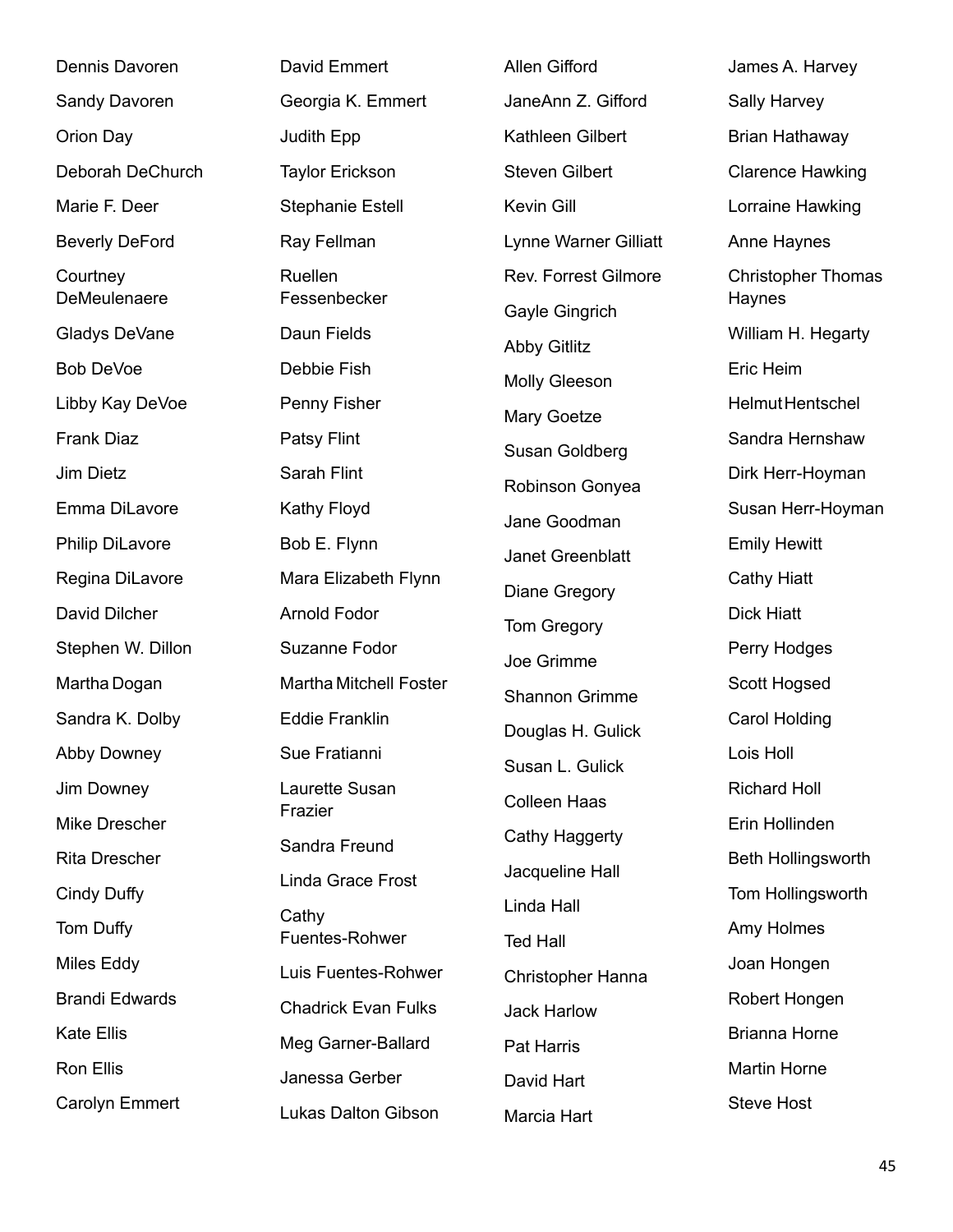Dennis Davoren

Sandy Davoren

Orion Day

Deborah DeChurch

Marie F. Deer

Beverly DeFord

Courtney DeMeulenaere

Gladys DeVane

Bob DeVoe

Libby Kay DeVoe

Frank Diaz

Jim Dietz

Emma DiLavore

Philip DiLavore

Regina DiLavore

David Dilcher

Stephen W. Dillon

Martha Dogan

Sandra K. Dolby

Abby Downey

Jim Downey

Mike Drescher

Rita Drescher

Cindy Duffy

Tom Duffy

Miles Eddy

Brandi Edwards

Kate Ellis

Ron Ellis

Carolyn Emmert

David Emmert

Georgia K. Emmert

Judith Epp

Taylor Erickson

Stephanie Estell

Ray Fellman

Ruellen Fessenbecker

Daun Fields

Debbie Fish

Penny Fisher

Patsy Flint

Sarah Flint

Kathy Floyd

Bob E. Flynn

Mara Elizabeth Flynn

Arnold Fodor

Suzanne Fodor

Martha Mitchell Foster

Eddie Franklin

Sue Fratianni

Laurette Susan Frazier

Sandra Freund

Linda Grace Frost

Cathy Fuentes-Rohwer

Luis Fuentes-Rohwer

Chadrick Evan Fulks

Meg Garner-Ballard

Janessa Gerber

Lukas Dalton Gibson

Allen Gifford

JaneAnn Z. Gifford

Kathleen Gilbert

Steven Gilbert

Kevin Gill

Lynne Warner Gilliatt

Rev. Forrest Gilmore

Gayle Gingrich

Abby Gitlitz

Molly Gleeson

Mary Goetze

Susan Goldberg

Robinson Gonyea

Jane Goodman

Janet Greenblatt

Diane Gregory

Tom Gregory

Joe Grimme

Shannon Grimme

Douglas H. Gulick

Susan L. Gulick

Colleen Haas

Cathy Haggerty

Jacqueline Hall

Linda Hall

Ted Hall

Christopher Hanna

Jack Harlow

Pat Harris

David Hart

Marcia Hart

James A. Harvey

Sally Harvey

Brian Hathaway

Clarence Hawking

Lorraine Hawking

Anne Haynes

Christopher Thomas Haynes

William H. Hegarty

Eric Heim

Helmut Hentschel

Sandra Hernshaw

Dirk Herr-Hoyman

Susan Herr-Hoyman

Emily Hewitt

Cathy Hiatt

Dick Hiatt

Perry Hodges

Scott Hogsed

Carol Holding

Lois Holl

Richard Holl

Erin Hollinden

Beth Hollingsworth

Tom Hollingsworth

Amy Holmes

Joan Hongen

Robert Hongen

Brianna Horne

Martin Horne

Steve Host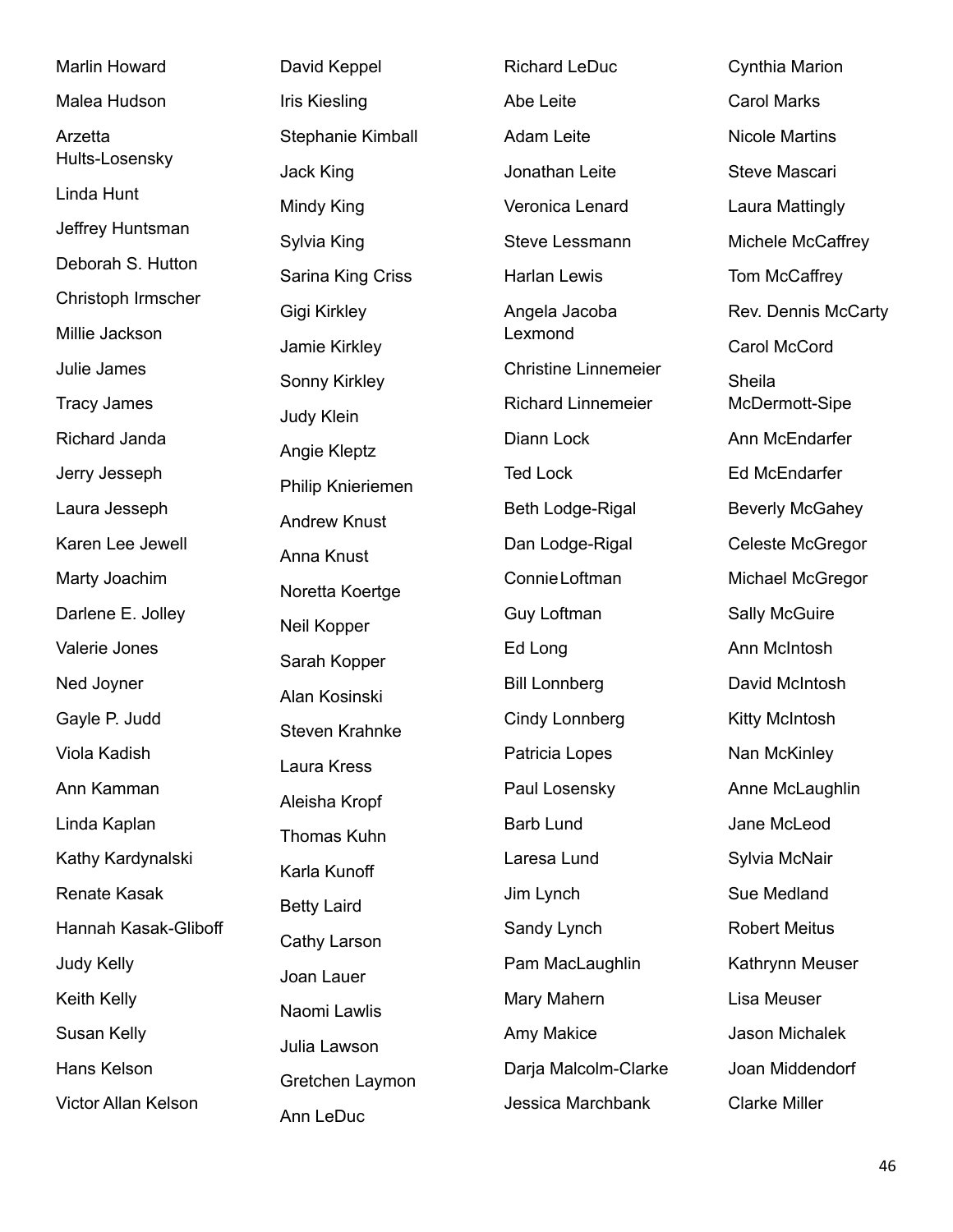Marlin Howard

Malea Hudson

Arzetta Hults-Losensky

Linda Hunt

Jeffrey Huntsman

Deborah S. Hutton

Christoph Irmscher

Millie Jackson

Julie James

Tracy James

Richard Janda

Jerry Jesseph

Laura Jesseph

Karen Lee Jewell

Marty Joachim

Darlene E. Jolley

Valerie Jones

Ned Joyner

Gayle P. Judd

Viola Kadish

Ann Kamman

Linda Kaplan

Kathy Kardynalski

Renate Kasak

Hannah Kasak-Gliboff

Judy Kelly

Keith Kelly

Susan Kelly

Hans Kelson

Victor Allan Kelson

David Keppel

Iris Kiesling

Stephanie Kimball

Jack King

Mindy King

Sylvia King

Sarina King Criss

Gigi Kirkley

Jamie Kirkley

Sonny Kirkley

Judy Klein

Angie Kleptz

Philip Knieriemen

Andrew Knust

Anna Knust

Noretta Koertge

Neil Kopper

Sarah Kopper

Alan Kosinski

Steven Krahnke

Laura Kress

Aleisha Kropf

Thomas Kuhn

Karla Kunoff

Betty Laird

Cathy Larson

Joan Lauer

Naomi Lawlis

Julia Lawson

Gretchen Laymon

Ann LeDuc

Richard LeDuc

Abe Leite

Adam Leite

Jonathan Leite

Veronica Lenard

Steve Lessmann

Harlan Lewis

Angela Jacoba Lexmond

Christine Linnemeier

Richard Linnemeier

Diann Lock

Ted Lock

Beth Lodge-Rigal

Dan Lodge-Rigal

Connie Loftman

Guy Loftman

Ed Long

Bill Lonnberg

Cindy Lonnberg

Patricia Lopes

Paul Losensky

Barb Lund

Laresa Lund

Jim Lynch

Sandy Lynch

Pam MacLaughlin

Mary Mahern

Amy Makice

Darja Malcolm-Clarke

Jessica Marchbank

Cynthia Marion

Carol Marks

Nicole Martins

Steve Mascari

Laura Mattingly

Michele McCaffrey

Tom McCaffrey

Rev. Dennis McCarty

Carol McCord

Sheila McDermott-Sipe

Ann McEndarfer

Ed McEndarfer

Beverly McGahey

Celeste McGregor

Michael McGregor

Sally McGuire

Ann McIntosh

David McIntosh

Kitty McIntosh

Nan McKinley

Anne McLaughlin

Jane McLeod

Sylvia McNair

Sue Medland

Robert Meitus

Kathrynn Meuser

Lisa Meuser

Jason Michalek

Joan Middendorf

Clarke Miller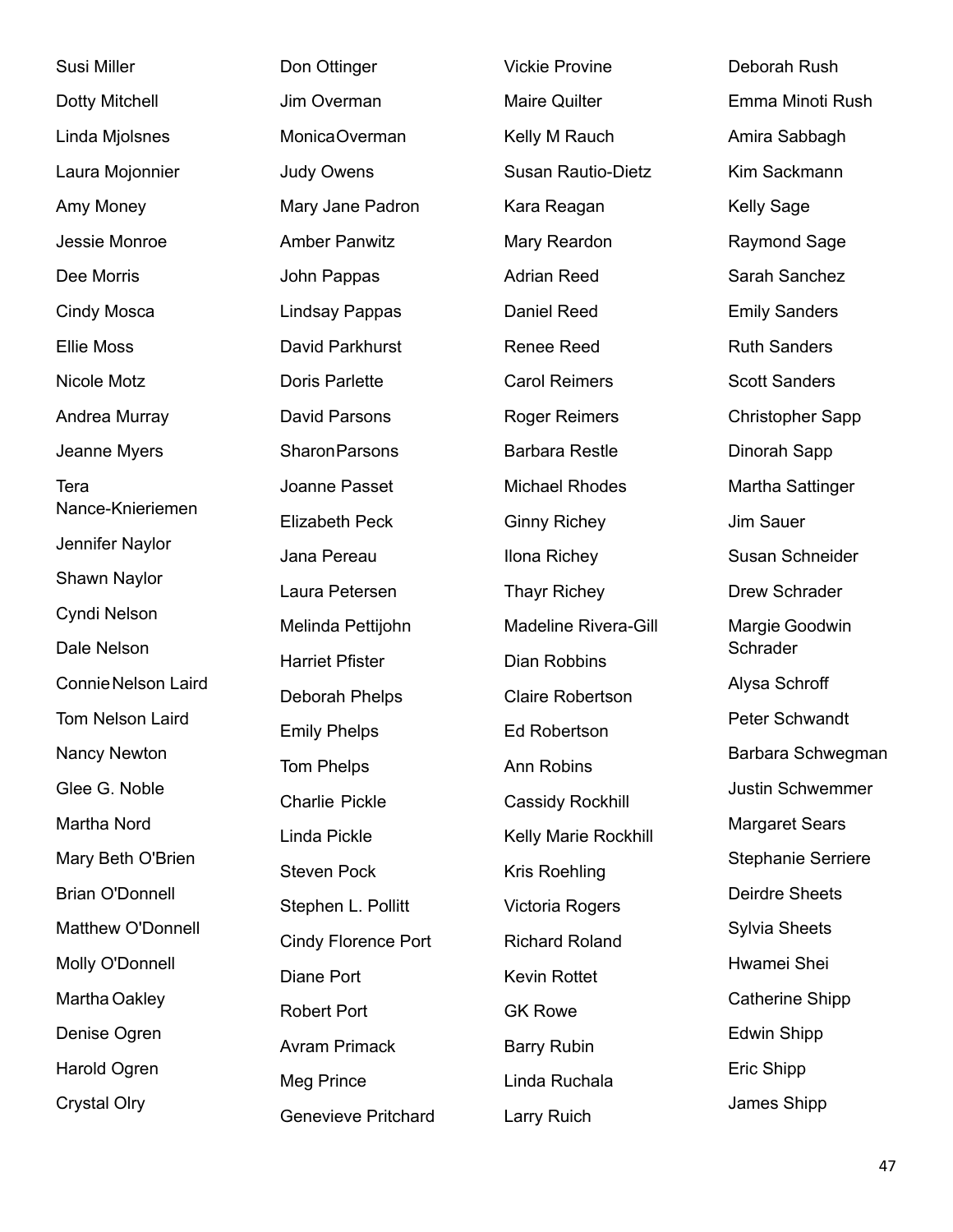Susi Miller

Dotty Mitchell

Linda Mjolsnes

Laura Mojonnier

Amy Money

Jessie Monroe

Dee Morris

Cindy Mosca

Ellie Moss

Nicole Motz

Andrea Murray

Jeanne Myers

Tera Nance-Knieriemen

Jennifer Naylor

Shawn Naylor

Cyndi Nelson

Dale Nelson

Connie Nelson Laird

Tom Nelson Laird

Nancy Newton

Glee G. Noble

Martha Nord

Mary Beth O'Brien

Brian O'Donnell

Matthew O'Donnell

Molly O'Donnell

Martha Oakley

Denise Ogren

Harold Ogren

Crystal Olry

Don Ottinger

Jim Overman

Monica Overman

Judy Owens

Mary Jane Padron

Amber Panwitz

John Pappas

Lindsay Pappas

David Parkhurst

Doris Parlette

David Parsons

Sharon Parsons

Joanne Passet

Elizabeth Peck

Jana Pereau

Laura Petersen

Melinda Pettijohn

Harriet Pfister

Deborah Phelps

Emily Phelps

Tom Phelps

Charlie Pickle

Linda Pickle

Steven Pock

Stephen L. Pollitt

Cindy Florence Port

Diane Port

Robert Port

Avram Primack

Meg Prince

Genevieve Pritchard

Vickie Provine

Maire Quilter

Kelly M Rauch

Susan Rautio-Dietz

Kara Reagan

Mary Reardon

Adrian Reed

Daniel Reed

Renee Reed

Carol Reimers

Roger Reimers

Barbara Restle

Michael Rhodes

Ginny Richey

Ilona Richey

Thayr Richey

Madeline Rivera-Gill

Dian Robbins

Claire Robertson

Ed Robertson

Ann Robins

Cassidy Rockhill

Kelly Marie Rockhill

Kris Roehling

Victoria Rogers

Richard Roland

Kevin Rottet

GK Rowe

Barry Rubin

Linda Ruchala

Larry Ruich

Deborah Rush

Emma Minoti Rush

Amira Sabbagh

Kim Sackmann

Kelly Sage

Raymond Sage

Sarah Sanchez

Emily Sanders

Ruth Sanders

Scott Sanders

Christopher Sapp

Dinorah Sapp

Martha Sattinger

Jim Sauer

Susan Schneider

Drew Schrader

Margie Goodwin Schrader

Alysa Schroff

Peter Schwandt

Barbara Schwegman

Justin Schwemmer

Margaret Sears

Stephanie Serriere

Deirdre Sheets

Sylvia Sheets

Hwamei Shei

Catherine Shipp

Edwin Shipp

Eric Shipp

James Shipp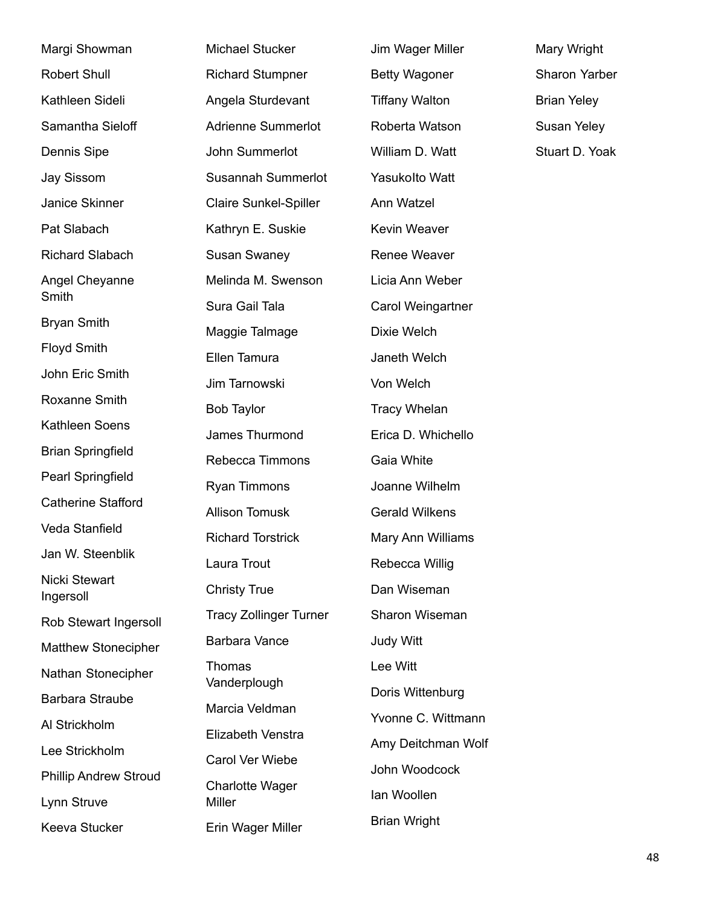Margi Showman

Robert Shull

Kathleen Sideli

Samantha Sieloff

Dennis Sipe

Jay Sissom

Janice Skinner

Pat Slabach

Richard Slabach

Angel Cheyanne Smith

Bryan Smith

Floyd Smith

John Eric Smith

Roxanne Smith

Kathleen Soens

Brian Springfield

Pearl Springfield

Catherine Stafford

Veda Stanfield

Jan W. Steenblik

Nicki Stewart Ingersoll

Rob Stewart Ingersoll

Matthew Stonecipher

Nathan Stonecipher

Barbara Straube

Al Strickholm

Lee Strickholm

Phillip Andrew Stroud

Lynn Struve

Keeva Stucker

Michael Stucker

Richard Stumpner

Angela Sturdevant

Adrienne Summerlot

John Summerlot

Susannah Summerlot

Claire Sunkel-Spiller

Kathryn E. Suskie

Susan Swaney

Melinda M. Swenson

Sura Gail Tala

Maggie Talmage

Ellen Tamura

Jim Tarnowski

Bob Taylor

James Thurmond

Rebecca Timmons

Ryan Timmons

Allison Tomusk

Richard Torstrick

Laura Trout

Christy True

Tracy Zollinger Turner

Barbara Vance

Thomas Vanderplough

Marcia Veldman

Elizabeth Venstra

Carol Ver Wiebe

Charlotte Wager Miller

Erin Wager Miller

Jim Wager Miller

Betty Wagoner

Tiffany Walton

Roberta Watson

William D. Watt

YasukoIto Watt

Ann Watzel

Kevin Weaver

Renee Weaver

Licia Ann Weber

Carol Weingartner

Dixie Welch

Janeth Welch

Von Welch

Tracy Whelan

Erica D. Whichello

Gaia White

Joanne Wilhelm

Gerald Wilkens

Mary Ann Williams

Rebecca Willig

Dan Wiseman

Sharon Wiseman

Judy Witt

Lee Witt

Doris Wittenburg

Yvonne C. Wittmann

Amy Deitchman Wolf

John Woodcock

Ian Woollen

Brian Wright

Mary Wright

Sharon Yarber

Brian Yeley

Susan Yeley

Stuart D. Yoak